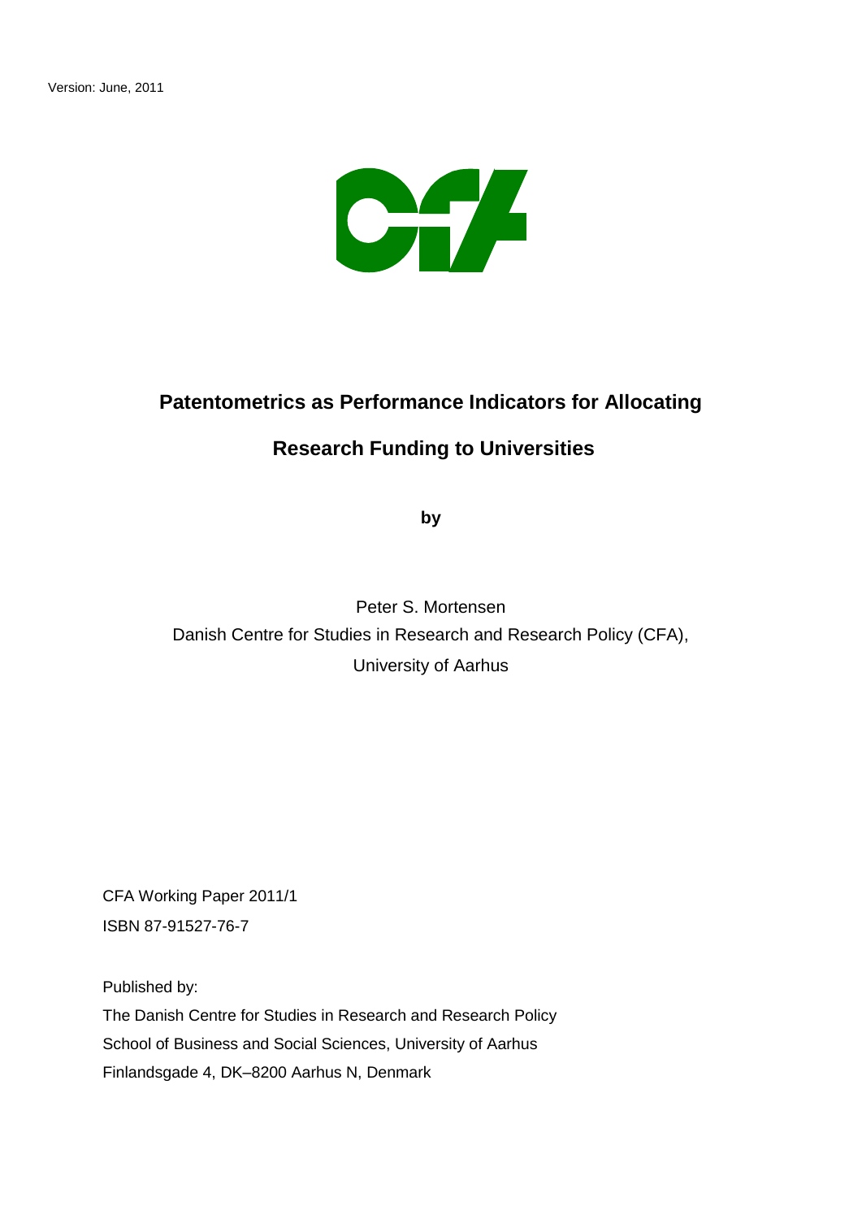Version: June, 2011

# Patentometrics as Performance Indicators for Allocating Research Funding to Universities

**by**

Peter S. Mortensen
Danish Centre for Studies in Research and Research Policy (CFA),
University of Aarhus

CFA Working Paper 2011/1
ISBN 87-91527-76-7

Published by:
The Danish Centre for Studies in Research and Research Policy
School of Business and Social Sciences, University of Aarhus
Finlandsgade 4, DK–8200 Aarhus N, Denmark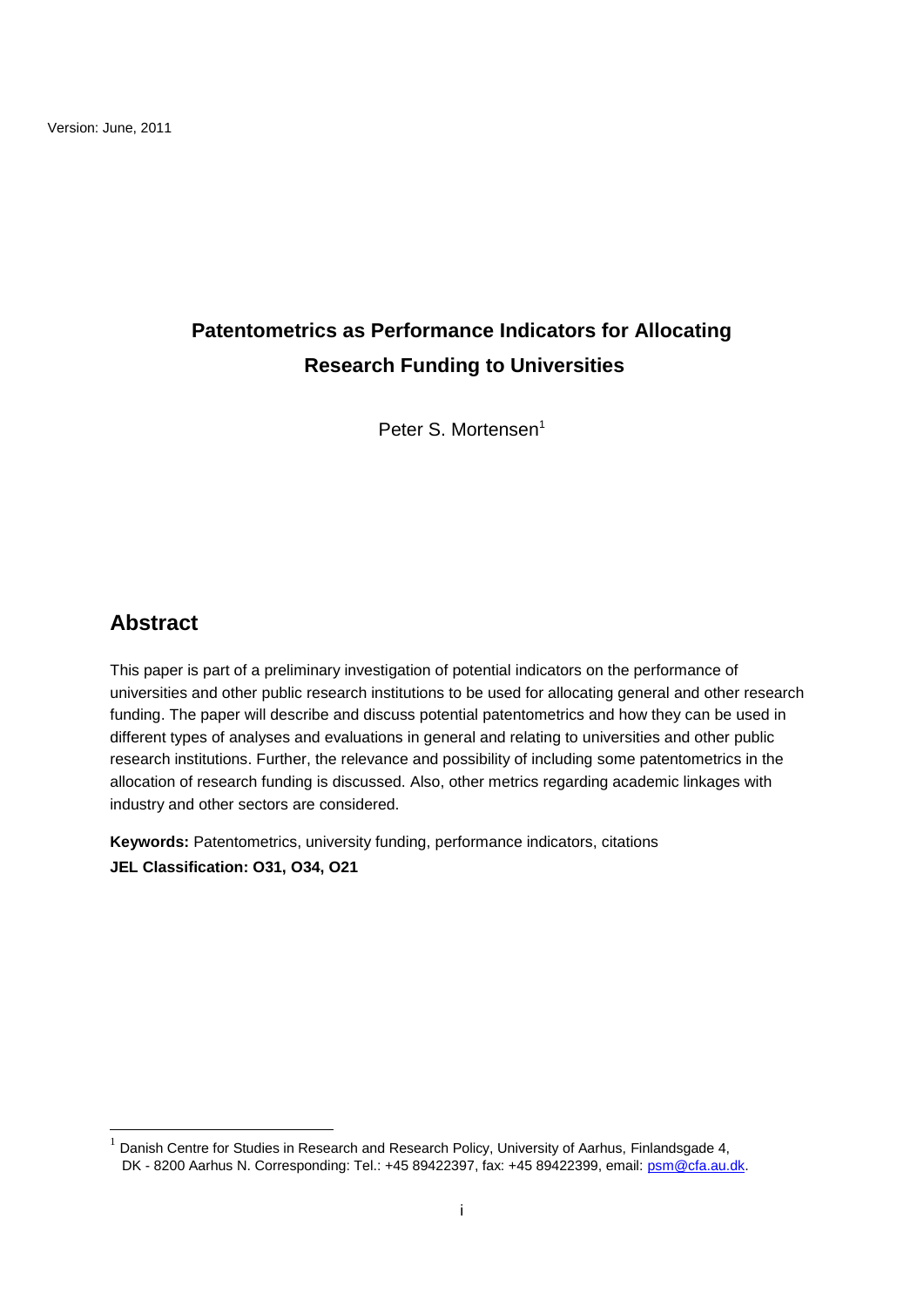Version: June, 2011

# Patentometrics as Performance Indicators for Allocating Research Funding to Universities

Peter S. Mortensen[1]

## Abstract

This paper is part of a preliminary investigation of potential indicators on the performance of universities and other public research institutions to be used for allocating general and other research funding. The paper will describe and discuss potential patentometrics and how they can be used in different types of analyses and evaluations in general and relating to universities and other public research institutions. Further, the relevance and possibility of including some patentometrics in the allocation of research funding is discussed. Also, other metrics regarding academic linkages with industry and other sectors are considered.

**Keywords:** Patentometrics, university funding, performance indicators, citations
**JEL Classification: O31, O34, O21**

[1] Danish Centre for Studies in Research and Research Policy, University of Aarhus, Finlandsgade 4, DK - 8200 Aarhus N. Corresponding: Tel.: +45 89422397, fax: +45 89422399, email: psm@cfa.au.dk.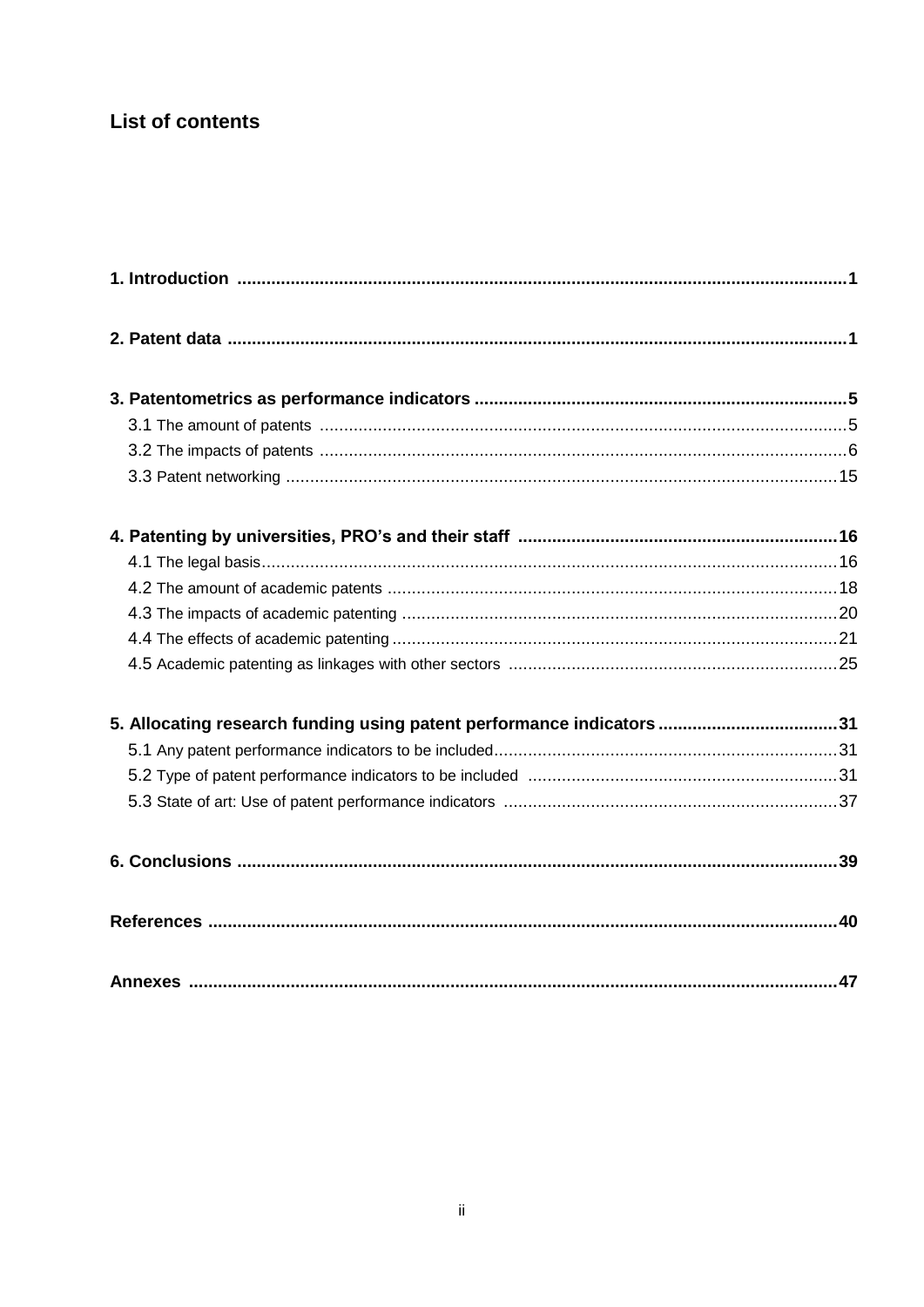## List of contents

**1. Introduction** ..... **1**

**2. Patent data** ..... **1**

**3. Patentometrics as performance indicators** ..... **5**

3.1 The amount of patents ..... 5
3.2 The impacts of patents ..... 6
3.3 Patent networking ..... 15

**4. Patenting by universities, PRO's and their staff** ..... **16**

4.1 The legal basis ..... 16
4.2 The amount of academic patents ..... 18
4.3 The impacts of academic patenting ..... 20
4.4 The effects of academic patenting ..... 21
4.5 Academic patenting as linkages with other sectors ..... 25

**5. Allocating research funding using patent performance indicators** ..... **31**

5.1 Any patent performance indicators to be included ..... 31
5.2 Type of patent performance indicators to be included ..... 31
5.3 State of art: Use of patent performance indicators ..... 37

**6. Conclusions** ..... **39**

**References** ..... **40**

**Annexes** ..... **47**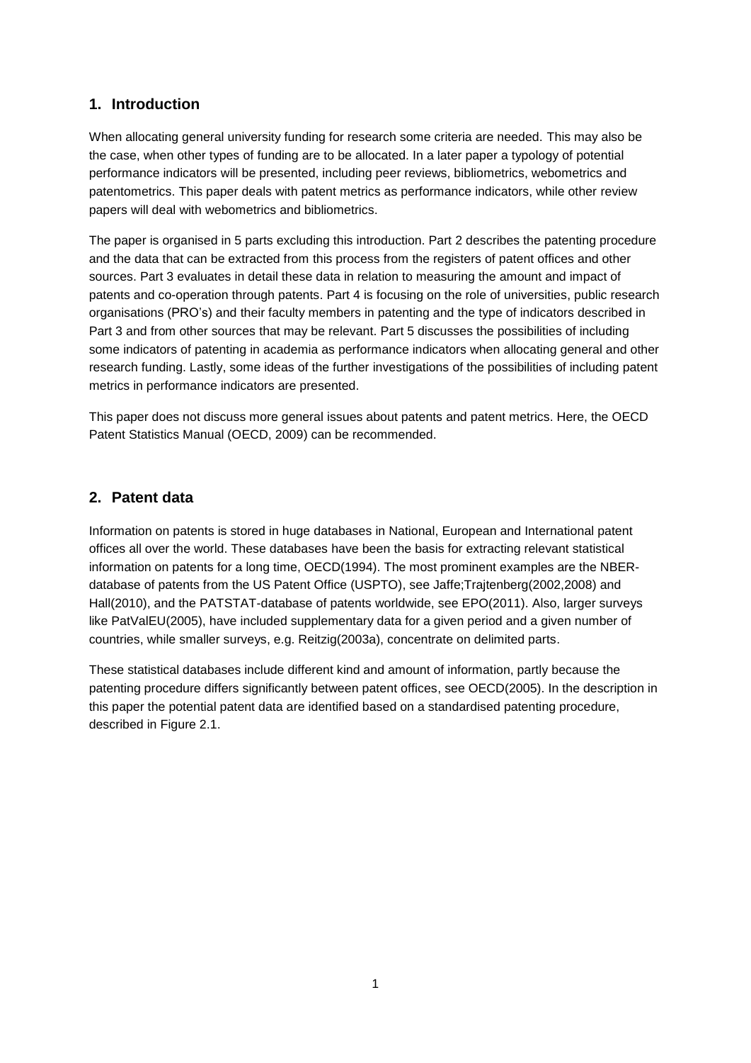## 1. Introduction

When allocating general university funding for research some criteria are needed. This may also be the case, when other types of funding are to be allocated. In a later paper a typology of potential performance indicators will be presented, including peer reviews, bibliometrics, webometrics and patentometrics. This paper deals with patent metrics as performance indicators, while other review papers will deal with webometrics and bibliometrics.

The paper is organised in 5 parts excluding this introduction. Part 2 describes the patenting procedure and the data that can be extracted from this process from the registers of patent offices and other sources. Part 3 evaluates in detail these data in relation to measuring the amount and impact of patents and co-operation through patents. Part 4 is focusing on the role of universities, public research organisations (PRO's) and their faculty members in patenting and the type of indicators described in Part 3 and from other sources that may be relevant. Part 5 discusses the possibilities of including some indicators of patenting in academia as performance indicators when allocating general and other research funding. Lastly, some ideas of the further investigations of the possibilities of including patent metrics in performance indicators are presented.

This paper does not discuss more general issues about patents and patent metrics. Here, the OECD Patent Statistics Manual (OECD, 2009) can be recommended.

## 2. Patent data

Information on patents is stored in huge databases in National, European and International patent offices all over the world. These databases have been the basis for extracting relevant statistical information on patents for a long time, OECD(1994). The most prominent examples are the NBER-database of patents from the US Patent Office (USPTO), see Jaffe;Trajtenberg(2002,2008) and Hall(2010), and the PATSTAT-database of patents worldwide, see EPO(2011). Also, larger surveys like PatValEU(2005), have included supplementary data for a given period and a given number of countries, while smaller surveys, e.g. Reitzig(2003a), concentrate on delimited parts.

These statistical databases include different kind and amount of information, partly because the patenting procedure differs significantly between patent offices, see OECD(2005). In the description in this paper the potential patent data are identified based on a standardised patenting procedure, described in Figure 2.1.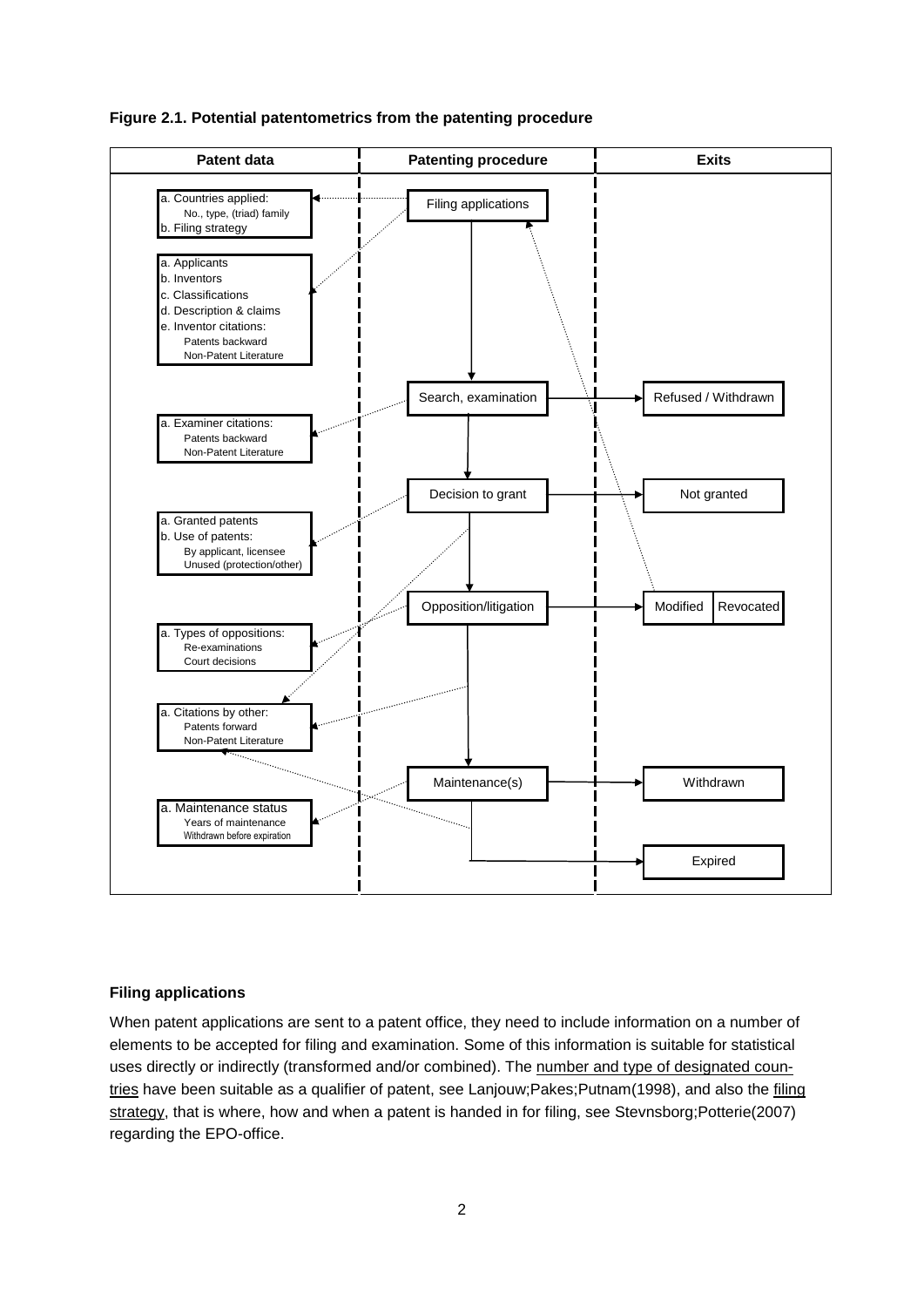**Figure 2.1. Potential patentometrics from the patenting procedure**

| Patent data | Patenting procedure | Exits |
|---|---|---|
| a. Countries applied: No., type, (triad) family<br>b. Filing strategy | Filing applications | |
| a. Applicants<br>b. Inventors<br>c. Classifications<br>d. Description & claims<br>e. Inventor citations: Patents backward, Non-Patent Literature | | |
| a. Examiner citations: Patents backward, Non-Patent Literature | Search, examination | Refused / Withdrawn |
| a. Granted patents<br>b. Use of patents: By applicant, licensee, Unused (protection/other) | Decision to grant | Not granted |
| a. Types of oppositions: Re-examinations, Court decisions | Opposition/litigation | Modified / Revocated |
| a. Citations by other: Patents forward, Non-Patent Literature | | |
| a. Maintenance status: Years of maintenance, Withdrawn before expiration | Maintenance(s) | Withdrawn |
| | | Expired |

**Filing applications**

When patent applications are sent to a patent office, they need to include information on a number of elements to be accepted for filing and examination. Some of this information is suitable for statistical uses directly or indirectly (transformed and/or combined). The number and type of designated countries have been suitable as a qualifier of patent, see Lanjouw;Pakes;Putnam(1998), and also the filing strategy, that is where, how and when a patent is handed in for filing, see Stevnsborg;Potterie(2007) regarding the EPO-office.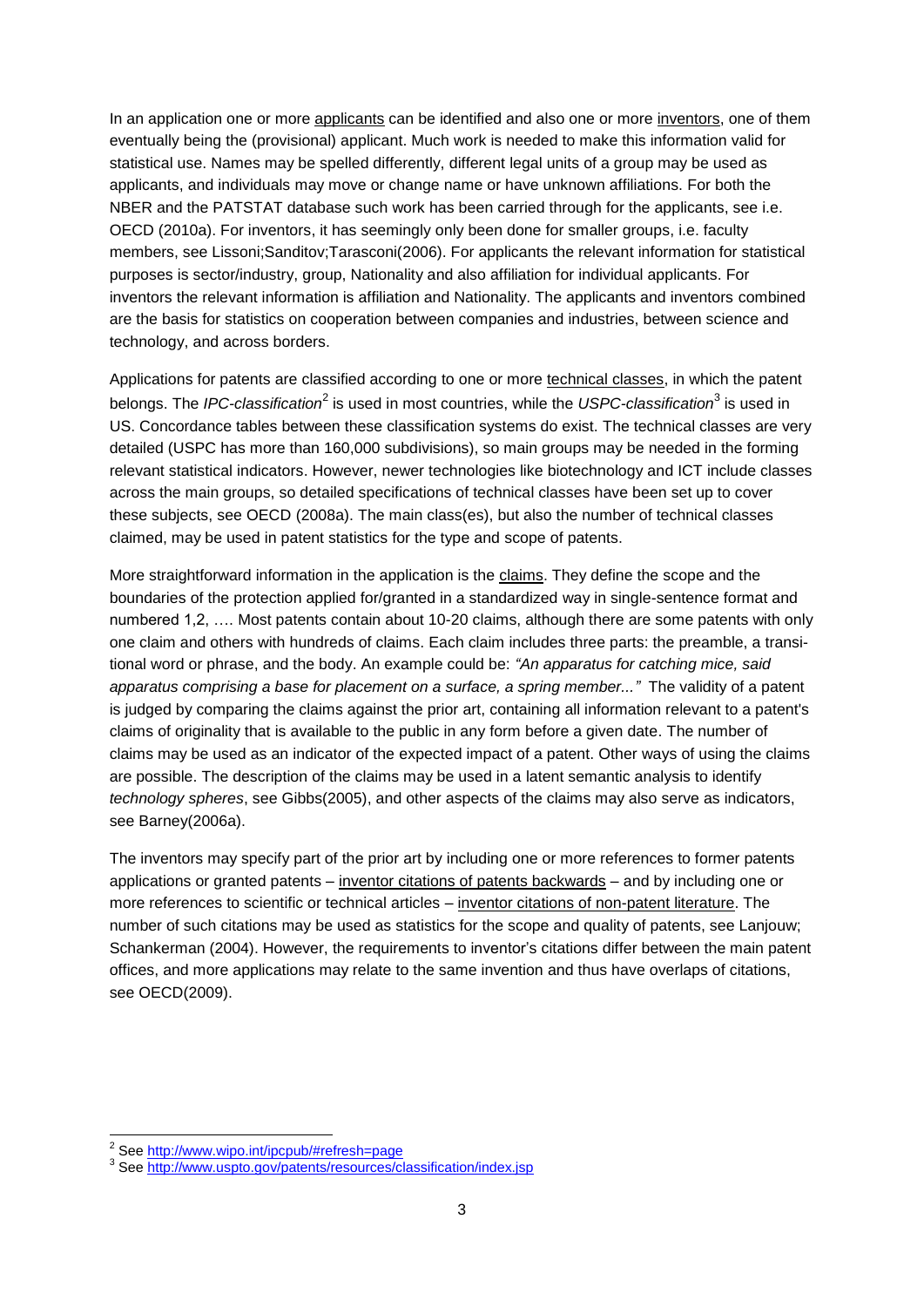In an application one or more applicants can be identified and also one or more inventors, one of them eventually being the (provisional) applicant. Much work is needed to make this information valid for statistical use. Names may be spelled differently, different legal units of a group may be used as applicants, and individuals may move or change name or have unknown affiliations. For both the NBER and the PATSTAT database such work has been carried through for the applicants, see i.e. OECD (2010a). For inventors, it has seemingly only been done for smaller groups, i.e. faculty members, see Lissoni;Sanditov;Tarasconi(2006). For applicants the relevant information for statistical purposes is sector/industry, group, Nationality and also affiliation for individual applicants. For inventors the relevant information is affiliation and Nationality. The applicants and inventors combined are the basis for statistics on cooperation between companies and industries, between science and technology, and across borders.

Applications for patents are classified according to one or more technical classes, in which the patent belongs. The *IPC-classification*[2] is used in most countries, while the *USPC-classification*[3] is used in US. Concordance tables between these classification systems do exist. The technical classes are very detailed (USPC has more than 160,000 subdivisions), so main groups may be needed in the forming relevant statistical indicators. However, newer technologies like biotechnology and ICT include classes across the main groups, so detailed specifications of technical classes have been set up to cover these subjects, see OECD (2008a). The main class(es), but also the number of technical classes claimed, may be used in patent statistics for the type and scope of patents.

More straightforward information in the application is the claims. They define the scope and the boundaries of the protection applied for/granted in a standardized way in single-sentence format and numbered 1,2, …. Most patents contain about 10-20 claims, although there are some patents with only one claim and others with hundreds of claims. Each claim includes three parts: the preamble, a transitional word or phrase, and the body. An example could be: *"An apparatus for catching mice, said apparatus comprising a base for placement on a surface, a spring member..."* The validity of a patent is judged by comparing the claims against the prior art, containing all information relevant to a patent's claims of originality that is available to the public in any form before a given date. The number of claims may be used as an indicator of the expected impact of a patent. Other ways of using the claims are possible. The description of the claims may be used in a latent semantic analysis to identify *technology spheres*, see Gibbs(2005), and other aspects of the claims may also serve as indicators, see Barney(2006a).

The inventors may specify part of the prior art by including one or more references to former patents applications or granted patents – inventor citations of patents backwards – and by including one or more references to scientific or technical articles – inventor citations of non-patent literature. The number of such citations may be used as statistics for the scope and quality of patents, see Lanjouw; Schankerman (2004). However, the requirements to inventor's citations differ between the main patent offices, and more applications may relate to the same invention and thus have overlaps of citations, see OECD(2009).

---

[2] See http://www.wipo.int/ipcpub/#refresh=page

[3] See http://www.uspto.gov/patents/resources/classification/index.jsp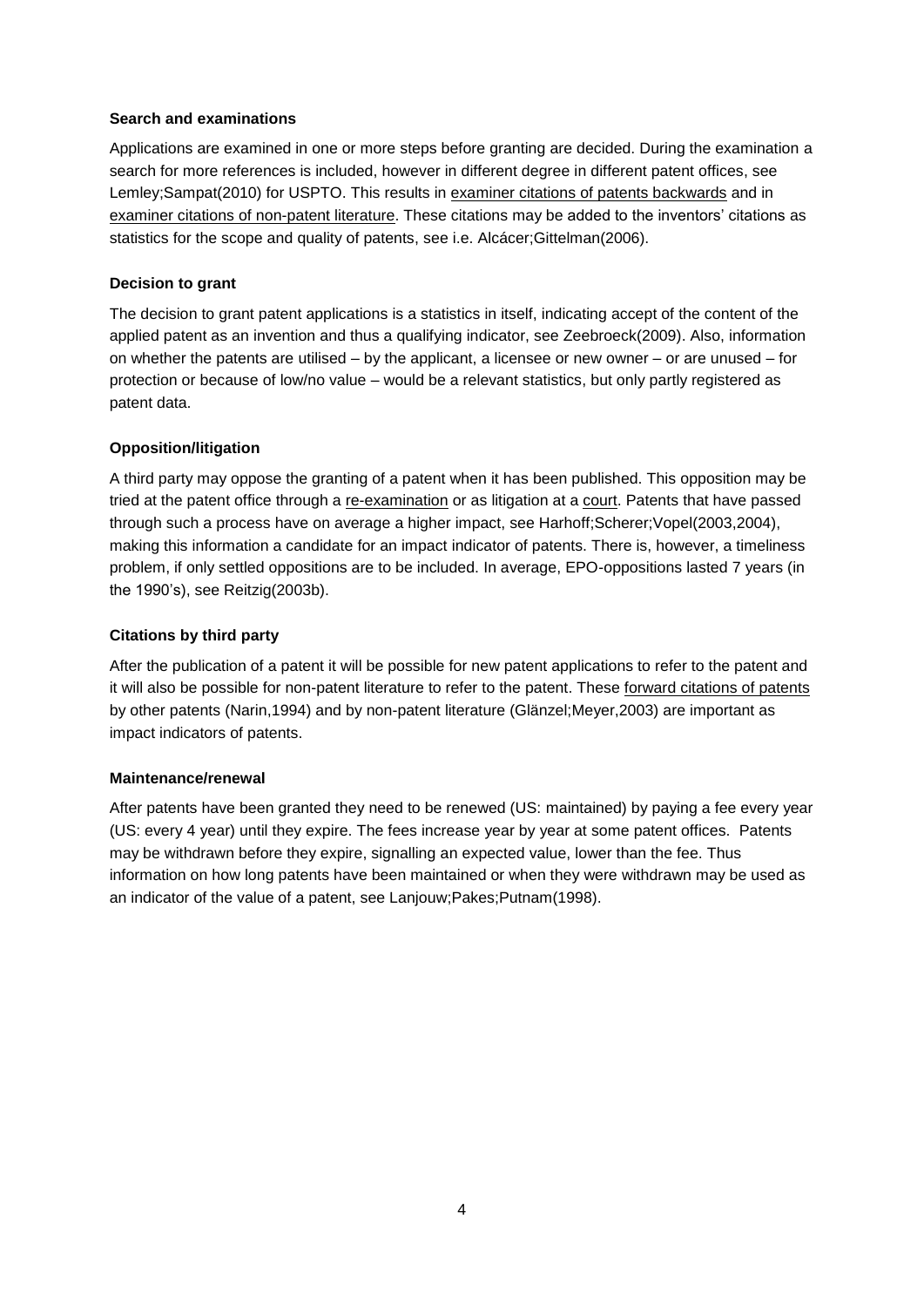**Search and examinations**

Applications are examined in one or more steps before granting are decided. During the examination a search for more references is included, however in different degree in different patent offices, see Lemley;Sampat(2010) for USPTO. This results in examiner citations of patents backwards and in examiner citations of non-patent literature. These citations may be added to the inventors' citations as statistics for the scope and quality of patents, see i.e. Alcácer;Gittelman(2006).

**Decision to grant**

The decision to grant patent applications is a statistics in itself, indicating accept of the content of the applied patent as an invention and thus a qualifying indicator, see Zeebroeck(2009). Also, information on whether the patents are utilised – by the applicant, a licensee or new owner – or are unused – for protection or because of low/no value – would be a relevant statistics, but only partly registered as patent data.

**Opposition/litigation**

A third party may oppose the granting of a patent when it has been published. This opposition may be tried at the patent office through a re-examination or as litigation at a court. Patents that have passed through such a process have on average a higher impact, see Harhoff;Scherer;Vopel(2003,2004), making this information a candidate for an impact indicator of patents. There is, however, a timeliness problem, if only settled oppositions are to be included. In average, EPO-oppositions lasted 7 years (in the 1990's), see Reitzig(2003b).

**Citations by third party**

After the publication of a patent it will be possible for new patent applications to refer to the patent and it will also be possible for non-patent literature to refer to the patent. These forward citations of patents by other patents (Narin,1994) and by non-patent literature (Glänzel;Meyer,2003) are important as impact indicators of patents.

**Maintenance/renewal**

After patents have been granted they need to be renewed (US: maintained) by paying a fee every year (US: every 4 year) until they expire. The fees increase year by year at some patent offices. Patents may be withdrawn before they expire, signalling an expected value, lower than the fee. Thus information on how long patents have been maintained or when they were withdrawn may be used as an indicator of the value of a patent, see Lanjouw;Pakes;Putnam(1998).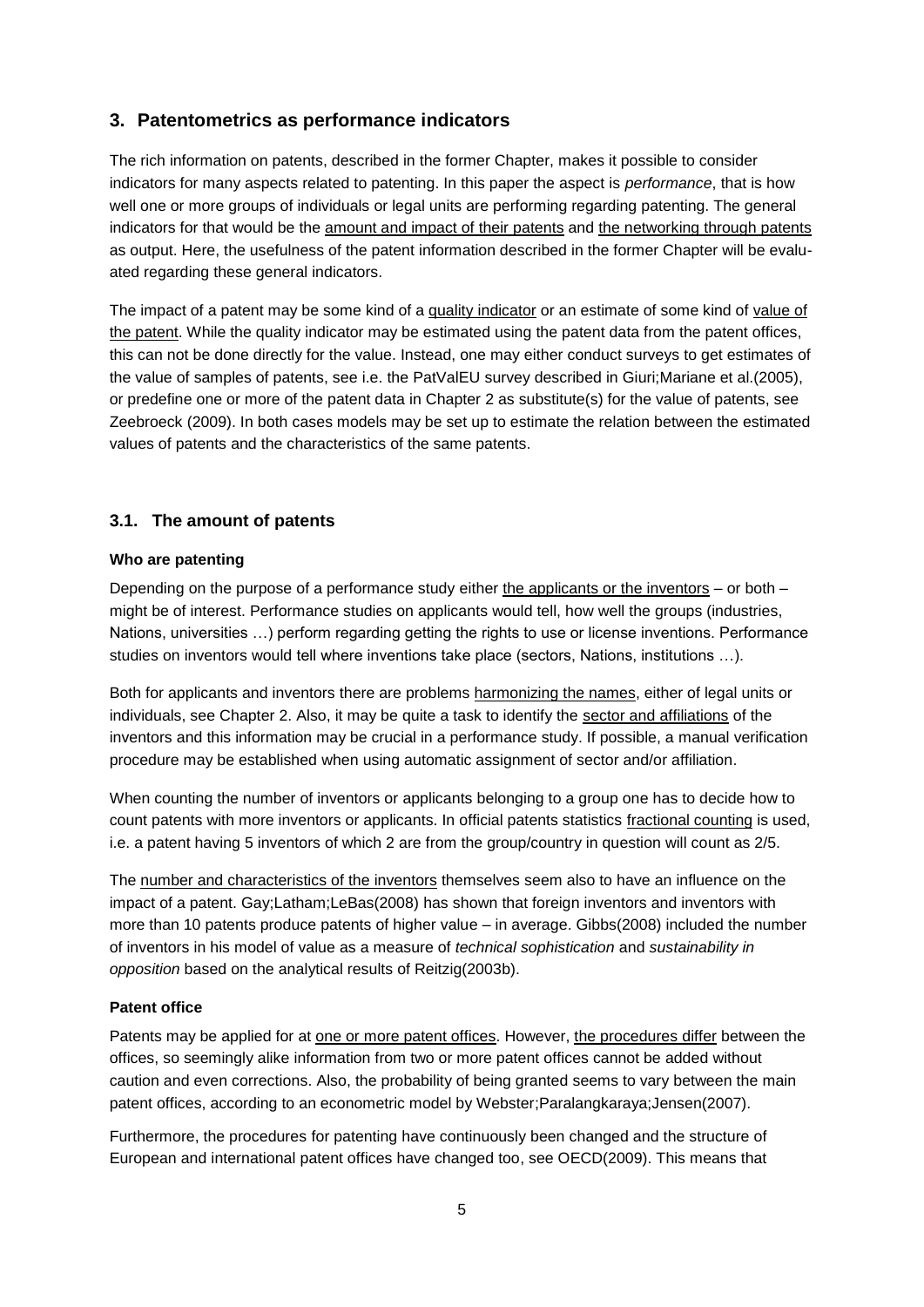## 3. Patentometrics as performance indicators

The rich information on patents, described in the former Chapter, makes it possible to consider indicators for many aspects related to patenting. In this paper the aspect is *performance*, that is how well one or more groups of individuals or legal units are performing regarding patenting. The general indicators for that would be the amount and impact of their patents and the networking through patents as output. Here, the usefulness of the patent information described in the former Chapter will be evaluated regarding these general indicators.

The impact of a patent may be some kind of a quality indicator or an estimate of some kind of value of the patent. While the quality indicator may be estimated using the patent data from the patent offices, this can not be done directly for the value. Instead, one may either conduct surveys to get estimates of the value of samples of patents, see i.e. the PatValEU survey described in Giuri;Mariane et al.(2005), or predefine one or more of the patent data in Chapter 2 as substitute(s) for the value of patents, see Zeebroeck (2009). In both cases models may be set up to estimate the relation between the estimated values of patents and the characteristics of the same patents.

### 3.1. The amount of patents

**Who are patenting**

Depending on the purpose of a performance study either the applicants or the inventors – or both – might be of interest. Performance studies on applicants would tell, how well the groups (industries, Nations, universities …) perform regarding getting the rights to use or license inventions. Performance studies on inventors would tell where inventions take place (sectors, Nations, institutions …).

Both for applicants and inventors there are problems harmonizing the names, either of legal units or individuals, see Chapter 2. Also, it may be quite a task to identify the sector and affiliations of the inventors and this information may be crucial in a performance study. If possible, a manual verification procedure may be established when using automatic assignment of sector and/or affiliation.

When counting the number of inventors or applicants belonging to a group one has to decide how to count patents with more inventors or applicants. In official patents statistics fractional counting is used, i.e. a patent having 5 inventors of which 2 are from the group/country in question will count as 2/5.

The number and characteristics of the inventors themselves seem also to have an influence on the impact of a patent. Gay;Latham;LeBas(2008) has shown that foreign inventors and inventors with more than 10 patents produce patents of higher value – in average. Gibbs(2008) included the number of inventors in his model of value as a measure of *technical sophistication* and *sustainability in opposition* based on the analytical results of Reitzig(2003b).

**Patent office**

Patents may be applied for at one or more patent offices. However, the procedures differ between the offices, so seemingly alike information from two or more patent offices cannot be added without caution and even corrections. Also, the probability of being granted seems to vary between the main patent offices, according to an econometric model by Webster;Paralangkaraya;Jensen(2007).

Furthermore, the procedures for patenting have continuously been changed and the structure of European and international patent offices have changed too, see OECD(2009). This means that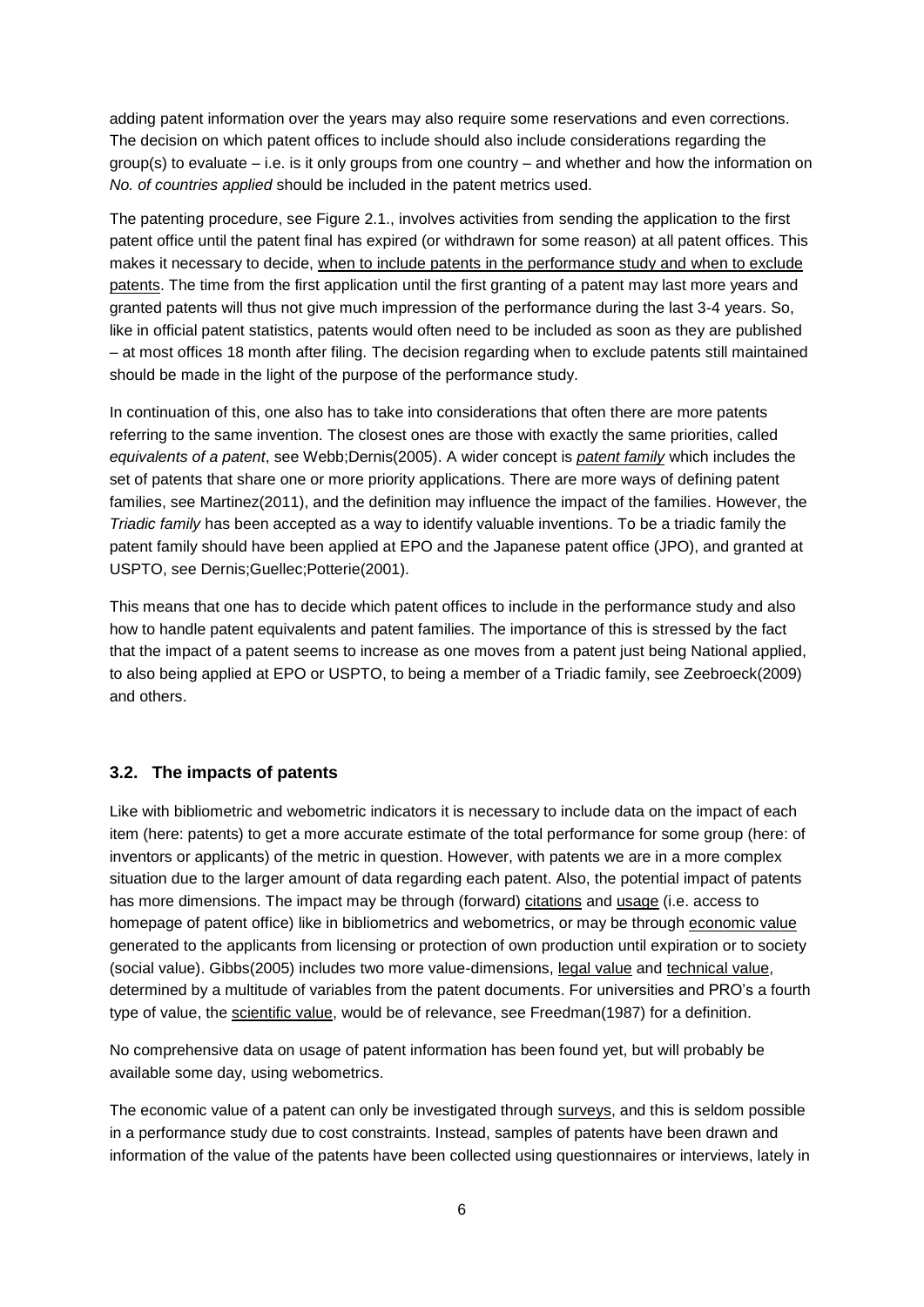adding patent information over the years may also require some reservations and even corrections. The decision on which patent offices to include should also include considerations regarding the group(s) to evaluate – i.e. is it only groups from one country – and whether and how the information on *No. of countries applied* should be included in the patent metrics used.

The patenting procedure, see Figure 2.1., involves activities from sending the application to the first patent office until the patent final has expired (or withdrawn for some reason) at all patent offices. This makes it necessary to decide, when to include patents in the performance study and when to exclude patents. The time from the first application until the first granting of a patent may last more years and granted patents will thus not give much impression of the performance during the last 3-4 years. So, like in official patent statistics, patents would often need to be included as soon as they are published – at most offices 18 month after filing. The decision regarding when to exclude patents still maintained should be made in the light of the purpose of the performance study.

In continuation of this, one also has to take into considerations that often there are more patents referring to the same invention. The closest ones are those with exactly the same priorities, called *equivalents of a patent*, see Webb;Dernis(2005). A wider concept is *patent family* which includes the set of patents that share one or more priority applications. There are more ways of defining patent families, see Martinez(2011), and the definition may influence the impact of the families. However, the *Triadic family* has been accepted as a way to identify valuable inventions. To be a triadic family the patent family should have been applied at EPO and the Japanese patent office (JPO), and granted at USPTO, see Dernis;Guellec;Potterie(2001).

This means that one has to decide which patent offices to include in the performance study and also how to handle patent equivalents and patent families. The importance of this is stressed by the fact that the impact of a patent seems to increase as one moves from a patent just being National applied, to also being applied at EPO or USPTO, to being a member of a Triadic family, see Zeebroeck(2009) and others.

## 3.2. The impacts of patents

Like with bibliometric and webometric indicators it is necessary to include data on the impact of each item (here: patents) to get a more accurate estimate of the total performance for some group (here: of inventors or applicants) of the metric in question. However, with patents we are in a more complex situation due to the larger amount of data regarding each patent. Also, the potential impact of patents has more dimensions. The impact may be through (forward) citations and usage (i.e. access to homepage of patent office) like in bibliometrics and webometrics, or may be through economic value generated to the applicants from licensing or protection of own production until expiration or to society (social value). Gibbs(2005) includes two more value-dimensions, legal value and technical value, determined by a multitude of variables from the patent documents. For universities and PRO's a fourth type of value, the scientific value, would be of relevance, see Freedman(1987) for a definition.

No comprehensive data on usage of patent information has been found yet, but will probably be available some day, using webometrics.

The economic value of a patent can only be investigated through surveys, and this is seldom possible in a performance study due to cost constraints. Instead, samples of patents have been drawn and information of the value of the patents have been collected using questionnaires or interviews, lately in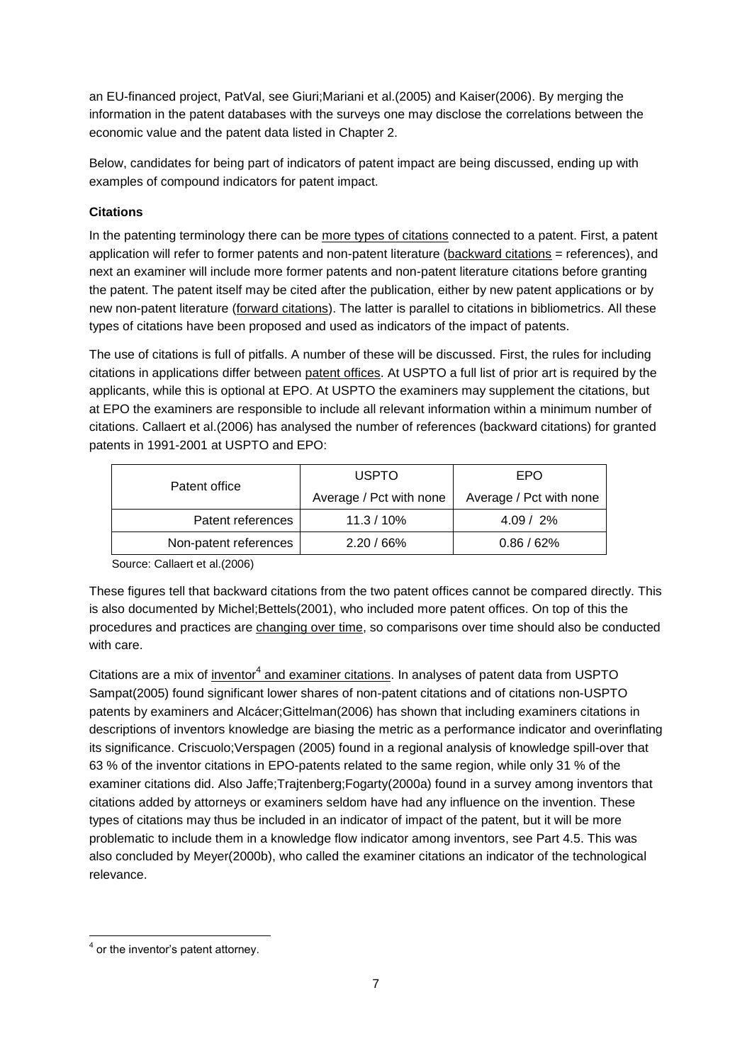an EU-financed project, PatVal, see Giuri;Mariani et al.(2005) and Kaiser(2006). By merging the information in the patent databases with the surveys one may disclose the correlations between the economic value and the patent data listed in Chapter 2.

Below, candidates for being part of indicators of patent impact are being discussed, ending up with examples of compound indicators for patent impact.

**Citations**

In the patenting terminology there can be more types of citations connected to a patent. First, a patent application will refer to former patents and non-patent literature (backward citations = references), and next an examiner will include more former patents and non-patent literature citations before granting the patent. The patent itself may be cited after the publication, either by new patent applications or by new non-patent literature (forward citations). The latter is parallel to citations in bibliometrics. All these types of citations have been proposed and used as indicators of the impact of patents.

The use of citations is full of pitfalls. A number of these will be discussed. First, the rules for including citations in applications differ between patent offices. At USPTO a full list of prior art is required by the applicants, while this is optional at EPO. At USPTO the examiners may supplement the citations, but at EPO the examiners are responsible to include all relevant information within a minimum number of citations. Callaert et al.(2006) has analysed the number of references (backward citations) for granted patents in 1991-2001 at USPTO and EPO:

| Patent office | USPTO | EPO |
|---|---|---|
| | Average / Pct with none | Average / Pct with none |
| Patent references | 11.3 / 10% | 4.09 / 2% |
| Non-patent references | 2.20 / 66% | 0.86 / 62% |

Source: Callaert et al.(2006)

These figures tell that backward citations from the two patent offices cannot be compared directly. This is also documented by Michel;Bettels(2001), who included more patent offices. On top of this the procedures and practices are changing over time, so comparisons over time should also be conducted with care.

Citations are a mix of inventor[4] and examiner citations. In analyses of patent data from USPTO Sampat(2005) found significant lower shares of non-patent citations and of citations non-USPTO patents by examiners and Alcácer;Gittelman(2006) has shown that including examiners citations in descriptions of inventors knowledge are biasing the metric as a performance indicator and overinflating its significance. Criscuolo;Verspagen (2005) found in a regional analysis of knowledge spill-over that 63 % of the inventor citations in EPO-patents related to the same region, while only 31 % of the examiner citations did. Also Jaffe;Trajtenberg;Fogarty(2000a) found in a survey among inventors that citations added by attorneys or examiners seldom have had any influence on the invention. These types of citations may thus be included in an indicator of impact of the patent, but it will be more problematic to include them in a knowledge flow indicator among inventors, see Part 4.5. This was also concluded by Meyer(2000b), who called the examiner citations an indicator of the technological relevance.

[4] or the inventor's patent attorney.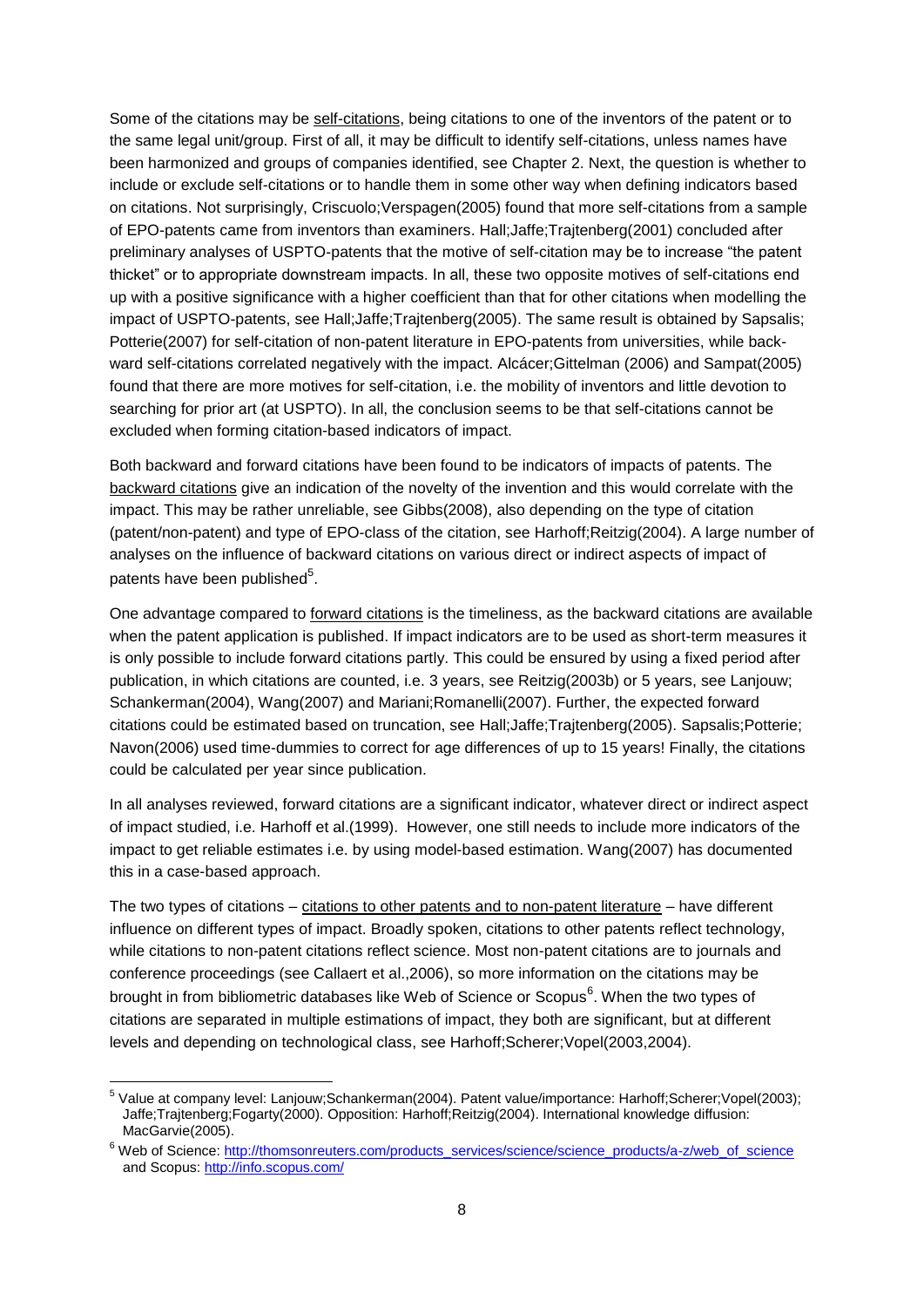Some of the citations may be self-citations, being citations to one of the inventors of the patent or to the same legal unit/group. First of all, it may be difficult to identify self-citations, unless names have been harmonized and groups of companies identified, see Chapter 2. Next, the question is whether to include or exclude self-citations or to handle them in some other way when defining indicators based on citations. Not surprisingly, Criscuolo;Verspagen(2005) found that more self-citations from a sample of EPO-patents came from inventors than examiners. Hall;Jaffe;Trajtenberg(2001) concluded after preliminary analyses of USPTO-patents that the motive of self-citation may be to increase "the patent thicket" or to appropriate downstream impacts. In all, these two opposite motives of self-citations end up with a positive significance with a higher coefficient than that for other citations when modelling the impact of USPTO-patents, see Hall;Jaffe;Trajtenberg(2005). The same result is obtained by Sapsalis; Potterie(2007) for self-citation of non-patent literature in EPO-patents from universities, while backward self-citations correlated negatively with the impact. Alcácer;Gittelman (2006) and Sampat(2005) found that there are more motives for self-citation, i.e. the mobility of inventors and little devotion to searching for prior art (at USPTO). In all, the conclusion seems to be that self-citations cannot be excluded when forming citation-based indicators of impact.

Both backward and forward citations have been found to be indicators of impacts of patents. The backward citations give an indication of the novelty of the invention and this would correlate with the impact. This may be rather unreliable, see Gibbs(2008), also depending on the type of citation (patent/non-patent) and type of EPO-class of the citation, see Harhoff;Reitzig(2004). A large number of analyses on the influence of backward citations on various direct or indirect aspects of impact of patents have been published[5].

One advantage compared to forward citations is the timeliness, as the backward citations are available when the patent application is published. If impact indicators are to be used as short-term measures it is only possible to include forward citations partly. This could be ensured by using a fixed period after publication, in which citations are counted, i.e. 3 years, see Reitzig(2003b) or 5 years, see Lanjouw; Schankerman(2004), Wang(2007) and Mariani;Romanelli(2007). Further, the expected forward citations could be estimated based on truncation, see Hall;Jaffe;Trajtenberg(2005). Sapsalis;Potterie; Navon(2006) used time-dummies to correct for age differences of up to 15 years! Finally, the citations could be calculated per year since publication.

In all analyses reviewed, forward citations are a significant indicator, whatever direct or indirect aspect of impact studied, i.e. Harhoff et al.(1999). However, one still needs to include more indicators of the impact to get reliable estimates i.e. by using model-based estimation. Wang(2007) has documented this in a case-based approach.

The two types of citations – citations to other patents and to non-patent literature – have different influence on different types of impact. Broadly spoken, citations to other patents reflect technology, while citations to non-patent citations reflect science. Most non-patent citations are to journals and conference proceedings (see Callaert et al.,2006), so more information on the citations may be brought in from bibliometric databases like Web of Science or Scopus[6]. When the two types of citations are separated in multiple estimations of impact, they both are significant, but at different levels and depending on technological class, see Harhoff;Scherer;Vopel(2003,2004).

[5] Value at company level: Lanjouw;Schankerman(2004). Patent value/importance: Harhoff;Scherer;Vopel(2003); Jaffe;Trajtenberg;Fogarty(2000). Opposition: Harhoff;Reitzig(2004). International knowledge diffusion: MacGarvie(2005).

[6] Web of Science: http://thomsonreuters.com/products_services/science/science_products/a-z/web_of_science and Scopus: http://info.scopus.com/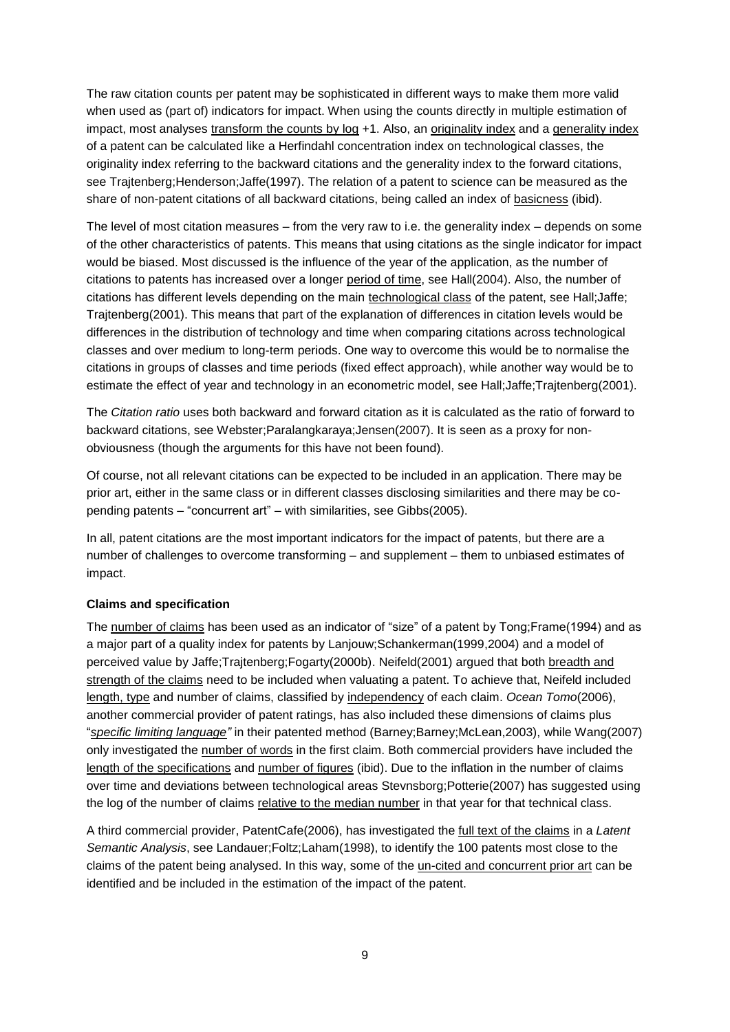The raw citation counts per patent may be sophisticated in different ways to make them more valid when used as (part of) indicators for impact. When using the counts directly in multiple estimation of impact, most analyses transform the counts by log +1. Also, an originality index and a generality index of a patent can be calculated like a Herfindahl concentration index on technological classes, the originality index referring to the backward citations and the generality index to the forward citations, see Trajtenberg;Henderson;Jaffe(1997). The relation of a patent to science can be measured as the share of non-patent citations of all backward citations, being called an index of basicness (ibid).

The level of most citation measures – from the very raw to i.e. the generality index – depends on some of the other characteristics of patents. This means that using citations as the single indicator for impact would be biased. Most discussed is the influence of the year of the application, as the number of citations to patents has increased over a longer period of time, see Hall(2004). Also, the number of citations has different levels depending on the main technological class of the patent, see Hall;Jaffe; Trajtenberg(2001). This means that part of the explanation of differences in citation levels would be differences in the distribution of technology and time when comparing citations across technological classes and over medium to long-term periods. One way to overcome this would be to normalise the citations in groups of classes and time periods (fixed effect approach), while another way would be to estimate the effect of year and technology in an econometric model, see Hall;Jaffe;Trajtenberg(2001).

The *Citation ratio* uses both backward and forward citation as it is calculated as the ratio of forward to backward citations, see Webster;Paralangkaraya;Jensen(2007). It is seen as a proxy for non-obviousness (though the arguments for this have not been found).

Of course, not all relevant citations can be expected to be included in an application. There may be prior art, either in the same class or in different classes disclosing similarities and there may be co-pending patents – "concurrent art" – with similarities, see Gibbs(2005).

In all, patent citations are the most important indicators for the impact of patents, but there are a number of challenges to overcome transforming – and supplement – them to unbiased estimates of impact.

**Claims and specification**

The number of claims has been used as an indicator of "size" of a patent by Tong;Frame(1994) and as a major part of a quality index for patents by Lanjouw;Schankerman(1999,2004) and a model of perceived value by Jaffe;Trajtenberg;Fogarty(2000b). Neifeld(2001) argued that both breadth and strength of the claims need to be included when valuating a patent. To achieve that, Neifeld included length, type and number of claims, classified by independency of each claim. *Ocean Tomo*(2006), another commercial provider of patent ratings, has also included these dimensions of claims plus "*specific limiting language"* in their patented method (Barney;Barney;McLean,2003), while Wang(2007) only investigated the number of words in the first claim. Both commercial providers have included the length of the specifications and number of figures (ibid). Due to the inflation in the number of claims over time and deviations between technological areas Stevnsborg;Potterie(2007) has suggested using the log of the number of claims relative to the median number in that year for that technical class.

A third commercial provider, PatentCafe(2006), has investigated the full text of the claims in a *Latent Semantic Analysis*, see Landauer;Foltz;Laham(1998), to identify the 100 patents most close to the claims of the patent being analysed. In this way, some of the un-cited and concurrent prior art can be identified and be included in the estimation of the impact of the patent.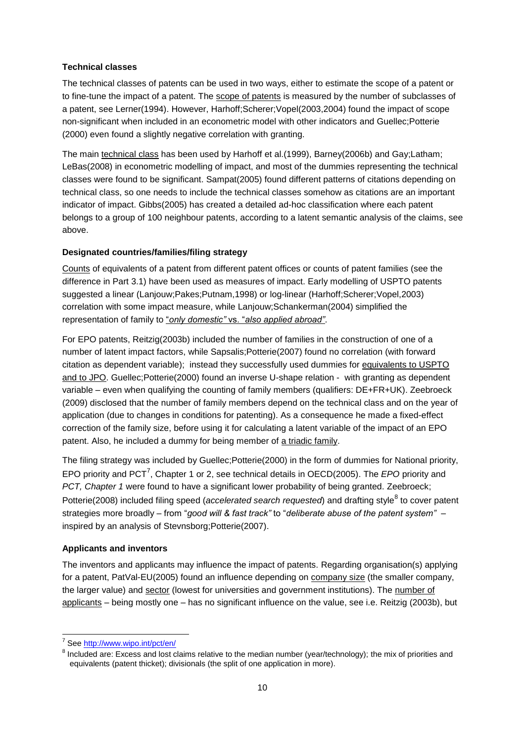**Technical classes**

The technical classes of patents can be used in two ways, either to estimate the scope of a patent or to fine-tune the impact of a patent. The scope of patents is measured by the number of subclasses of a patent, see Lerner(1994). However, Harhoff;Scherer;Vopel(2003,2004) found the impact of scope non-significant when included in an econometric model with other indicators and Guellec;Potterie (2000) even found a slightly negative correlation with granting.

The main technical class has been used by Harhoff et al.(1999), Barney(2006b) and Gay;Latham; LeBas(2008) in econometric modelling of impact, and most of the dummies representing the technical classes were found to be significant. Sampat(2005) found different patterns of citations depending on technical class, so one needs to include the technical classes somehow as citations are an important indicator of impact. Gibbs(2005) has created a detailed ad-hoc classification where each patent belongs to a group of 100 neighbour patents, according to a latent semantic analysis of the claims, see above.

**Designated countries/families/filing strategy**

Counts of equivalents of a patent from different patent offices or counts of patent families (see the difference in Part 3.1) have been used as measures of impact. Early modelling of USPTO patents suggested a linear (Lanjouw;Pakes;Putnam,1998) or log-linear (Harhoff;Scherer;Vopel,2003) correlation with some impact measure, while Lanjouw;Schankerman(2004) simplified the representation of family to "*only domestic"* vs. "*also applied abroad"*.

For EPO patents, Reitzig(2003b) included the number of families in the construction of one of a number of latent impact factors, while Sapsalis;Potterie(2007) found no correlation (with forward citation as dependent variable); instead they successfully used dummies for equivalents to USPTO and to JPO. Guellec;Potterie(2000) found an inverse U-shape relation - with granting as dependent variable – even when qualifying the counting of family members (qualifiers: DE+FR+UK). Zeebroeck (2009) disclosed that the number of family members depend on the technical class and on the year of application (due to changes in conditions for patenting). As a consequence he made a fixed-effect correction of the family size, before using it for calculating a latent variable of the impact of an EPO patent. Also, he included a dummy for being member of a triadic family.

The filing strategy was included by Guellec;Potterie(2000) in the form of dummies for National priority, EPO priority and PCT[7], Chapter 1 or 2, see technical details in OECD(2005). The *EPO* priority and *PCT, Chapter 1* were found to have a significant lower probability of being granted. Zeebroeck; Potterie(2008) included filing speed (*accelerated search requested*) and drafting style[8] to cover patent strategies more broadly – from "*good will & fast track"* to "*deliberate abuse of the patent system"* – inspired by an analysis of Stevnsborg;Potterie(2007).

**Applicants and inventors**

The inventors and applicants may influence the impact of patents. Regarding organisation(s) applying for a patent, PatVal-EU(2005) found an influence depending on company size (the smaller company, the larger value) and sector (lowest for universities and government institutions). The number of applicants – being mostly one – has no significant influence on the value, see i.e. Reitzig (2003b), but

---

[7] See http://www.wipo.int/pct/en/

[8] Included are: Excess and lost claims relative to the median number (year/technology); the mix of priorities and equivalents (patent thicket); divisionals (the split of one application in more).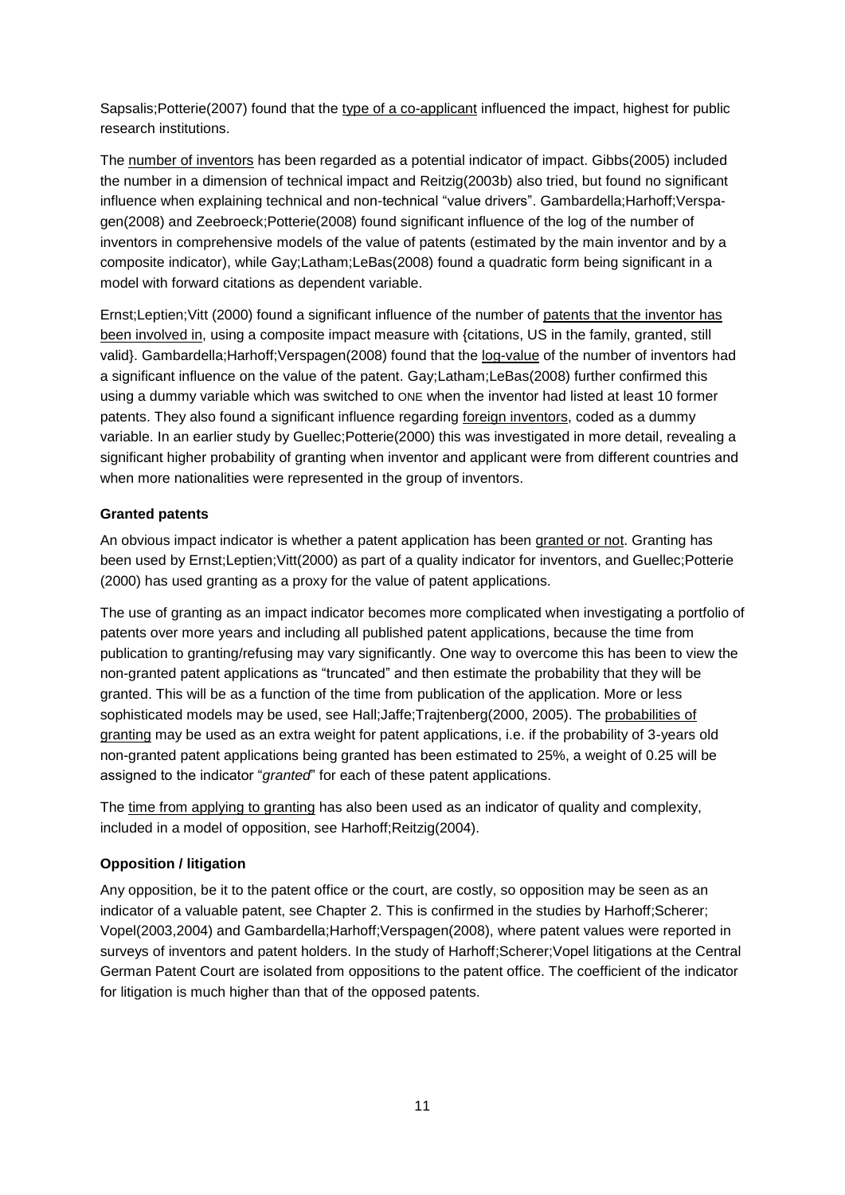Sapsalis;Potterie(2007) found that the type of a co-applicant influenced the impact, highest for public research institutions.

The number of inventors has been regarded as a potential indicator of impact. Gibbs(2005) included the number in a dimension of technical impact and Reitzig(2003b) also tried, but found no significant influence when explaining technical and non-technical "value drivers". Gambardella;Harhoff;Verspagen(2008) and Zeebroeck;Potterie(2008) found significant influence of the log of the number of inventors in comprehensive models of the value of patents (estimated by the main inventor and by a composite indicator), while Gay;Latham;LeBas(2008) found a quadratic form being significant in a model with forward citations as dependent variable.

Ernst;Leptien;Vitt (2000) found a significant influence of the number of patents that the inventor has been involved in, using a composite impact measure with {citations, US in the family, granted, still valid}. Gambardella;Harhoff;Verspagen(2008) found that the log-value of the number of inventors had a significant influence on the value of the patent. Gay;Latham;LeBas(2008) further confirmed this using a dummy variable which was switched to ONE when the inventor had listed at least 10 former patents. They also found a significant influence regarding foreign inventors, coded as a dummy variable. In an earlier study by Guellec;Potterie(2000) this was investigated in more detail, revealing a significant higher probability of granting when inventor and applicant were from different countries and when more nationalities were represented in the group of inventors.

**Granted patents**

An obvious impact indicator is whether a patent application has been granted or not. Granting has been used by Ernst;Leptien;Vitt(2000) as part of a quality indicator for inventors, and Guellec;Potterie (2000) has used granting as a proxy for the value of patent applications.

The use of granting as an impact indicator becomes more complicated when investigating a portfolio of patents over more years and including all published patent applications, because the time from publication to granting/refusing may vary significantly. One way to overcome this has been to view the non-granted patent applications as "truncated" and then estimate the probability that they will be granted. This will be as a function of the time from publication of the application. More or less sophisticated models may be used, see Hall;Jaffe;Trajtenberg(2000, 2005). The probabilities of granting may be used as an extra weight for patent applications, i.e. if the probability of 3-years old non-granted patent applications being granted has been estimated to 25%, a weight of 0.25 will be assigned to the indicator "*granted*" for each of these patent applications.

The time from applying to granting has also been used as an indicator of quality and complexity, included in a model of opposition, see Harhoff;Reitzig(2004).

**Opposition / litigation**

Any opposition, be it to the patent office or the court, are costly, so opposition may be seen as an indicator of a valuable patent, see Chapter 2. This is confirmed in the studies by Harhoff;Scherer; Vopel(2003,2004) and Gambardella;Harhoff;Verspagen(2008), where patent values were reported in surveys of inventors and patent holders. In the study of Harhoff;Scherer;Vopel litigations at the Central German Patent Court are isolated from oppositions to the patent office. The coefficient of the indicator for litigation is much higher than that of the opposed patents.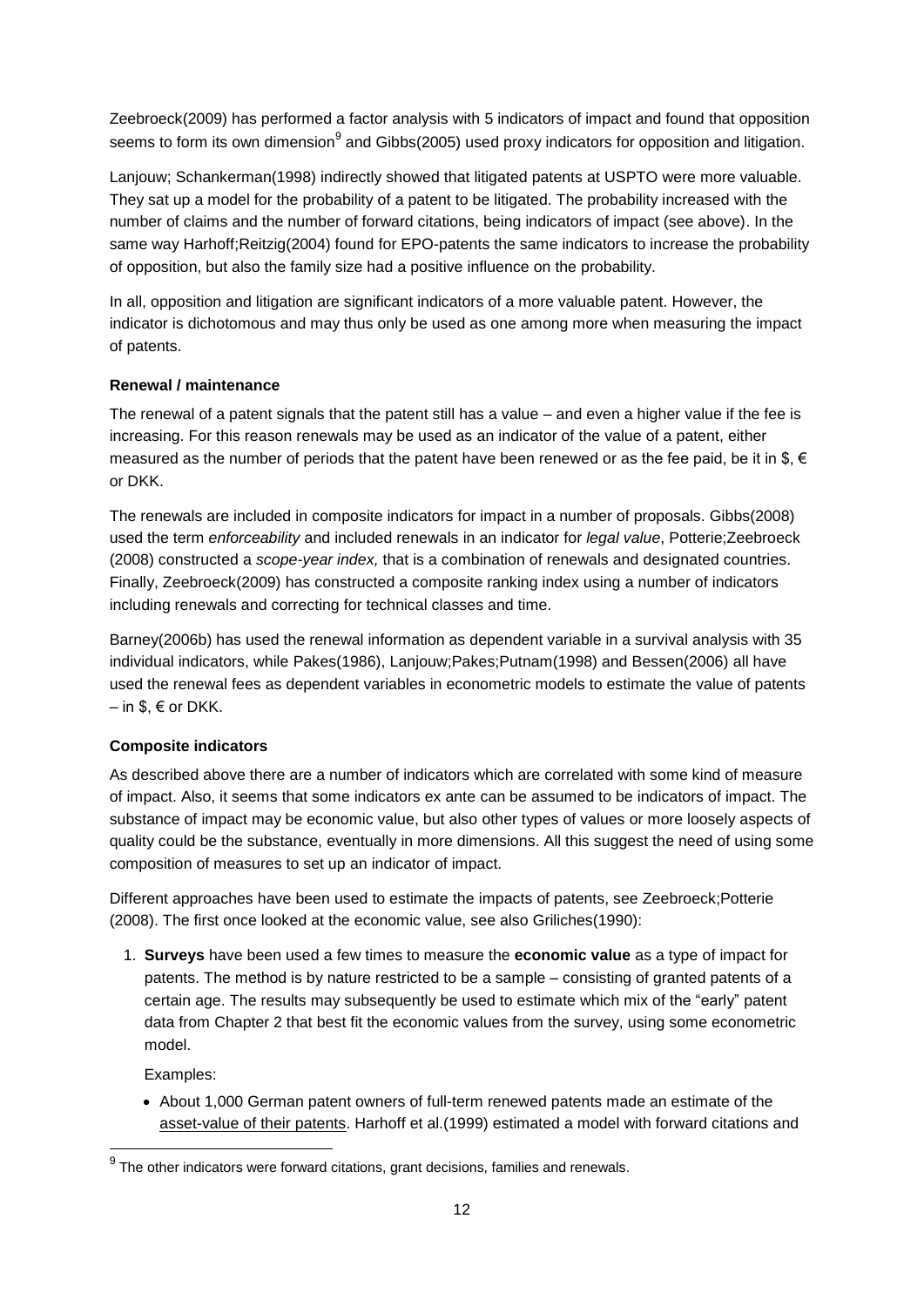Zeebroeck(2009) has performed a factor analysis with 5 indicators of impact and found that opposition seems to form its own dimension[9] and Gibbs(2005) used proxy indicators for opposition and litigation.

Lanjouw; Schankerman(1998) indirectly showed that litigated patents at USPTO were more valuable. They sat up a model for the probability of a patent to be litigated. The probability increased with the number of claims and the number of forward citations, being indicators of impact (see above). In the same way Harhoff;Reitzig(2004) found for EPO-patents the same indicators to increase the probability of opposition, but also the family size had a positive influence on the probability.

In all, opposition and litigation are significant indicators of a more valuable patent. However, the indicator is dichotomous and may thus only be used as one among more when measuring the impact of patents.

**Renewal / maintenance**

The renewal of a patent signals that the patent still has a value – and even a higher value if the fee is increasing. For this reason renewals may be used as an indicator of the value of a patent, either measured as the number of periods that the patent have been renewed or as the fee paid, be it in $, € or DKK.

The renewals are included in composite indicators for impact in a number of proposals. Gibbs(2008) used the term *enforceability* and included renewals in an indicator for *legal value*, Potterie;Zeebroeck (2008) constructed a *scope-year index,* that is a combination of renewals and designated countries. Finally, Zeebroeck(2009) has constructed a composite ranking index using a number of indicators including renewals and correcting for technical classes and time.

Barney(2006b) has used the renewal information as dependent variable in a survival analysis with 35 individual indicators, while Pakes(1986), Lanjouw;Pakes;Putnam(1998) and Bessen(2006) all have used the renewal fees as dependent variables in econometric models to estimate the value of patents – in $, € or DKK.

**Composite indicators**

As described above there are a number of indicators which are correlated with some kind of measure of impact. Also, it seems that some indicators ex ante can be assumed to be indicators of impact. The substance of impact may be economic value, but also other types of values or more loosely aspects of quality could be the substance, eventually in more dimensions. All this suggest the need of using some composition of measures to set up an indicator of impact.

Different approaches have been used to estimate the impacts of patents, see Zeebroeck;Potterie (2008). The first once looked at the economic value, see also Griliches(1990):

1. **Surveys** have been used a few times to measure the **economic value** as a type of impact for patents. The method is by nature restricted to be a sample – consisting of granted patents of a certain age. The results may subsequently be used to estimate which mix of the "early" patent data from Chapter 2 that best fit the economic values from the survey, using some econometric model.

   Examples:

   - About 1,000 German patent owners of full-term renewed patents made an estimate of the asset-value of their patents. Harhoff et al.(1999) estimated a model with forward citations and

[9] The other indicators were forward citations, grant decisions, families and renewals.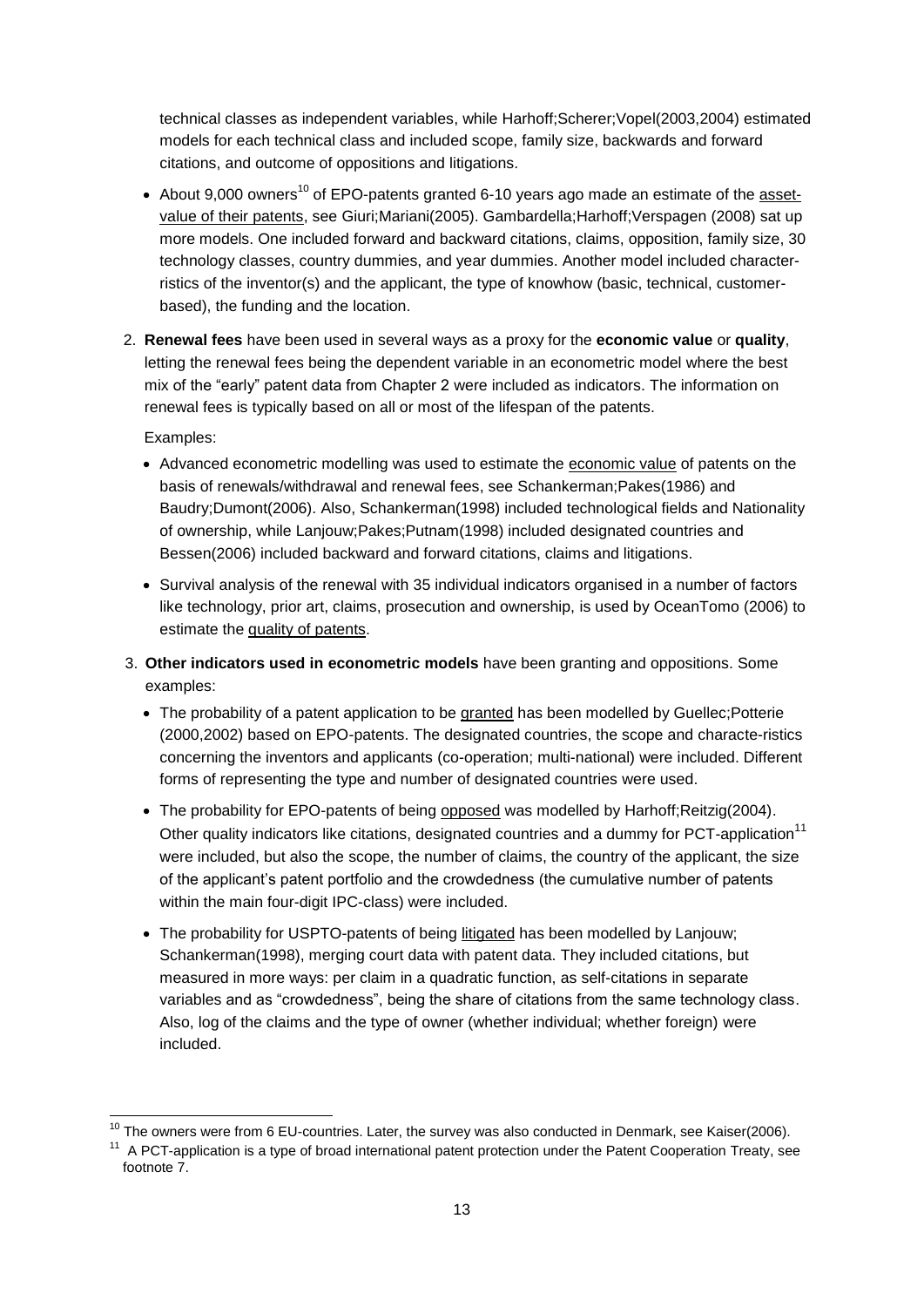technical classes as independent variables, while Harhoff;Scherer;Vopel(2003,2004) estimated models for each technical class and included scope, family size, backwards and forward citations, and outcome of oppositions and litigations.

- About 9,000 owners[10] of EPO-patents granted 6-10 years ago made an estimate of the asset-value of their patents, see Giuri;Mariani(2005). Gambardella;Harhoff;Verspagen (2008) sat up more models. One included forward and backward citations, claims, opposition, family size, 30 technology classes, country dummies, and year dummies. Another model included character-ristics of the inventor(s) and the applicant, the type of knowhow (basic, technical, customer-based), the funding and the location.

2. **Renewal fees** have been used in several ways as a proxy for the **economic value** or **quality**, letting the renewal fees being the dependent variable in an econometric model where the best mix of the "early" patent data from Chapter 2 were included as indicators. The information on renewal fees is typically based on all or most of the lifespan of the patents.

   Examples:

   - Advanced econometric modelling was used to estimate the economic value of patents on the basis of renewals/withdrawal and renewal fees, see Schankerman;Pakes(1986) and Baudry;Dumont(2006). Also, Schankerman(1998) included technological fields and Nationality of ownership, while Lanjouw;Pakes;Putnam(1998) included designated countries and Bessen(2006) included backward and forward citations, claims and litigations.
   - Survival analysis of the renewal with 35 individual indicators organised in a number of factors like technology, prior art, claims, prosecution and ownership, is used by OceanTomo (2006) to estimate the quality of patents.

3. **Other indicators used in econometric models** have been granting and oppositions. Some examples:

   - The probability of a patent application to be granted has been modelled by Guellec;Potterie (2000,2002) based on EPO-patents. The designated countries, the scope and characte-ristics concerning the inventors and applicants (co-operation; multi-national) were included. Different forms of representing the type and number of designated countries were used.
   - The probability for EPO-patents of being opposed was modelled by Harhoff;Reitzig(2004). Other quality indicators like citations, designated countries and a dummy for PCT-application[11] were included, but also the scope, the number of claims, the country of the applicant, the size of the applicant's patent portfolio and the crowdedness (the cumulative number of patents within the main four-digit IPC-class) were included.
   - The probability for USPTO-patents of being litigated has been modelled by Lanjouw; Schankerman(1998), merging court data with patent data. They included citations, but measured in more ways: per claim in a quadratic function, as self-citations in separate variables and as "crowdedness", being the share of citations from the same technology class. Also, log of the claims and the type of owner (whether individual; whether foreign) were included.

---

[10] The owners were from 6 EU-countries. Later, the survey was also conducted in Denmark, see Kaiser(2006).

[11] A PCT-application is a type of broad international patent protection under the Patent Cooperation Treaty, see footnote 7.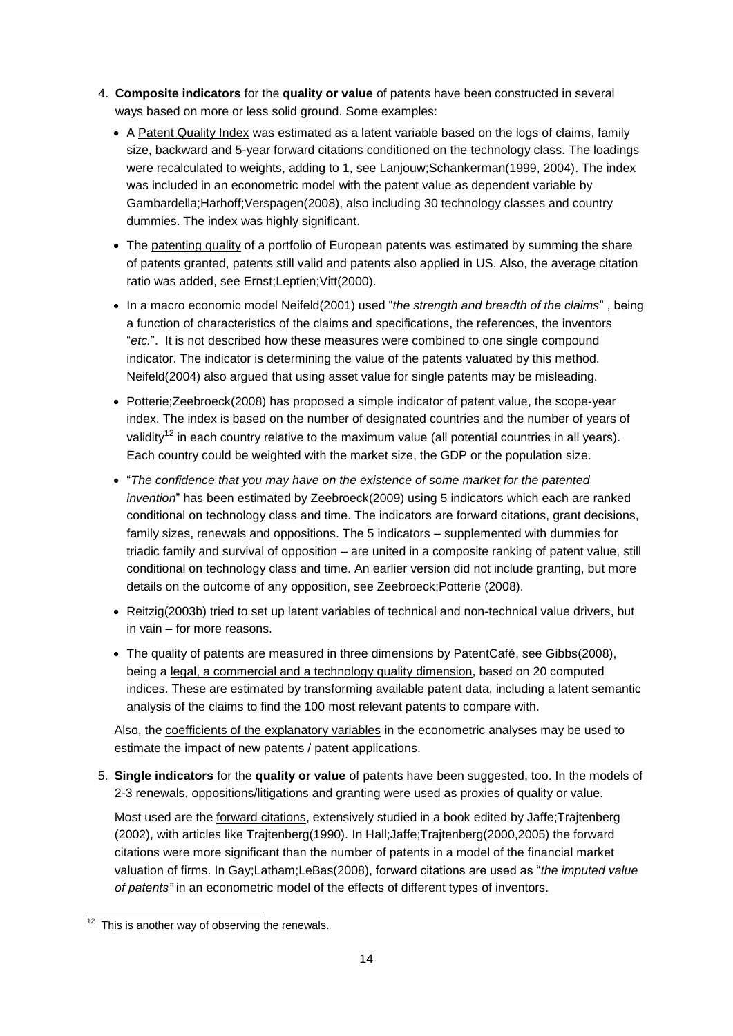4. **Composite indicators** for the **quality or value** of patents have been constructed in several ways based on more or less solid ground. Some examples:

   - A Patent Quality Index was estimated as a latent variable based on the logs of claims, family size, backward and 5-year forward citations conditioned on the technology class. The loadings were recalculated to weights, adding to 1, see Lanjouw;Schankerman(1999, 2004). The index was included in an econometric model with the patent value as dependent variable by Gambardella;Harhoff;Verspagen(2008), also including 30 technology classes and country dummies. The index was highly significant.
   - The patenting quality of a portfolio of European patents was estimated by summing the share of patents granted, patents still valid and patents also applied in US. Also, the average citation ratio was added, see Ernst;Leptien;Vitt(2000).
   - In a macro economic model Neifeld(2001) used "*the strength and breadth of the claims*" , being a function of characteristics of the claims and specifications, the references, the inventors "*etc.*". It is not described how these measures were combined to one single compound indicator. The indicator is determining the value of the patents valuated by this method. Neifeld(2004) also argued that using asset value for single patents may be misleading.
   - Potterie;Zeebroeck(2008) has proposed a simple indicator of patent value, the scope-year index. The index is based on the number of designated countries and the number of years of validity[12] in each country relative to the maximum value (all potential countries in all years). Each country could be weighted with the market size, the GDP or the population size.
   - "*The confidence that you may have on the existence of some market for the patented invention*" has been estimated by Zeebroeck(2009) using 5 indicators which each are ranked conditional on technology class and time. The indicators are forward citations, grant decisions, family sizes, renewals and oppositions. The 5 indicators – supplemented with dummies for triadic family and survival of opposition – are united in a composite ranking of patent value, still conditional on technology class and time. An earlier version did not include granting, but more details on the outcome of any opposition, see Zeebroeck;Potterie (2008).
   - Reitzig(2003b) tried to set up latent variables of technical and non-technical value drivers, but in vain – for more reasons.
   - The quality of patents are measured in three dimensions by PatentCafé, see Gibbs(2008), being a legal, a commercial and a technology quality dimension, based on 20 computed indices. These are estimated by transforming available patent data, including a latent semantic analysis of the claims to find the 100 most relevant patents to compare with.

   Also, the coefficients of the explanatory variables in the econometric analyses may be used to estimate the impact of new patents / patent applications.

5. **Single indicators** for the **quality or value** of patents have been suggested, too. In the models of 2-3 renewals, oppositions/litigations and granting were used as proxies of quality or value.

   Most used are the forward citations, extensively studied in a book edited by Jaffe;Trajtenberg (2002), with articles like Trajtenberg(1990). In Hall;Jaffe;Trajtenberg(2000,2005) the forward citations were more significant than the number of patents in a model of the financial market valuation of firms. In Gay;Latham;LeBas(2008), forward citations are used as "*the imputed value of patents"* in an econometric model of the effects of different types of inventors.

[12] This is another way of observing the renewals.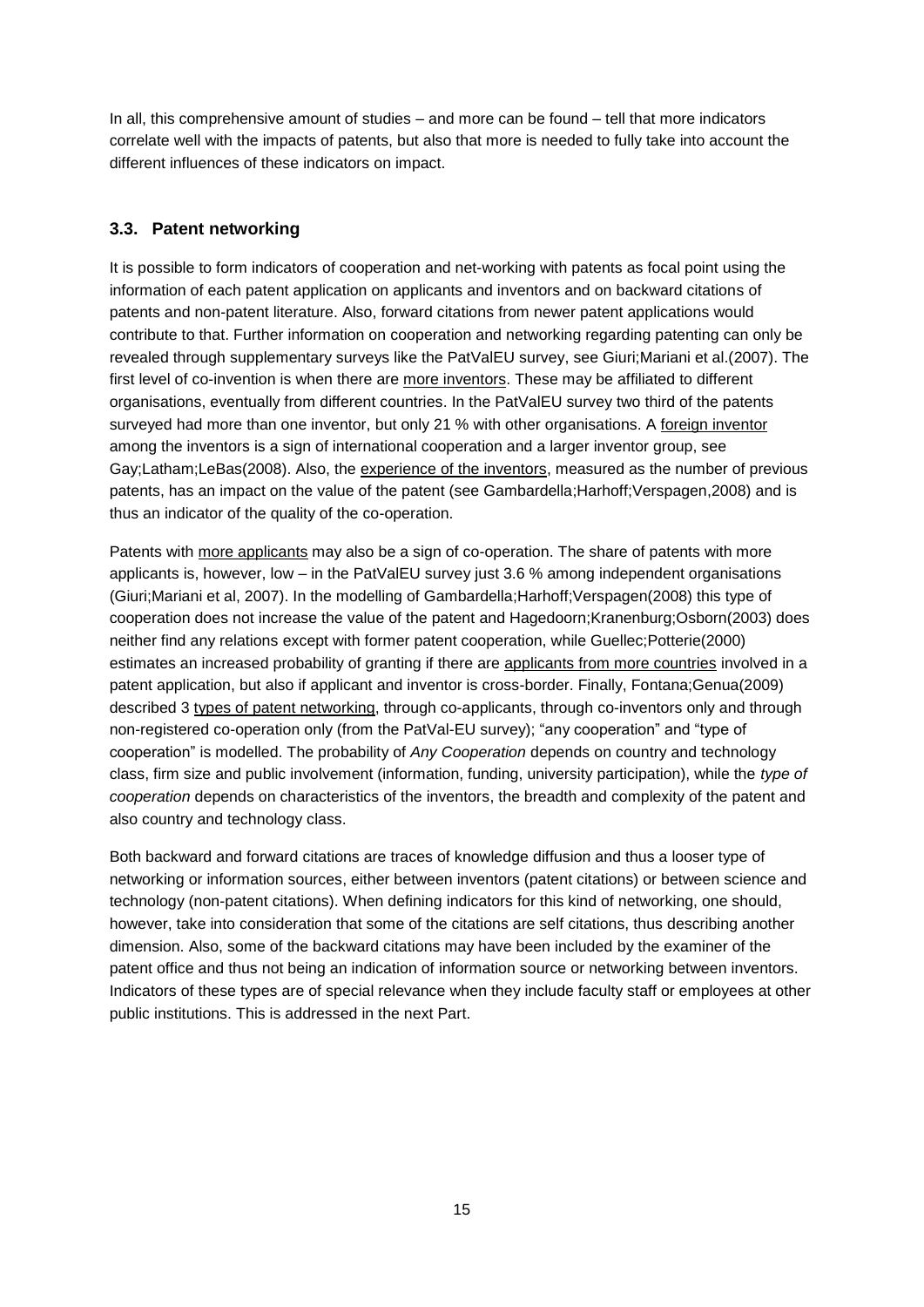In all, this comprehensive amount of studies – and more can be found – tell that more indicators correlate well with the impacts of patents, but also that more is needed to fully take into account the different influences of these indicators on impact.

### 3.3. Patent networking

It is possible to form indicators of cooperation and net-working with patents as focal point using the information of each patent application on applicants and inventors and on backward citations of patents and non-patent literature. Also, forward citations from newer patent applications would contribute to that. Further information on cooperation and networking regarding patenting can only be revealed through supplementary surveys like the PatValEU survey, see Giuri;Mariani et al.(2007). The first level of co-invention is when there are more inventors. These may be affiliated to different organisations, eventually from different countries. In the PatValEU survey two third of the patents surveyed had more than one inventor, but only 21 % with other organisations. A foreign inventor among the inventors is a sign of international cooperation and a larger inventor group, see Gay;Latham;LeBas(2008). Also, the experience of the inventors, measured as the number of previous patents, has an impact on the value of the patent (see Gambardella;Harhoff;Verspagen,2008) and is thus an indicator of the quality of the co-operation.

Patents with more applicants may also be a sign of co-operation. The share of patents with more applicants is, however, low – in the PatValEU survey just 3.6 % among independent organisations (Giuri;Mariani et al, 2007). In the modelling of Gambardella;Harhoff;Verspagen(2008) this type of cooperation does not increase the value of the patent and Hagedoorn;Kranenburg;Osborn(2003) does neither find any relations except with former patent cooperation, while Guellec;Potterie(2000) estimates an increased probability of granting if there are applicants from more countries involved in a patent application, but also if applicant and inventor is cross-border. Finally, Fontana;Genua(2009) described 3 types of patent networking, through co-applicants, through co-inventors only and through non-registered co-operation only (from the PatVal-EU survey); "any cooperation" and "type of cooperation" is modelled. The probability of *Any Cooperation* depends on country and technology class, firm size and public involvement (information, funding, university participation), while the *type of cooperation* depends on characteristics of the inventors, the breadth and complexity of the patent and also country and technology class.

Both backward and forward citations are traces of knowledge diffusion and thus a looser type of networking or information sources, either between inventors (patent citations) or between science and technology (non-patent citations). When defining indicators for this kind of networking, one should, however, take into consideration that some of the citations are self citations, thus describing another dimension. Also, some of the backward citations may have been included by the examiner of the patent office and thus not being an indication of information source or networking between inventors. Indicators of these types are of special relevance when they include faculty staff or employees at other public institutions. This is addressed in the next Part.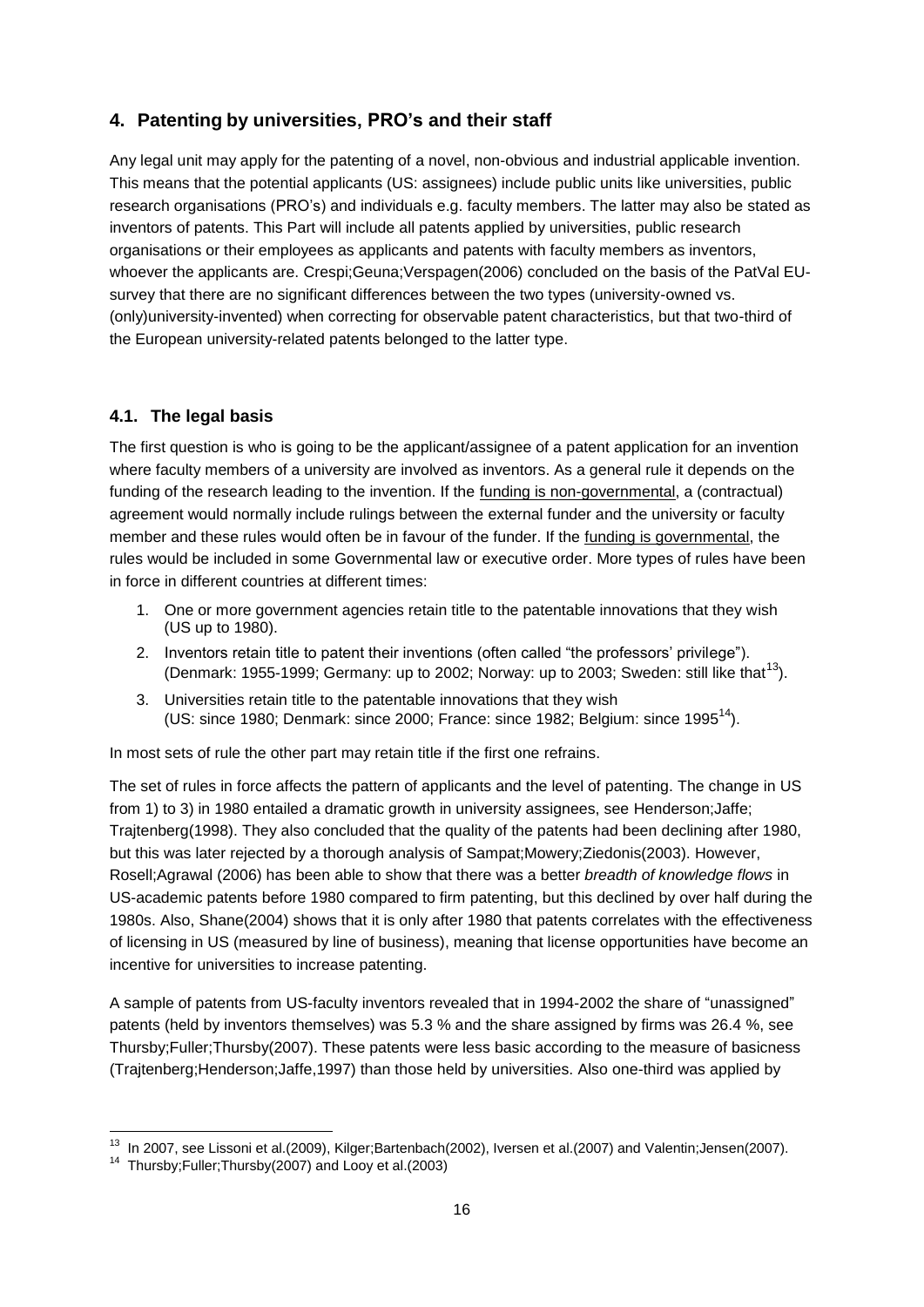## 4. Patenting by universities, PRO's and their staff

Any legal unit may apply for the patenting of a novel, non-obvious and industrial applicable invention. This means that the potential applicants (US: assignees) include public units like universities, public research organisations (PRO's) and individuals e.g. faculty members. The latter may also be stated as inventors of patents. This Part will include all patents applied by universities, public research organisations or their employees as applicants and patents with faculty members as inventors, whoever the applicants are. Crespi;Geuna;Verspagen(2006) concluded on the basis of the PatVal EU-survey that there are no significant differences between the two types (university-owned vs. (only)university-invented) when correcting for observable patent characteristics, but that two-third of the European university-related patents belonged to the latter type.

### 4.1. The legal basis

The first question is who is going to be the applicant/assignee of a patent application for an invention where faculty members of a university are involved as inventors. As a general rule it depends on the funding of the research leading to the invention. If the funding is non-governmental, a (contractual) agreement would normally include rulings between the external funder and the university or faculty member and these rules would often be in favour of the funder. If the funding is governmental, the rules would be included in some Governmental law or executive order. More types of rules have been in force in different countries at different times:

1. One or more government agencies retain title to the patentable innovations that they wish (US up to 1980).
2. Inventors retain title to patent their inventions (often called "the professors' privilege"). (Denmark: 1955-1999; Germany: up to 2002; Norway: up to 2003; Sweden: still like that[13]).
3. Universities retain title to the patentable innovations that they wish (US: since 1980; Denmark: since 2000; France: since 1982; Belgium: since 1995[14]).

In most sets of rule the other part may retain title if the first one refrains.

The set of rules in force affects the pattern of applicants and the level of patenting. The change in US from 1) to 3) in 1980 entailed a dramatic growth in university assignees, see Henderson;Jaffe; Trajtenberg(1998). They also concluded that the quality of the patents had been declining after 1980, but this was later rejected by a thorough analysis of Sampat;Mowery;Ziedonis(2003). However, Rosell;Agrawal (2006) has been able to show that there was a better *breadth of knowledge flows* in US-academic patents before 1980 compared to firm patenting, but this declined by over half during the 1980s. Also, Shane(2004) shows that it is only after 1980 that patents correlates with the effectiveness of licensing in US (measured by line of business), meaning that license opportunities have become an incentive for universities to increase patenting.

A sample of patents from US-faculty inventors revealed that in 1994-2002 the share of "unassigned" patents (held by inventors themselves) was 5.3 % and the share assigned by firms was 26.4 %, see Thursby;Fuller;Thursby(2007). These patents were less basic according to the measure of basicness (Trajtenberg;Henderson;Jaffe,1997) than those held by universities. Also one-third was applied by

---

[13] In 2007, see Lissoni et al.(2009), Kilger;Bartenbach(2002), Iversen et al.(2007) and Valentin;Jensen(2007).

[14] Thursby;Fuller;Thursby(2007) and Looy et al.(2003)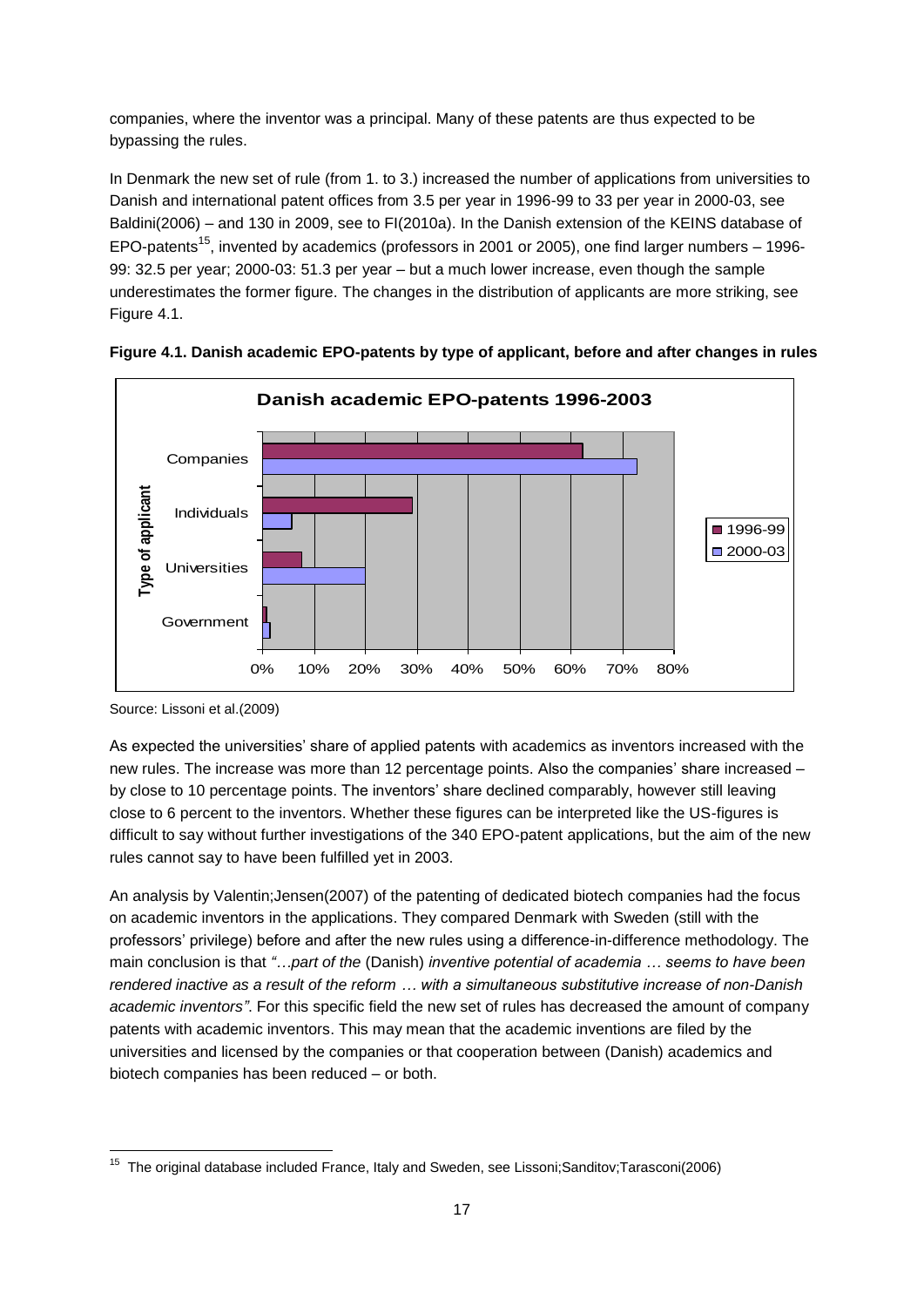companies, where the inventor was a principal. Many of these patents are thus expected to be bypassing the rules.

In Denmark the new set of rule (from 1. to 3.) increased the number of applications from universities to Danish and international patent offices from 3.5 per year in 1996-99 to 33 per year in 2000-03, see Baldini(2006) – and 130 in 2009, see to FI(2010a). In the Danish extension of the KEINS database of EPO-patents[15], invented by academics (professors in 2001 or 2005), one find larger numbers – 1996-99: 32.5 per year; 2000-03: 51.3 per year – but a much lower increase, even though the sample underestimates the former figure. The changes in the distribution of applicants are more striking, see Figure 4.1.

**Figure 4.1. Danish academic EPO-patents by type of applicant, before and after changes in rules**

Source: Lissoni et al.(2009)

As expected the universities' share of applied patents with academics as inventors increased with the new rules. The increase was more than 12 percentage points. Also the companies' share increased – by close to 10 percentage points. The inventors' share declined comparably, however still leaving close to 6 percent to the inventors. Whether these figures can be interpreted like the US-figures is difficult to say without further investigations of the 340 EPO-patent applications, but the aim of the new rules cannot say to have been fulfilled yet in 2003.

An analysis by Valentin;Jensen(2007) of the patenting of dedicated biotech companies had the focus on academic inventors in the applications. They compared Denmark with Sweden (still with the professors' privilege) before and after the new rules using a difference-in-difference methodology. The main conclusion is that *"…part of the* (Danish) *inventive potential of academia … seems to have been rendered inactive as a result of the reform … with a simultaneous substitutive increase of non-Danish academic inventors"*. For this specific field the new set of rules has decreased the amount of company patents with academic inventors. This may mean that the academic inventions are filed by the universities and licensed by the companies or that cooperation between (Danish) academics and biotech companies has been reduced – or both.

---

[15] The original database included France, Italy and Sweden, see Lissoni;Sanditov;Tarasconi(2006)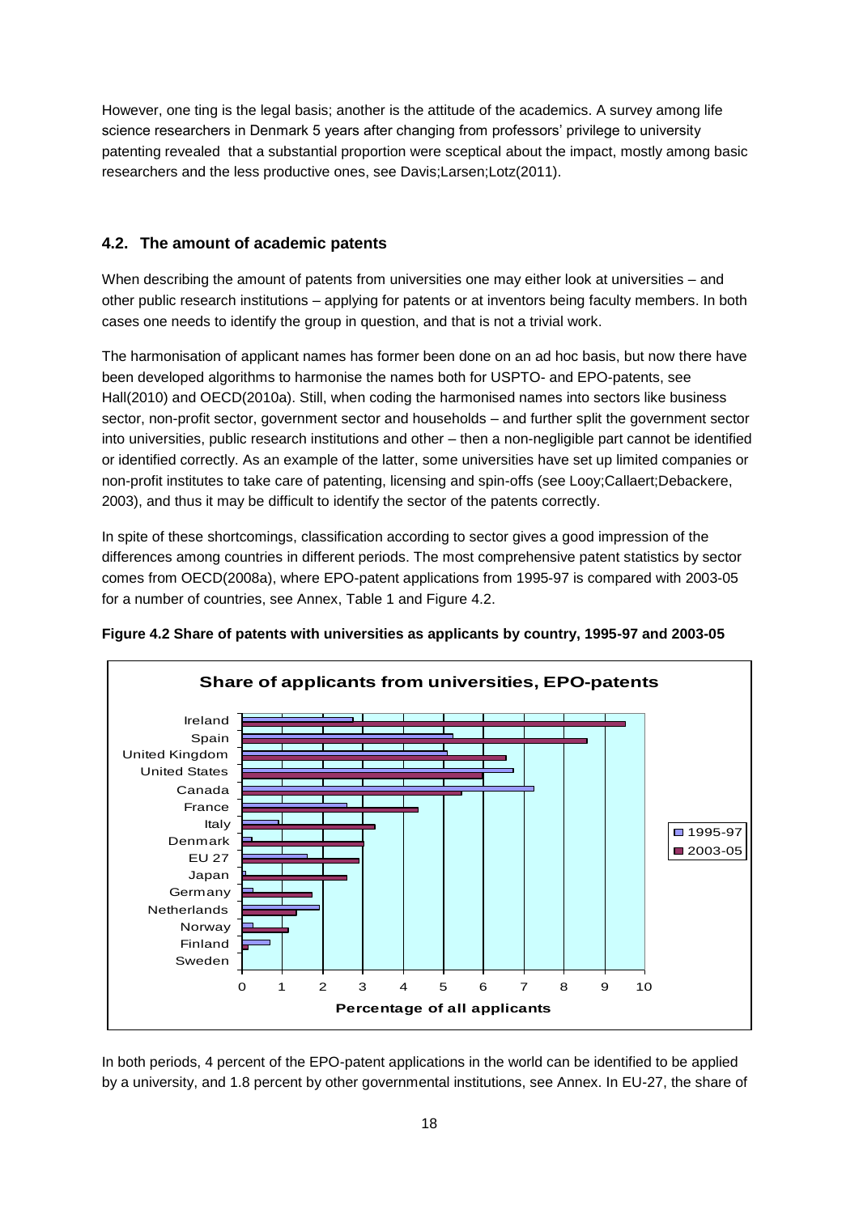However, one ting is the legal basis; another is the attitude of the academics. A survey among life science researchers in Denmark 5 years after changing from professors' privilege to university patenting revealed that a substantial proportion were sceptical about the impact, mostly among basic researchers and the less productive ones, see Davis;Larsen;Lotz(2011).

## 4.2. The amount of academic patents

When describing the amount of patents from universities one may either look at universities – and other public research institutions – applying for patents or at inventors being faculty members. In both cases one needs to identify the group in question, and that is not a trivial work.

The harmonisation of applicant names has former been done on an ad hoc basis, but now there have been developed algorithms to harmonise the names both for USPTO- and EPO-patents, see Hall(2010) and OECD(2010a). Still, when coding the harmonised names into sectors like business sector, non-profit sector, government sector and households – and further split the government sector into universities, public research institutions and other – then a non-negligible part cannot be identified or identified correctly. As an example of the latter, some universities have set up limited companies or non-profit institutes to take care of patenting, licensing and spin-offs (see Looy;Callaert;Debackere, 2003), and thus it may be difficult to identify the sector of the patents correctly.

In spite of these shortcomings, classification according to sector gives a good impression of the differences among countries in different periods. The most comprehensive patent statistics by sector comes from OECD(2008a), where EPO-patent applications from 1995-97 is compared with 2003-05 for a number of countries, see Annex, Table 1 and Figure 4.2.

**Figure 4.2 Share of patents with universities as applicants by country, 1995-97 and 2003-05**

**Share of applicants from universities, EPO-patents**

(Horizontal bar chart; x-axis: Percentage of all applicants, 0–10; legend: 1995-97, 2003-05; countries: Ireland, Spain, United Kingdom, United States, Canada, France, Italy, Denmark, EU 27, Japan, Germany, Netherlands, Norway, Finland, Sweden)

In both periods, 4 percent of the EPO-patent applications in the world can be identified to be applied by a university, and 1.8 percent by other governmental institutions, see Annex. In EU-27, the share of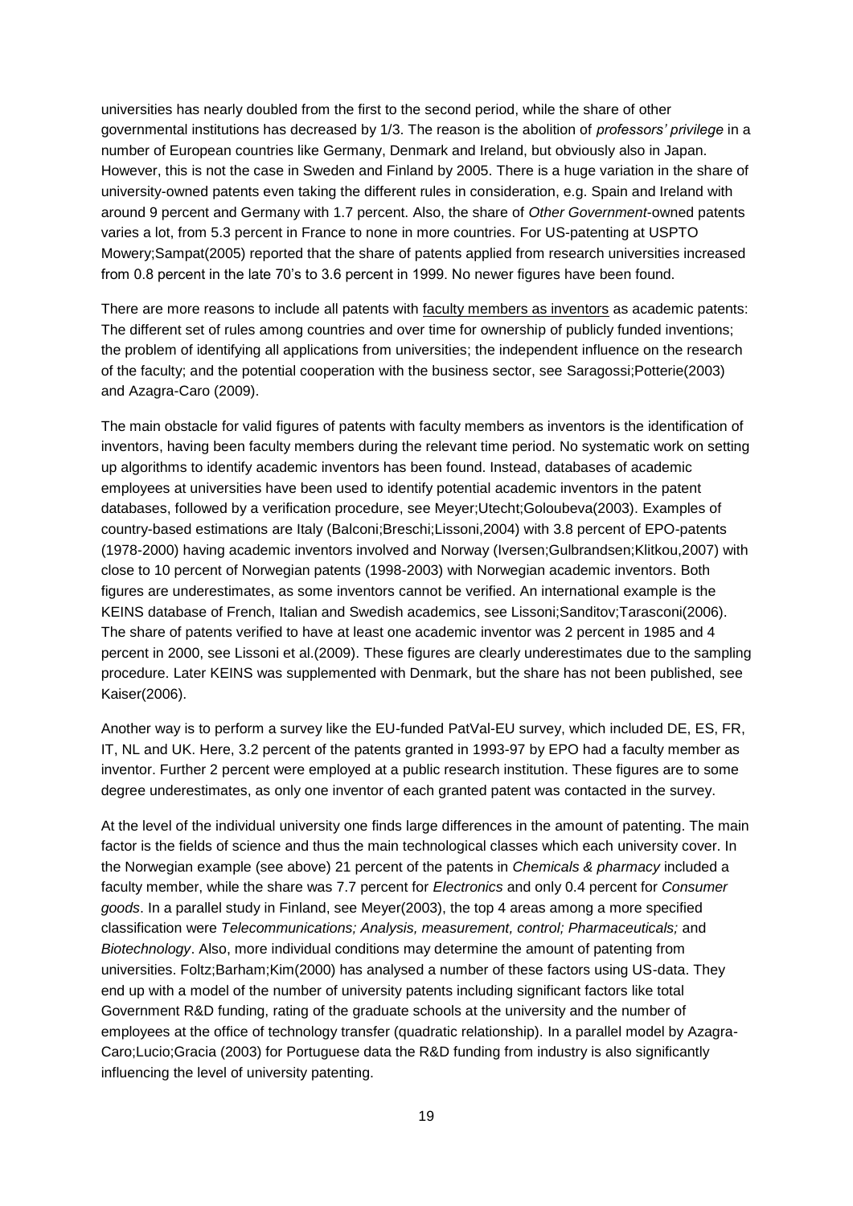universities has nearly doubled from the first to the second period, while the share of other governmental institutions has decreased by 1/3. The reason is the abolition of *professors' privilege* in a number of European countries like Germany, Denmark and Ireland, but obviously also in Japan. However, this is not the case in Sweden and Finland by 2005. There is a huge variation in the share of university-owned patents even taking the different rules in consideration, e.g. Spain and Ireland with around 9 percent and Germany with 1.7 percent. Also, the share of *Other Government*-owned patents varies a lot, from 5.3 percent in France to none in more countries. For US-patenting at USPTO Mowery;Sampat(2005) reported that the share of patents applied from research universities increased from 0.8 percent in the late 70's to 3.6 percent in 1999. No newer figures have been found.

There are more reasons to include all patents with faculty members as inventors as academic patents: The different set of rules among countries and over time for ownership of publicly funded inventions; the problem of identifying all applications from universities; the independent influence on the research of the faculty; and the potential cooperation with the business sector, see Saragossi;Potterie(2003) and Azagra-Caro (2009).

The main obstacle for valid figures of patents with faculty members as inventors is the identification of inventors, having been faculty members during the relevant time period. No systematic work on setting up algorithms to identify academic inventors has been found. Instead, databases of academic employees at universities have been used to identify potential academic inventors in the patent databases, followed by a verification procedure, see Meyer;Utecht;Goloubeva(2003). Examples of country-based estimations are Italy (Balconi;Breschi;Lissoni,2004) with 3.8 percent of EPO-patents (1978-2000) having academic inventors involved and Norway (Iversen;Gulbrandsen;Klitkou,2007) with close to 10 percent of Norwegian patents (1998-2003) with Norwegian academic inventors. Both figures are underestimates, as some inventors cannot be verified. An international example is the KEINS database of French, Italian and Swedish academics, see Lissoni;Sanditov;Tarasconi(2006). The share of patents verified to have at least one academic inventor was 2 percent in 1985 and 4 percent in 2000, see Lissoni et al.(2009). These figures are clearly underestimates due to the sampling procedure. Later KEINS was supplemented with Denmark, but the share has not been published, see Kaiser(2006).

Another way is to perform a survey like the EU-funded PatVal-EU survey, which included DE, ES, FR, IT, NL and UK. Here, 3.2 percent of the patents granted in 1993-97 by EPO had a faculty member as inventor. Further 2 percent were employed at a public research institution. These figures are to some degree underestimates, as only one inventor of each granted patent was contacted in the survey.

At the level of the individual university one finds large differences in the amount of patenting. The main factor is the fields of science and thus the main technological classes which each university cover. In the Norwegian example (see above) 21 percent of the patents in *Chemicals & pharmacy* included a faculty member, while the share was 7.7 percent for *Electronics* and only 0.4 percent for *Consumer goods*. In a parallel study in Finland, see Meyer(2003), the top 4 areas among a more specified classification were *Telecommunications; Analysis, measurement, control; Pharmaceuticals;* and *Biotechnology*. Also, more individual conditions may determine the amount of patenting from universities. Foltz;Barham;Kim(2000) has analysed a number of these factors using US-data. They end up with a model of the number of university patents including significant factors like total Government R&D funding, rating of the graduate schools at the university and the number of employees at the office of technology transfer (quadratic relationship). In a parallel model by Azagra-Caro;Lucio;Gracia (2003) for Portuguese data the R&D funding from industry is also significantly influencing the level of university patenting.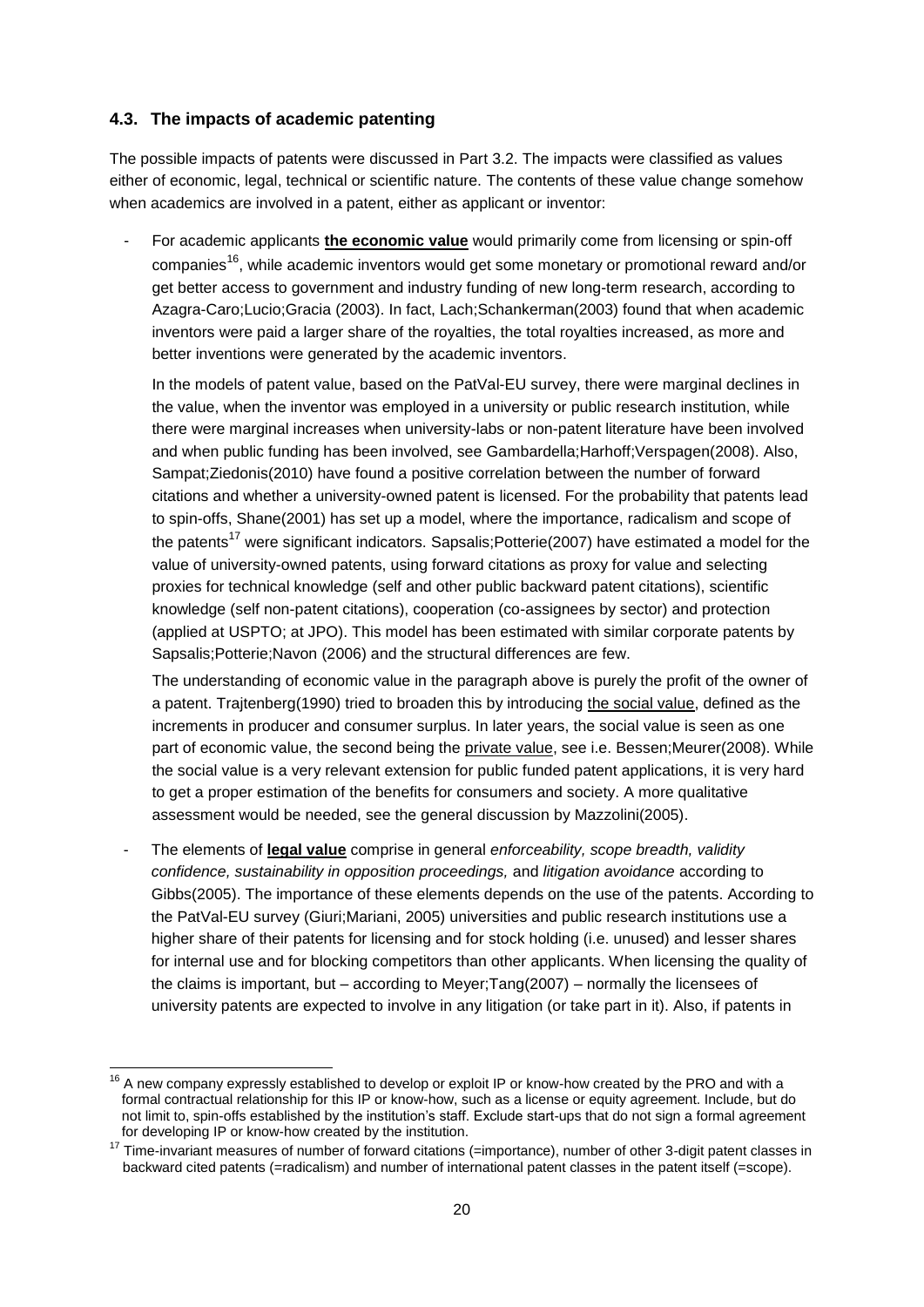### 4.3. The impacts of academic patenting

The possible impacts of patents were discussed in Part 3.2. The impacts were classified as values either of economic, legal, technical or scientific nature. The contents of these value change somehow when academics are involved in a patent, either as applicant or inventor:

- For academic applicants **the economic value** would primarily come from licensing or spin-off companies[16], while academic inventors would get some monetary or promotional reward and/or get better access to government and industry funding of new long-term research, according to Azagra-Caro;Lucio;Gracia (2003). In fact, Lach;Schankerman(2003) found that when academic inventors were paid a larger share of the royalties, the total royalties increased, as more and better inventions were generated by the academic inventors.

  In the models of patent value, based on the PatVal-EU survey, there were marginal declines in the value, when the inventor was employed in a university or public research institution, while there were marginal increases when university-labs or non-patent literature have been involved and when public funding has been involved, see Gambardella;Harhoff;Verspagen(2008). Also, Sampat;Ziedonis(2010) have found a positive correlation between the number of forward citations and whether a university-owned patent is licensed. For the probability that patents lead to spin-offs, Shane(2001) has set up a model, where the importance, radicalism and scope of the patents[17] were significant indicators. Sapsalis;Potterie(2007) have estimated a model for the value of university-owned patents, using forward citations as proxy for value and selecting proxies for technical knowledge (self and other public backward patent citations), scientific knowledge (self non-patent citations), cooperation (co-assignees by sector) and protection (applied at USPTO; at JPO). This model has been estimated with similar corporate patents by Sapsalis;Potterie;Navon (2006) and the structural differences are few.

  The understanding of economic value in the paragraph above is purely the profit of the owner of a patent. Trajtenberg(1990) tried to broaden this by introducing the social value, defined as the increments in producer and consumer surplus. In later years, the social value is seen as one part of economic value, the second being the private value, see i.e. Bessen;Meurer(2008). While the social value is a very relevant extension for public funded patent applications, it is very hard to get a proper estimation of the benefits for consumers and society. A more qualitative assessment would be needed, see the general discussion by Mazzolini(2005).

- The elements of **legal value** comprise in general *enforceability, scope breadth, validity confidence, sustainability in opposition proceedings,* and *litigation avoidance* according to Gibbs(2005). The importance of these elements depends on the use of the patents. According to the PatVal-EU survey (Giuri;Mariani, 2005) universities and public research institutions use a higher share of their patents for licensing and for stock holding (i.e. unused) and lesser shares for internal use and for blocking competitors than other applicants. When licensing the quality of the claims is important, but – according to Meyer;Tang(2007) – normally the licensees of university patents are expected to involve in any litigation (or take part in it). Also, if patents in

[16] A new company expressly established to develop or exploit IP or know-how created by the PRO and with a formal contractual relationship for this IP or know-how, such as a license or equity agreement. Include, but do not limit to, spin-offs established by the institution's staff. Exclude start-ups that do not sign a formal agreement for developing IP or know-how created by the institution.

[17] Time-invariant measures of number of forward citations (=importance), number of other 3-digit patent classes in backward cited patents (=radicalism) and number of international patent classes in the patent itself (=scope).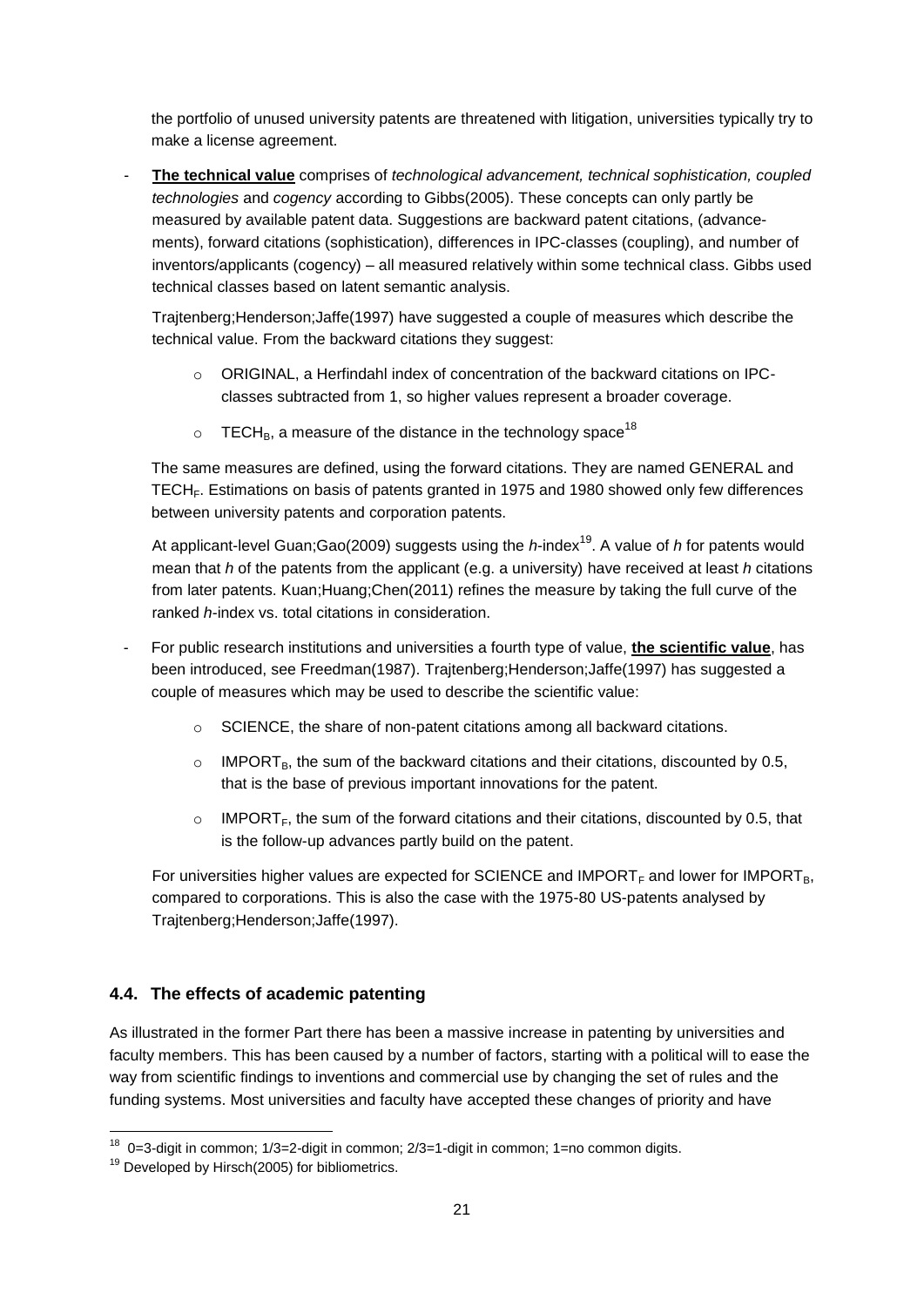the portfolio of unused university patents are threatened with litigation, universities typically try to make a license agreement.

- **The technical value** comprises of *technological advancement, technical sophistication, coupled technologies* and *cogency* according to Gibbs(2005). These concepts can only partly be measured by available patent data. Suggestions are backward patent citations, (advancements), forward citations (sophistication), differences in IPC-classes (coupling), and number of inventors/applicants (cogency) – all measured relatively within some technical class. Gibbs used technical classes based on latent semantic analysis.

  Trajtenberg;Henderson;Jaffe(1997) have suggested a couple of measures which describe the technical value. From the backward citations they suggest:

  - ORIGINAL, a Herfindahl index of concentration of the backward citations on IPC-classes subtracted from 1, so higher values represent a broader coverage.
  - $TECH_B$, a measure of the distance in the technology space[18]

  The same measures are defined, using the forward citations. They are named GENERAL and $TECH_F$. Estimations on basis of patents granted in 1975 and 1980 showed only few differences between university patents and corporation patents.

  At applicant-level Guan;Gao(2009) suggests using the *h*-index[19]. A value of *h* for patents would mean that *h* of the patents from the applicant (e.g. a university) have received at least *h* citations from later patents. Kuan;Huang;Chen(2011) refines the measure by taking the full curve of the ranked *h*-index vs. total citations in consideration.

- For public research institutions and universities a fourth type of value, **the scientific value**, has been introduced, see Freedman(1987). Trajtenberg;Henderson;Jaffe(1997) has suggested a couple of measures which may be used to describe the scientific value:

  - SCIENCE, the share of non-patent citations among all backward citations.
  - $IMPORT_B$, the sum of the backward citations and their citations, discounted by 0.5, that is the base of previous important innovations for the patent.
  - $IMPORT_F$, the sum of the forward citations and their citations, discounted by 0.5, that is the follow-up advances partly build on the patent.

  For universities higher values are expected for SCIENCE and $IMPORT_F$ and lower for $IMPORT_B$, compared to corporations. This is also the case with the 1975-80 US-patents analysed by Trajtenberg;Henderson;Jaffe(1997).

### 4.4. The effects of academic patenting

As illustrated in the former Part there has been a massive increase in patenting by universities and faculty members. This has been caused by a number of factors, starting with a political will to ease the way from scientific findings to inventions and commercial use by changing the set of rules and the funding systems. Most universities and faculty have accepted these changes of priority and have

---

[18] 0=3-digit in common; 1/3=2-digit in common; 2/3=1-digit in common; 1=no common digits.

[19] Developed by Hirsch(2005) for bibliometrics.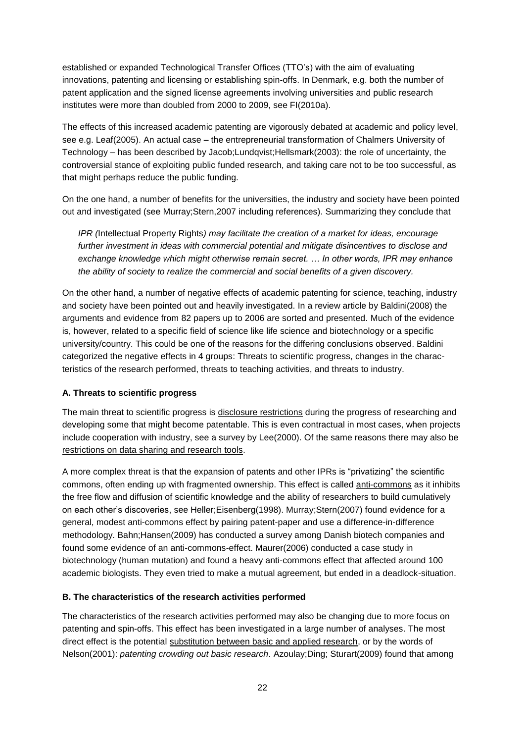established or expanded Technological Transfer Offices (TTO's) with the aim of evaluating innovations, patenting and licensing or establishing spin-offs. In Denmark, e.g. both the number of patent application and the signed license agreements involving universities and public research institutes were more than doubled from 2000 to 2009, see FI(2010a).

The effects of this increased academic patenting are vigorously debated at academic and policy level, see e.g. Leaf(2005). An actual case – the entrepreneurial transformation of Chalmers University of Technology – has been described by Jacob;Lundqvist;Hellsmark(2003): the role of uncertainty, the controversial stance of exploiting public funded research, and taking care not to be too successful, as that might perhaps reduce the public funding.

On the one hand, a number of benefits for the universities, the industry and society have been pointed out and investigated (see Murray;Stern,2007 including references). Summarizing they conclude that

> *IPR (*Intellectual Property Rights*) may facilitate the creation of a market for ideas, encourage further investment in ideas with commercial potential and mitigate disincentives to disclose and exchange knowledge which might otherwise remain secret. … In other words, IPR may enhance the ability of society to realize the commercial and social benefits of a given discovery.*

On the other hand, a number of negative effects of academic patenting for science, teaching, industry and society have been pointed out and heavily investigated. In a review article by Baldini(2008) the arguments and evidence from 82 papers up to 2006 are sorted and presented. Much of the evidence is, however, related to a specific field of science like life science and biotechnology or a specific university/country. This could be one of the reasons for the differing conclusions observed. Baldini categorized the negative effects in 4 groups: Threats to scientific progress, changes in the characteristics of the research performed, threats to teaching activities, and threats to industry.

**A. Threats to scientific progress**

The main threat to scientific progress is <u>disclosure restrictions</u> during the progress of researching and developing some that might become patentable. This is even contractual in most cases, when projects include cooperation with industry, see a survey by Lee(2000). Of the same reasons there may also be <u>restrictions on data sharing and research tools</u>.

A more complex threat is that the expansion of patents and other IPRs is "privatizing" the scientific commons, often ending up with fragmented ownership. This effect is called <u>anti-commons</u> as it inhibits the free flow and diffusion of scientific knowledge and the ability of researchers to build cumulatively on each other's discoveries, see Heller;Eisenberg(1998). Murray;Stern(2007) found evidence for a general, modest anti-commons effect by pairing patent-paper and use a difference-in-difference methodology. Bahn;Hansen(2009) has conducted a survey among Danish biotech companies and found some evidence of an anti-commons-effect. Maurer(2006) conducted a case study in biotechnology (human mutation) and found a heavy anti-commons effect that affected around 100 academic biologists. They even tried to make a mutual agreement, but ended in a deadlock-situation.

**B. The characteristics of the research activities performed**

The characteristics of the research activities performed may also be changing due to more focus on patenting and spin-offs. This effect has been investigated in a large number of analyses. The most direct effect is the potential <u>substitution between basic and applied research</u>, or by the words of Nelson(2001): *patenting crowding out basic research*. Azoulay;Ding; Sturart(2009) found that among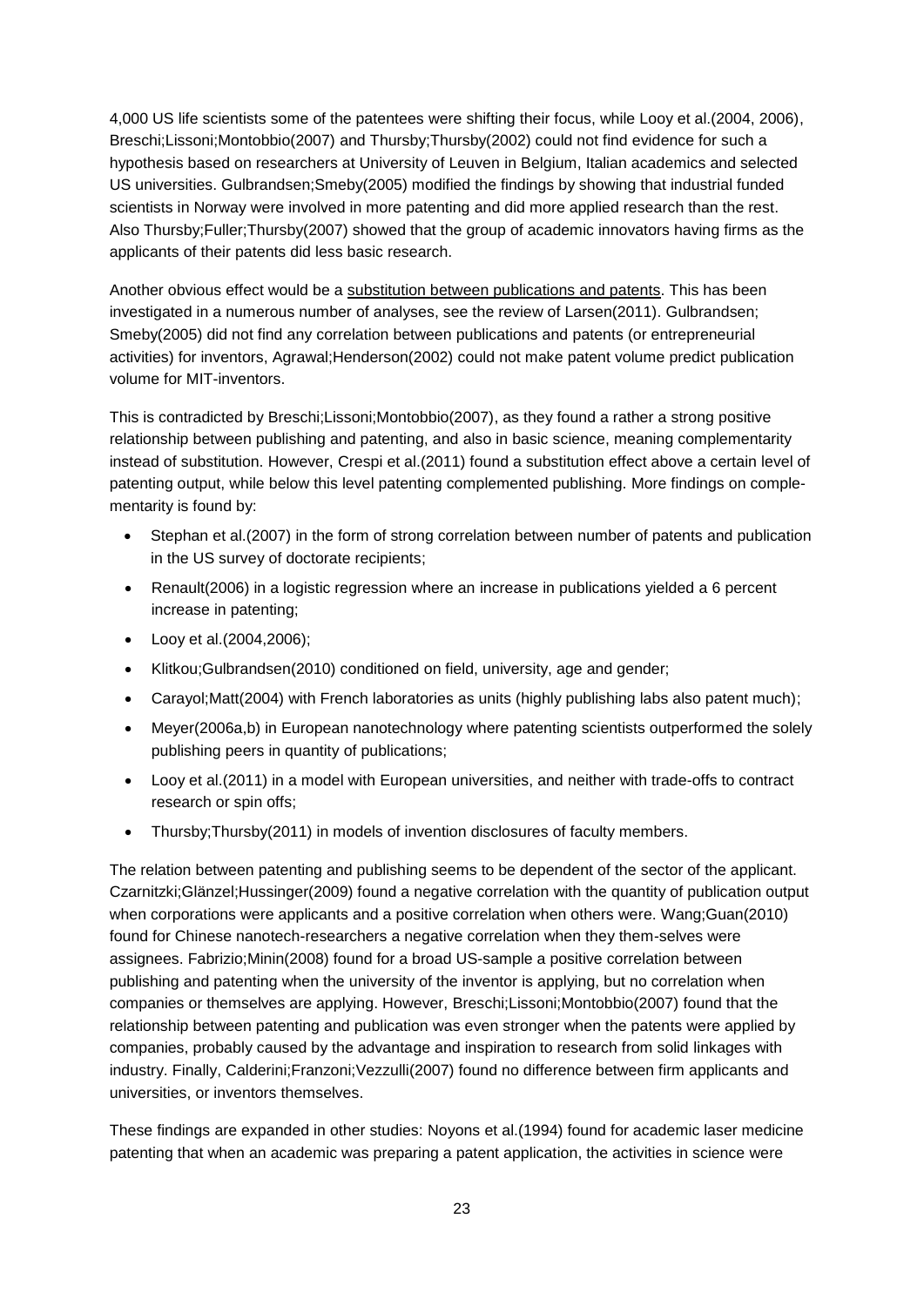4,000 US life scientists some of the patentees were shifting their focus, while Looy et al.(2004, 2006), Breschi;Lissoni;Montobbio(2007) and Thursby;Thursby(2002) could not find evidence for such a hypothesis based on researchers at University of Leuven in Belgium, Italian academics and selected US universities. Gulbrandsen;Smeby(2005) modified the findings by showing that industrial funded scientists in Norway were involved in more patenting and did more applied research than the rest. Also Thursby;Fuller;Thursby(2007) showed that the group of academic innovators having firms as the applicants of their patents did less basic research.

Another obvious effect would be a substitution between publications and patents. This has been investigated in a numerous number of analyses, see the review of Larsen(2011). Gulbrandsen; Smeby(2005) did not find any correlation between publications and patents (or entrepreneurial activities) for inventors, Agrawal;Henderson(2002) could not make patent volume predict publication volume for MIT-inventors.

This is contradicted by Breschi;Lissoni;Montobbio(2007), as they found a rather a strong positive relationship between publishing and patenting, and also in basic science, meaning complementarity instead of substitution. However, Crespi et al.(2011) found a substitution effect above a certain level of patenting output, while below this level patenting complemented publishing. More findings on complementarity is found by:

- Stephan et al.(2007) in the form of strong correlation between number of patents and publication in the US survey of doctorate recipients;
- Renault(2006) in a logistic regression where an increase in publications yielded a 6 percent increase in patenting;
- Looy et al.(2004,2006);
- Klitkou;Gulbrandsen(2010) conditioned on field, university, age and gender;
- Carayol;Matt(2004) with French laboratories as units (highly publishing labs also patent much);
- Meyer(2006a,b) in European nanotechnology where patenting scientists outperformed the solely publishing peers in quantity of publications;
- Looy et al.(2011) in a model with European universities, and neither with trade-offs to contract research or spin offs;
- Thursby;Thursby(2011) in models of invention disclosures of faculty members.

The relation between patenting and publishing seems to be dependent of the sector of the applicant. Czarnitzki;Glänzel;Hussinger(2009) found a negative correlation with the quantity of publication output when corporations were applicants and a positive correlation when others were. Wang;Guan(2010) found for Chinese nanotech-researchers a negative correlation when they them-selves were assignees. Fabrizio;Minin(2008) found for a broad US-sample a positive correlation between publishing and patenting when the university of the inventor is applying, but no correlation when companies or themselves are applying. However, Breschi;Lissoni;Montobbio(2007) found that the relationship between patenting and publication was even stronger when the patents were applied by companies, probably caused by the advantage and inspiration to research from solid linkages with industry. Finally, Calderini;Franzoni;Vezzulli(2007) found no difference between firm applicants and universities, or inventors themselves.

These findings are expanded in other studies: Noyons et al.(1994) found for academic laser medicine patenting that when an academic was preparing a patent application, the activities in science were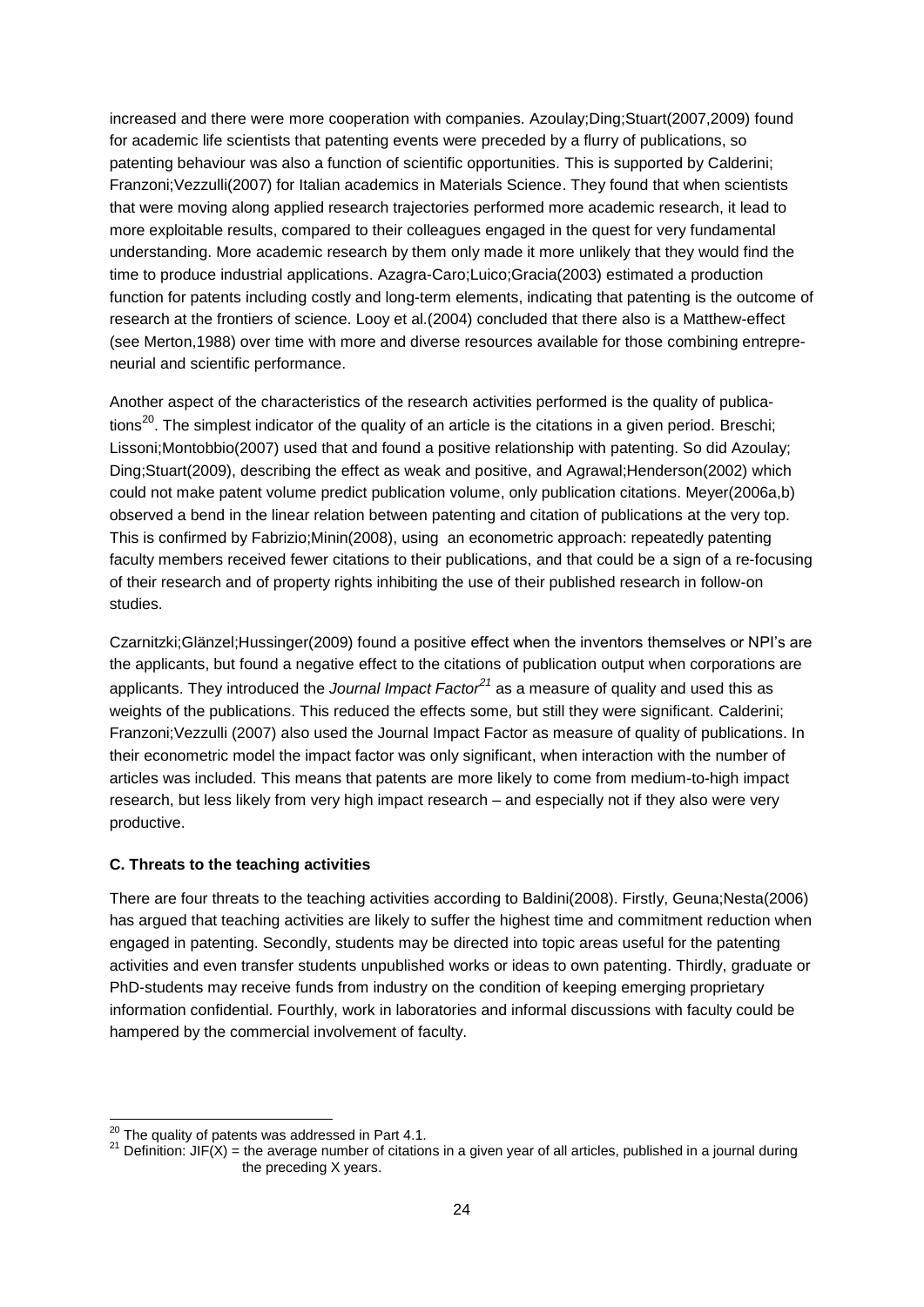increased and there were more cooperation with companies. Azoulay;Ding;Stuart(2007,2009) found for academic life scientists that patenting events were preceded by a flurry of publications, so patenting behaviour was also a function of scientific opportunities. This is supported by Calderini; Franzoni;Vezzulli(2007) for Italian academics in Materials Science. They found that when scientists that were moving along applied research trajectories performed more academic research, it lead to more exploitable results, compared to their colleagues engaged in the quest for very fundamental understanding. More academic research by them only made it more unlikely that they would find the time to produce industrial applications. Azagra-Caro;Luico;Gracia(2003) estimated a production function for patents including costly and long-term elements, indicating that patenting is the outcome of research at the frontiers of science. Looy et al.(2004) concluded that there also is a Matthew-effect (see Merton,1988) over time with more and diverse resources available for those combining entrepreneurial and scientific performance.

Another aspect of the characteristics of the research activities performed is the quality of publications[20]. The simplest indicator of the quality of an article is the citations in a given period. Breschi; Lissoni;Montobbio(2007) used that and found a positive relationship with patenting. So did Azoulay; Ding;Stuart(2009), describing the effect as weak and positive, and Agrawal;Henderson(2002) which could not make patent volume predict publication volume, only publication citations. Meyer(2006a,b) observed a bend in the linear relation between patenting and citation of publications at the very top. This is confirmed by Fabrizio;Minin(2008), using an econometric approach: repeatedly patenting faculty members received fewer citations to their publications, and that could be a sign of a re-focusing of their research and of property rights inhibiting the use of their published research in follow-on studies.

Czarnitzki;Glänzel;Hussinger(2009) found a positive effect when the inventors themselves or NPI's are the applicants, but found a negative effect to the citations of publication output when corporations are applicants. They introduced the *Journal Impact Factor*[21] as a measure of quality and used this as weights of the publications. This reduced the effects some, but still they were significant. Calderini; Franzoni;Vezzulli (2007) also used the Journal Impact Factor as measure of quality of publications. In their econometric model the impact factor was only significant, when interaction with the number of articles was included. This means that patents are more likely to come from medium-to-high impact research, but less likely from very high impact research – and especially not if they also were very productive.

**C. Threats to the teaching activities**

There are four threats to the teaching activities according to Baldini(2008). Firstly, Geuna;Nesta(2006) has argued that teaching activities are likely to suffer the highest time and commitment reduction when engaged in patenting. Secondly, students may be directed into topic areas useful for the patenting activities and even transfer students unpublished works or ideas to own patenting. Thirdly, graduate or PhD-students may receive funds from industry on the condition of keeping emerging proprietary information confidential. Fourthly, work in laboratories and informal discussions with faculty could be hampered by the commercial involvement of faculty.

[20] The quality of patents was addressed in Part 4.1.

[21] Definition: JIF(X) = the average number of citations in a given year of all articles, published in a journal during the preceding X years.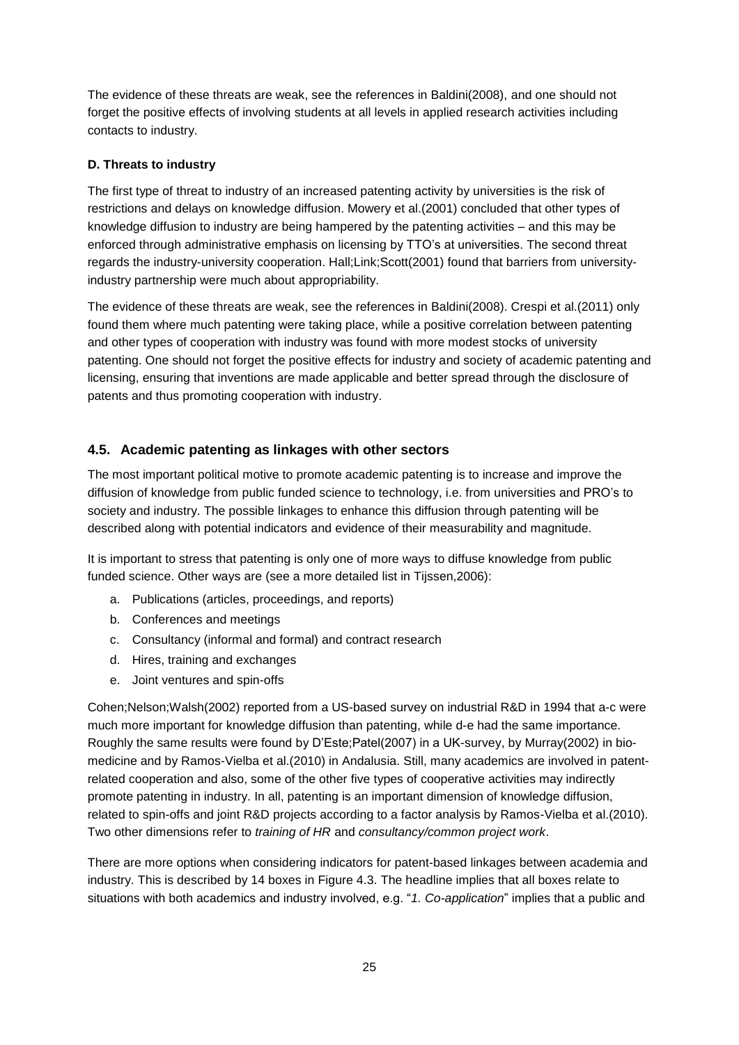The evidence of these threats are weak, see the references in Baldini(2008), and one should not forget the positive effects of involving students at all levels in applied research activities including contacts to industry.

#### D. Threats to industry

The first type of threat to industry of an increased patenting activity by universities is the risk of restrictions and delays on knowledge diffusion. Mowery et al.(2001) concluded that other types of knowledge diffusion to industry are being hampered by the patenting activities – and this may be enforced through administrative emphasis on licensing by TTO's at universities. The second threat regards the industry-university cooperation. Hall;Link;Scott(2001) found that barriers from university-industry partnership were much about appropriability.

The evidence of these threats are weak, see the references in Baldini(2008). Crespi et al.(2011) only found them where much patenting were taking place, while a positive correlation between patenting and other types of cooperation with industry was found with more modest stocks of university patenting. One should not forget the positive effects for industry and society of academic patenting and licensing, ensuring that inventions are made applicable and better spread through the disclosure of patents and thus promoting cooperation with industry.

### 4.5. Academic patenting as linkages with other sectors

The most important political motive to promote academic patenting is to increase and improve the diffusion of knowledge from public funded science to technology, i.e. from universities and PRO's to society and industry. The possible linkages to enhance this diffusion through patenting will be described along with potential indicators and evidence of their measurability and magnitude.

It is important to stress that patenting is only one of more ways to diffuse knowledge from public funded science. Other ways are (see a more detailed list in Tijssen,2006):

a. Publications (articles, proceedings, and reports)
b. Conferences and meetings
c. Consultancy (informal and formal) and contract research
d. Hires, training and exchanges
e. Joint ventures and spin-offs

Cohen;Nelson;Walsh(2002) reported from a US-based survey on industrial R&D in 1994 that a-c were much more important for knowledge diffusion than patenting, while d-e had the same importance. Roughly the same results were found by D'Este;Patel(2007) in a UK-survey, by Murray(2002) in bio-medicine and by Ramos-Vielba et al.(2010) in Andalusia. Still, many academics are involved in patent-related cooperation and also, some of the other five types of cooperative activities may indirectly promote patenting in industry. In all, patenting is an important dimension of knowledge diffusion, related to spin-offs and joint R&D projects according to a factor analysis by Ramos-Vielba et al.(2010). Two other dimensions refer to *training of HR* and *consultancy/common project work*.

There are more options when considering indicators for patent-based linkages between academia and industry. This is described by 14 boxes in Figure 4.3. The headline implies that all boxes relate to situations with both academics and industry involved, e.g. "*1. Co-application*" implies that a public and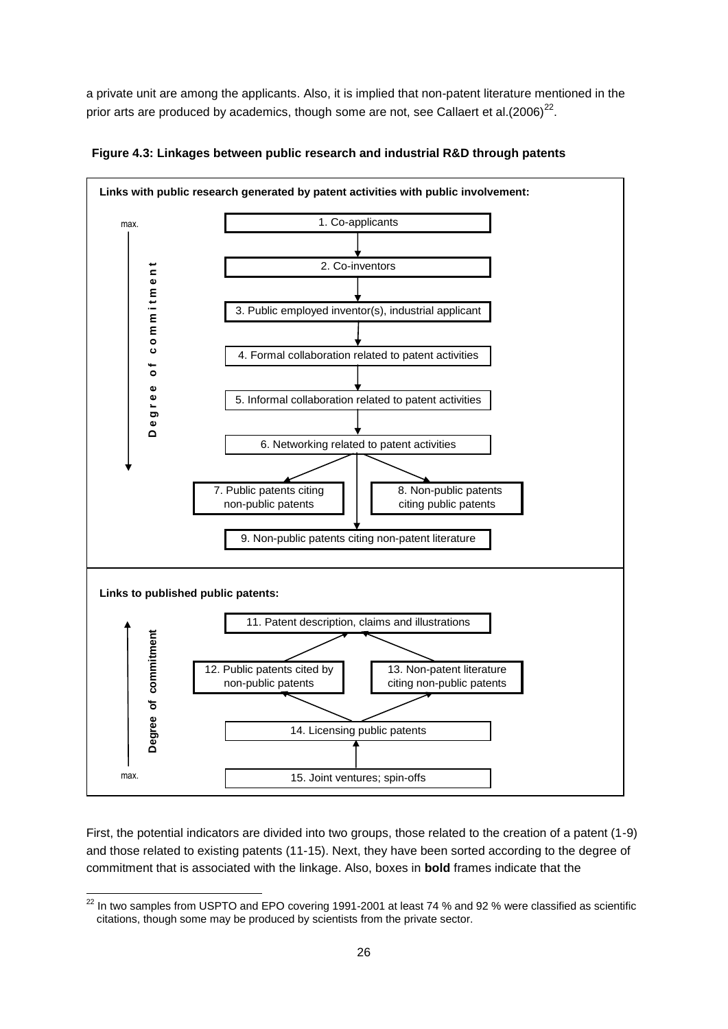a private unit are among the applicants. Also, it is implied that non-patent literature mentioned in the prior arts are produced by academics, though some are not, see Callaert et al.(2006)[22].

**Figure 4.3: Linkages between public research and industrial R&D through patents**

**Links with public research generated by patent activities with public involvement:**

max.

**Degree of commitment**

1. Co-applicants
2. Co-inventors
3. Public employed inventor(s), industrial applicant
4. Formal collaboration related to patent activities
5. Informal collaboration related to patent activities
6. Networking related to patent activities
7. Public patents citing non-public patents
8. Non-public patents citing public patents
9. Non-public patents citing non-patent literature

**Links to published public patents:**

**Degree of commitment**

11. Patent description, claims and illustrations
12. Public patents cited by non-public patents
13. Non-patent literature citing non-public patents
14. Licensing public patents
15. Joint ventures; spin-offs

max.

First, the potential indicators are divided into two groups, those related to the creation of a patent (1-9) and those related to existing patents (11-15). Next, they have been sorted according to the degree of commitment that is associated with the linkage. Also, boxes in **bold** frames indicate that the

[22] In two samples from USPTO and EPO covering 1991-2001 at least 74 % and 92 % were classified as scientific citations, though some may be produced by scientists from the private sector.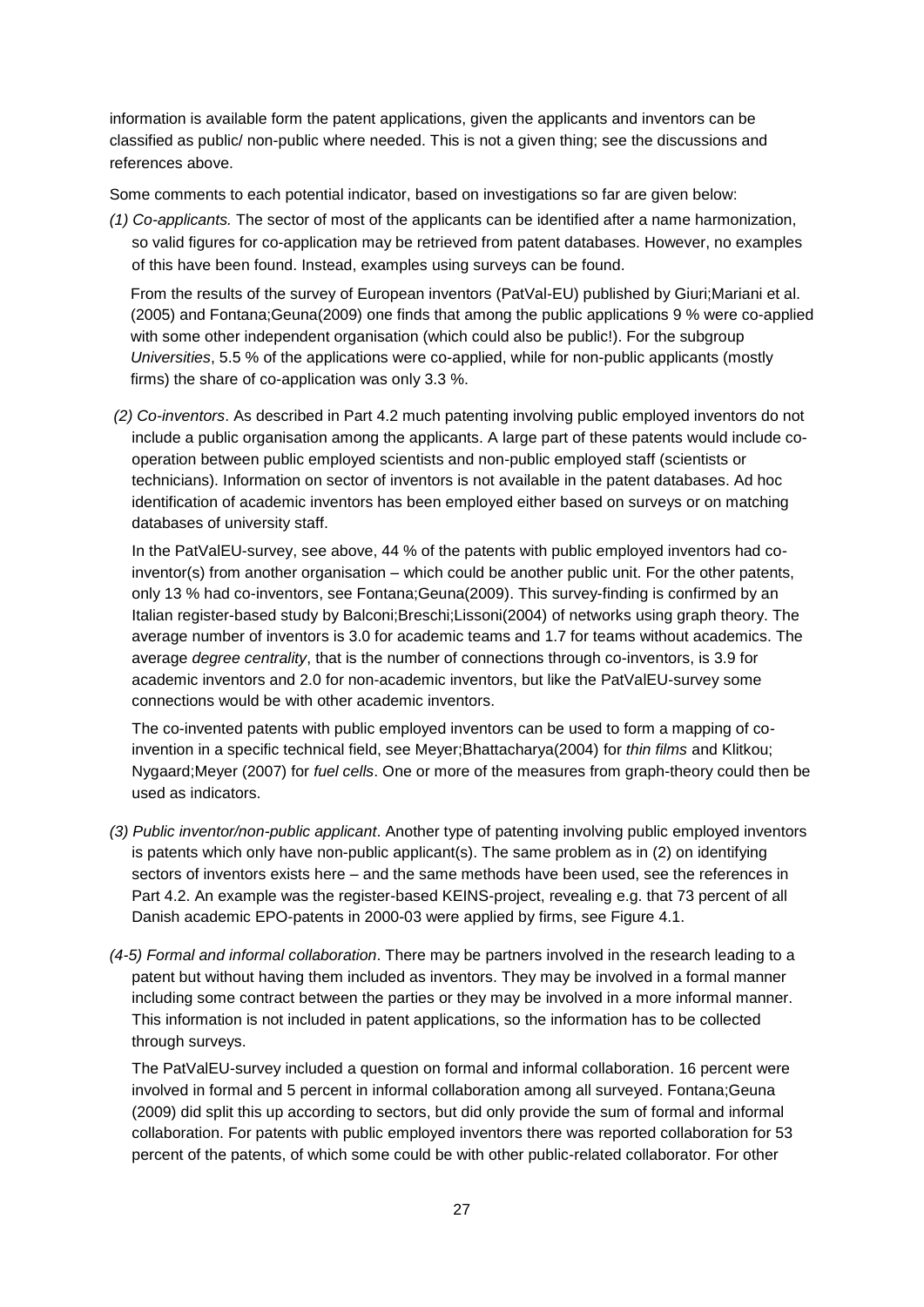information is available form the patent applications, given the applicants and inventors can be classified as public/ non-public where needed. This is not a given thing; see the discussions and references above.

Some comments to each potential indicator, based on investigations so far are given below:

*(1) Co-applicants.* The sector of most of the applicants can be identified after a name harmonization, so valid figures for co-application may be retrieved from patent databases. However, no examples of this have been found. Instead, examples using surveys can be found.

From the results of the survey of European inventors (PatVal-EU) published by Giuri;Mariani et al. (2005) and Fontana;Geuna(2009) one finds that among the public applications 9 % were co-applied with some other independent organisation (which could also be public!). For the subgroup *Universities*, 5.5 % of the applications were co-applied, while for non-public applicants (mostly firms) the share of co-application was only 3.3 %.

*(2) Co-inventors*. As described in Part 4.2 much patenting involving public employed inventors do not include a public organisation among the applicants. A large part of these patents would include co-operation between public employed scientists and non-public employed staff (scientists or technicians). Information on sector of inventors is not available in the patent databases. Ad hoc identification of academic inventors has been employed either based on surveys or on matching databases of university staff.

In the PatValEU-survey, see above, 44 % of the patents with public employed inventors had co-inventor(s) from another organisation – which could be another public unit. For the other patents, only 13 % had co-inventors, see Fontana;Geuna(2009). This survey-finding is confirmed by an Italian register-based study by Balconi;Breschi;Lissoni(2004) of networks using graph theory. The average number of inventors is 3.0 for academic teams and 1.7 for teams without academics. The average *degree centrality*, that is the number of connections through co-inventors, is 3.9 for academic inventors and 2.0 for non-academic inventors, but like the PatValEU-survey some connections would be with other academic inventors.

The co-invented patents with public employed inventors can be used to form a mapping of co-invention in a specific technical field, see Meyer;Bhattacharya(2004) for *thin films* and Klitkou; Nygaard;Meyer (2007) for *fuel cells*. One or more of the measures from graph-theory could then be used as indicators.

*(3) Public inventor/non-public applicant*. Another type of patenting involving public employed inventors is patents which only have non-public applicant(s). The same problem as in (2) on identifying sectors of inventors exists here – and the same methods have been used, see the references in Part 4.2. An example was the register-based KEINS-project, revealing e.g. that 73 percent of all Danish academic EPO-patents in 2000-03 were applied by firms, see Figure 4.1.

*(4-5) Formal and informal collaboration*. There may be partners involved in the research leading to a patent but without having them included as inventors. They may be involved in a formal manner including some contract between the parties or they may be involved in a more informal manner. This information is not included in patent applications, so the information has to be collected through surveys.

The PatValEU-survey included a question on formal and informal collaboration. 16 percent were involved in formal and 5 percent in informal collaboration among all surveyed. Fontana;Geuna (2009) did split this up according to sectors, but did only provide the sum of formal and informal collaboration. For patents with public employed inventors there was reported collaboration for 53 percent of the patents, of which some could be with other public-related collaborator. For other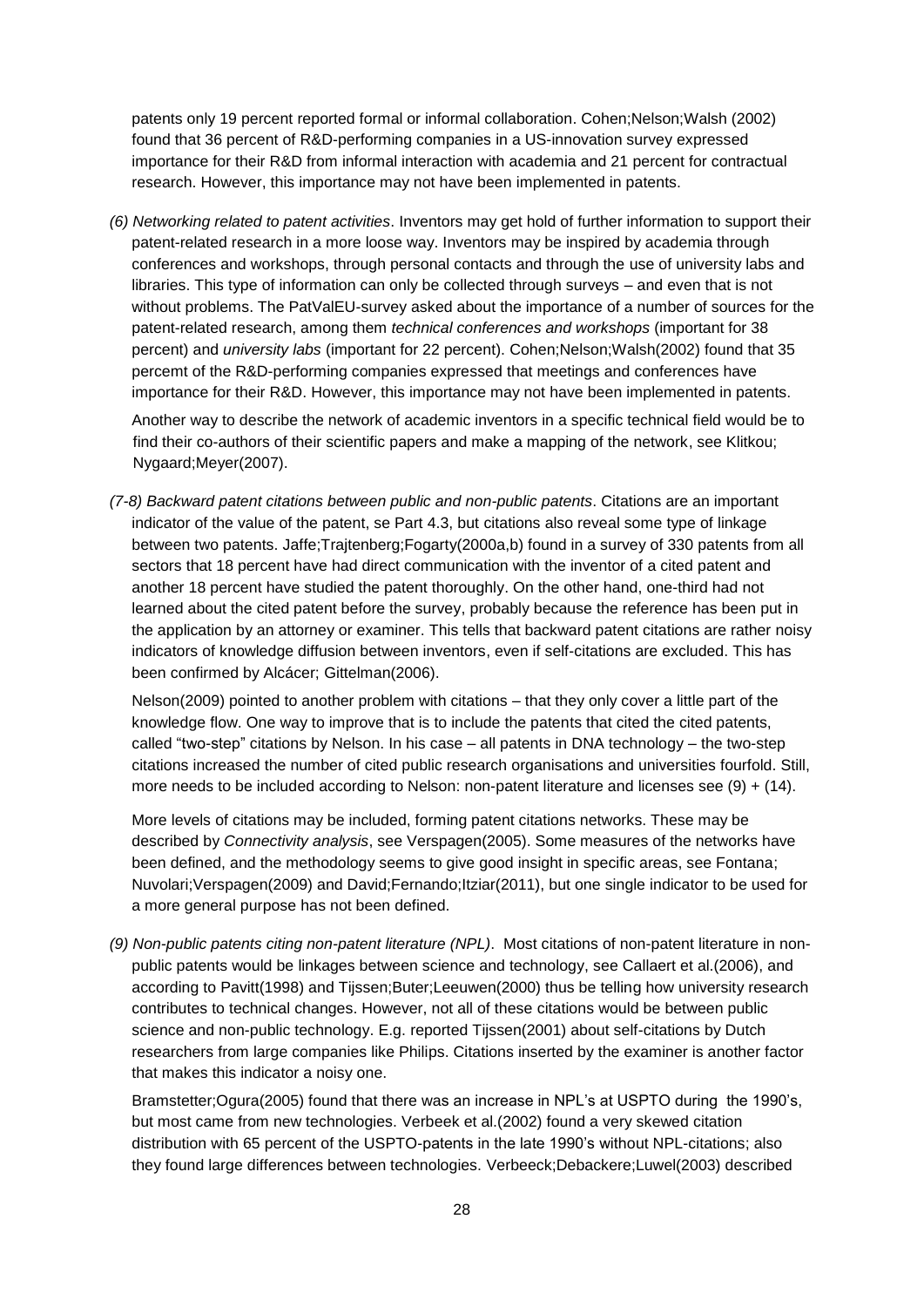patents only 19 percent reported formal or informal collaboration. Cohen;Nelson;Walsh (2002) found that 36 percent of R&D-performing companies in a US-innovation survey expressed importance for their R&D from informal interaction with academia and 21 percent for contractual research. However, this importance may not have been implemented in patents.

*(6) Networking related to patent activities*. Inventors may get hold of further information to support their patent-related research in a more loose way. Inventors may be inspired by academia through conferences and workshops, through personal contacts and through the use of university labs and libraries. This type of information can only be collected through surveys – and even that is not without problems. The PatValEU-survey asked about the importance of a number of sources for the patent-related research, among them *technical conferences and workshops* (important for 38 percent) and *university labs* (important for 22 percent). Cohen;Nelson;Walsh(2002) found that 35 percemt of the R&D-performing companies expressed that meetings and conferences have importance for their R&D. However, this importance may not have been implemented in patents.

Another way to describe the network of academic inventors in a specific technical field would be to find their co-authors of their scientific papers and make a mapping of the network, see Klitkou; Nygaard;Meyer(2007).

*(7-8) Backward patent citations between public and non-public patents*. Citations are an important indicator of the value of the patent, se Part 4.3, but citations also reveal some type of linkage between two patents. Jaffe;Trajtenberg;Fogarty(2000a,b) found in a survey of 330 patents from all sectors that 18 percent have had direct communication with the inventor of a cited patent and another 18 percent have studied the patent thoroughly. On the other hand, one-third had not learned about the cited patent before the survey, probably because the reference has been put in the application by an attorney or examiner. This tells that backward patent citations are rather noisy indicators of knowledge diffusion between inventors, even if self-citations are excluded. This has been confirmed by Alcácer; Gittelman(2006).

Nelson(2009) pointed to another problem with citations – that they only cover a little part of the knowledge flow. One way to improve that is to include the patents that cited the cited patents, called "two-step" citations by Nelson. In his case – all patents in DNA technology – the two-step citations increased the number of cited public research organisations and universities fourfold. Still, more needs to be included according to Nelson: non-patent literature and licenses see (9) + (14).

More levels of citations may be included, forming patent citations networks. These may be described by *Connectivity analysis*, see Verspagen(2005). Some measures of the networks have been defined, and the methodology seems to give good insight in specific areas, see Fontana; Nuvolari;Verspagen(2009) and David;Fernando;Itziar(2011), but one single indicator to be used for a more general purpose has not been defined.

*(9) Non-public patents citing non-patent literature (NPL)*. Most citations of non-patent literature in non-public patents would be linkages between science and technology, see Callaert et al.(2006), and according to Pavitt(1998) and Tijssen;Buter;Leeuwen(2000) thus be telling how university research contributes to technical changes. However, not all of these citations would be between public science and non-public technology. E.g. reported Tijssen(2001) about self-citations by Dutch researchers from large companies like Philips. Citations inserted by the examiner is another factor that makes this indicator a noisy one.

Bramstetter;Ogura(2005) found that there was an increase in NPL's at USPTO during the 1990's, but most came from new technologies. Verbeek et al.(2002) found a very skewed citation distribution with 65 percent of the USPTO-patents in the late 1990's without NPL-citations; also they found large differences between technologies. Verbeeck;Debackere;Luwel(2003) described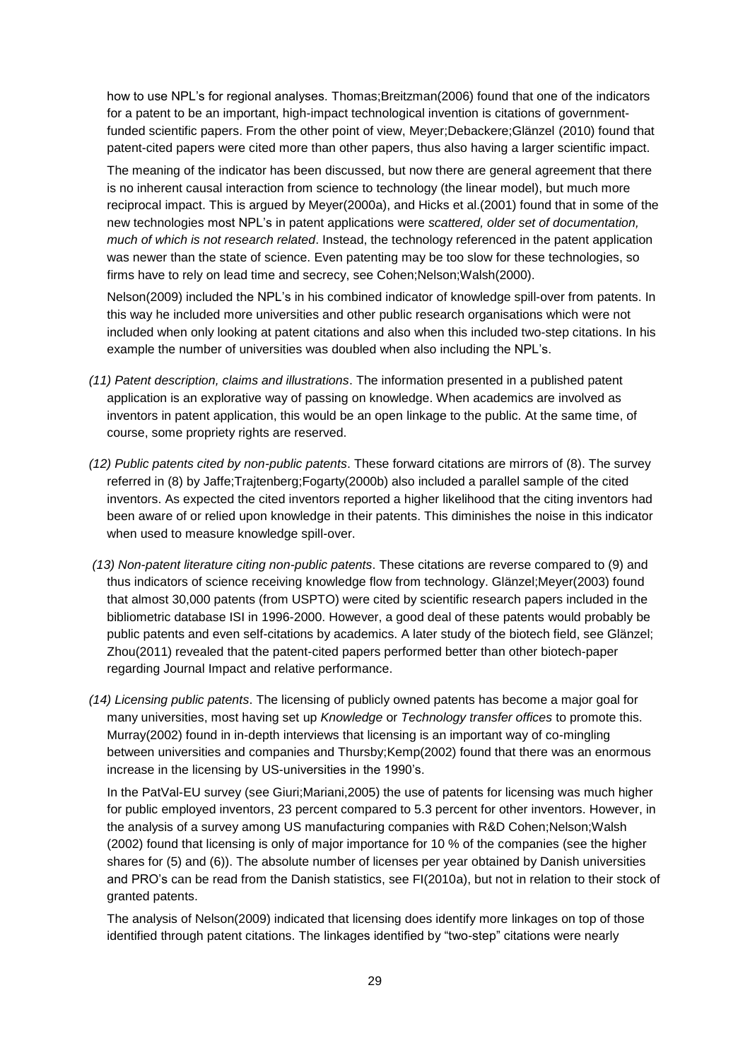how to use NPL's for regional analyses. Thomas;Breitzman(2006) found that one of the indicators for a patent to be an important, high-impact technological invention is citations of government-funded scientific papers. From the other point of view, Meyer;Debackere;Glänzel (2010) found that patent-cited papers were cited more than other papers, thus also having a larger scientific impact.

The meaning of the indicator has been discussed, but now there are general agreement that there is no inherent causal interaction from science to technology (the linear model), but much more reciprocal impact. This is argued by Meyer(2000a), and Hicks et al.(2001) found that in some of the new technologies most NPL's in patent applications were *scattered, older set of documentation, much of which is not research related*. Instead, the technology referenced in the patent application was newer than the state of science. Even patenting may be too slow for these technologies, so firms have to rely on lead time and secrecy, see Cohen;Nelson;Walsh(2000).

Nelson(2009) included the NPL's in his combined indicator of knowledge spill-over from patents. In this way he included more universities and other public research organisations which were not included when only looking at patent citations and also when this included two-step citations. In his example the number of universities was doubled when also including the NPL's.

*(11) Patent description, claims and illustrations*. The information presented in a published patent application is an explorative way of passing on knowledge. When academics are involved as inventors in patent application, this would be an open linkage to the public. At the same time, of course, some propriety rights are reserved.

*(12) Public patents cited by non-public patents*. These forward citations are mirrors of (8). The survey referred in (8) by Jaffe;Trajtenberg;Fogarty(2000b) also included a parallel sample of the cited inventors. As expected the cited inventors reported a higher likelihood that the citing inventors had been aware of or relied upon knowledge in their patents. This diminishes the noise in this indicator when used to measure knowledge spill-over.

*(13) Non-patent literature citing non-public patents*. These citations are reverse compared to (9) and thus indicators of science receiving knowledge flow from technology. Glänzel;Meyer(2003) found that almost 30,000 patents (from USPTO) were cited by scientific research papers included in the bibliometric database ISI in 1996-2000. However, a good deal of these patents would probably be public patents and even self-citations by academics. A later study of the biotech field, see Glänzel; Zhou(2011) revealed that the patent-cited papers performed better than other biotech-paper regarding Journal Impact and relative performance.

*(14) Licensing public patents*. The licensing of publicly owned patents has become a major goal for many universities, most having set up *Knowledge* or *Technology transfer offices* to promote this. Murray(2002) found in in-depth interviews that licensing is an important way of co-mingling between universities and companies and Thursby;Kemp(2002) found that there was an enormous increase in the licensing by US-universities in the 1990's.

In the PatVal-EU survey (see Giuri;Mariani,2005) the use of patents for licensing was much higher for public employed inventors, 23 percent compared to 5.3 percent for other inventors. However, in the analysis of a survey among US manufacturing companies with R&D Cohen;Nelson;Walsh (2002) found that licensing is only of major importance for 10 % of the companies (see the higher shares for (5) and (6)). The absolute number of licenses per year obtained by Danish universities and PRO's can be read from the Danish statistics, see FI(2010a), but not in relation to their stock of granted patents.

The analysis of Nelson(2009) indicated that licensing does identify more linkages on top of those identified through patent citations. The linkages identified by "two-step" citations were nearly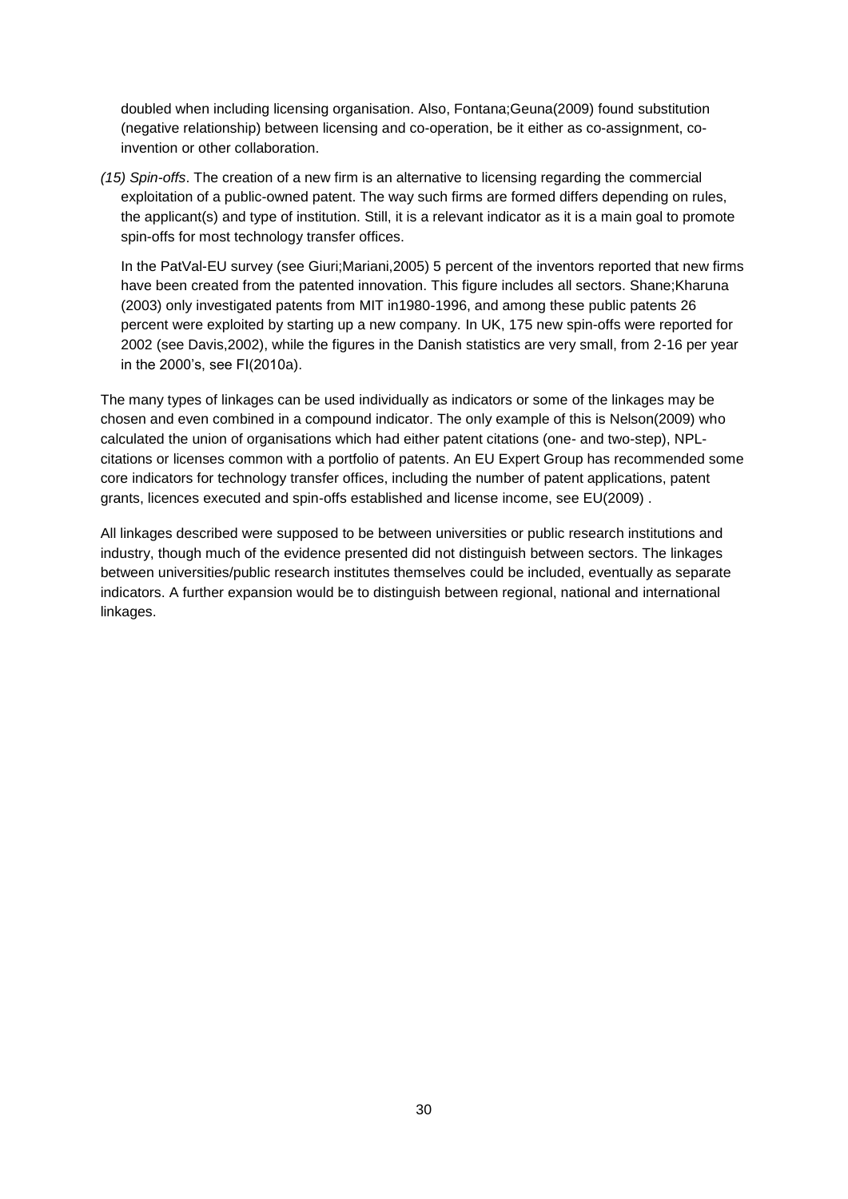doubled when including licensing organisation. Also, Fontana;Geuna(2009) found substitution (negative relationship) between licensing and co-operation, be it either as co-assignment, co-invention or other collaboration.

*(15) Spin-offs*. The creation of a new firm is an alternative to licensing regarding the commercial exploitation of a public-owned patent. The way such firms are formed differs depending on rules, the applicant(s) and type of institution. Still, it is a relevant indicator as it is a main goal to promote spin-offs for most technology transfer offices.

In the PatVal-EU survey (see Giuri;Mariani,2005) 5 percent of the inventors reported that new firms have been created from the patented innovation. This figure includes all sectors. Shane;Kharuna (2003) only investigated patents from MIT in1980-1996, and among these public patents 26 percent were exploited by starting up a new company. In UK, 175 new spin-offs were reported for 2002 (see Davis,2002), while the figures in the Danish statistics are very small, from 2-16 per year in the 2000's, see FI(2010a).

The many types of linkages can be used individually as indicators or some of the linkages may be chosen and even combined in a compound indicator. The only example of this is Nelson(2009) who calculated the union of organisations which had either patent citations (one- and two-step), NPL-citations or licenses common with a portfolio of patents. An EU Expert Group has recommended some core indicators for technology transfer offices, including the number of patent applications, patent grants, licences executed and spin-offs established and license income, see EU(2009) .

All linkages described were supposed to be between universities or public research institutions and industry, though much of the evidence presented did not distinguish between sectors. The linkages between universities/public research institutes themselves could be included, eventually as separate indicators. A further expansion would be to distinguish between regional, national and international linkages.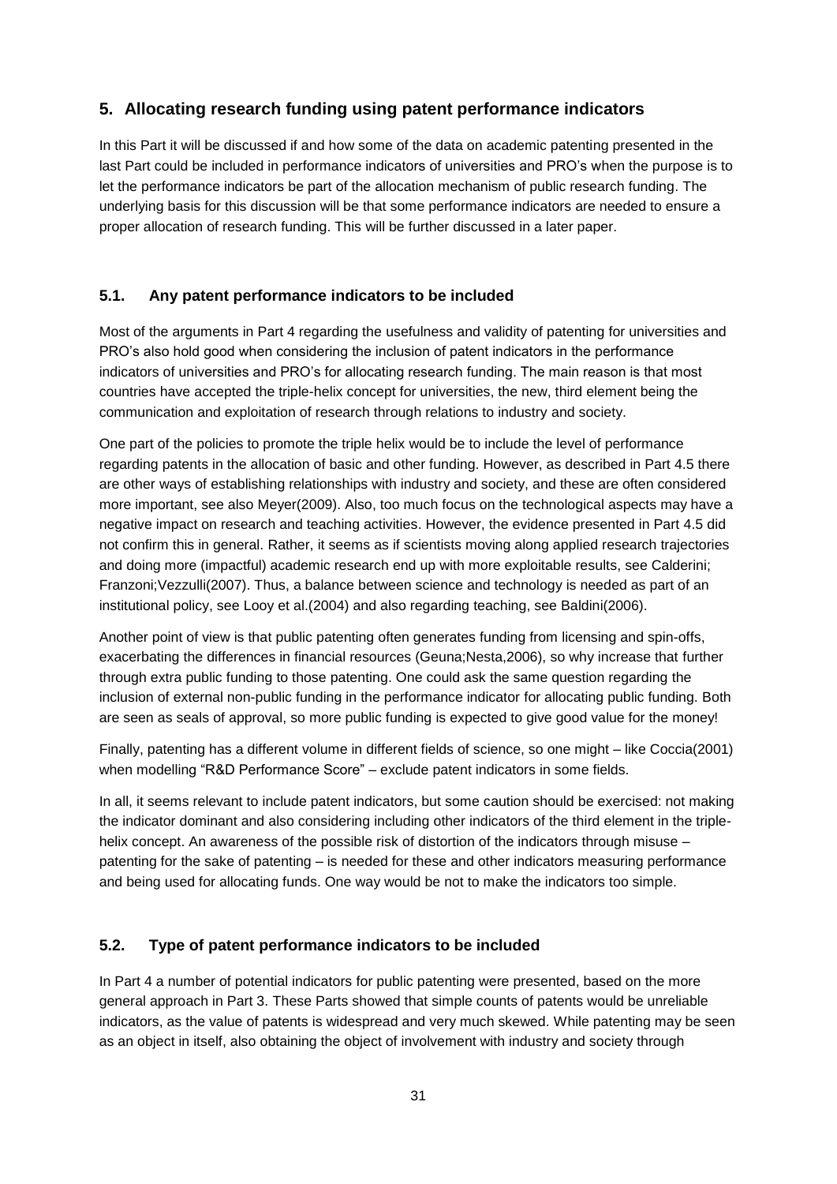## 5. Allocating research funding using patent performance indicators

In this Part it will be discussed if and how some of the data on academic patenting presented in the last Part could be included in performance indicators of universities and PRO's when the purpose is to let the performance indicators be part of the allocation mechanism of public research funding. The underlying basis for this discussion will be that some performance indicators are needed to ensure a proper allocation of research funding. This will be further discussed in a later paper.

### 5.1. Any patent performance indicators to be included

Most of the arguments in Part 4 regarding the usefulness and validity of patenting for universities and PRO's also hold good when considering the inclusion of patent indicators in the performance indicators of universities and PRO's for allocating research funding. The main reason is that most countries have accepted the triple-helix concept for universities, the new, third element being the communication and exploitation of research through relations to industry and society.

One part of the policies to promote the triple helix would be to include the level of performance regarding patents in the allocation of basic and other funding. However, as described in Part 4.5 there are other ways of establishing relationships with industry and society, and these are often considered more important, see also Meyer(2009). Also, too much focus on the technological aspects may have a negative impact on research and teaching activities. However, the evidence presented in Part 4.5 did not confirm this in general. Rather, it seems as if scientists moving along applied research trajectories and doing more (impactful) academic research end up with more exploitable results, see Calderini; Franzoni;Vezzulli(2007). Thus, a balance between science and technology is needed as part of an institutional policy, see Looy et al.(2004) and also regarding teaching, see Baldini(2006).

Another point of view is that public patenting often generates funding from licensing and spin-offs, exacerbating the differences in financial resources (Geuna;Nesta,2006), so why increase that further through extra public funding to those patenting. One could ask the same question regarding the inclusion of external non-public funding in the performance indicator for allocating public funding. Both are seen as seals of approval, so more public funding is expected to give good value for the money!

Finally, patenting has a different volume in different fields of science, so one might – like Coccia(2001) when modelling "R&D Performance Score" – exclude patent indicators in some fields.

In all, it seems relevant to include patent indicators, but some caution should be exercised: not making the indicator dominant and also considering including other indicators of the third element in the triple-helix concept. An awareness of the possible risk of distortion of the indicators through misuse – patenting for the sake of patenting – is needed for these and other indicators measuring performance and being used for allocating funds. One way would be not to make the indicators too simple.

### 5.2. Type of patent performance indicators to be included

In Part 4 a number of potential indicators for public patenting were presented, based on the more general approach in Part 3. These Parts showed that simple counts of patents would be unreliable indicators, as the value of patents is widespread and very much skewed. While patenting may be seen as an object in itself, also obtaining the object of involvement with industry and society through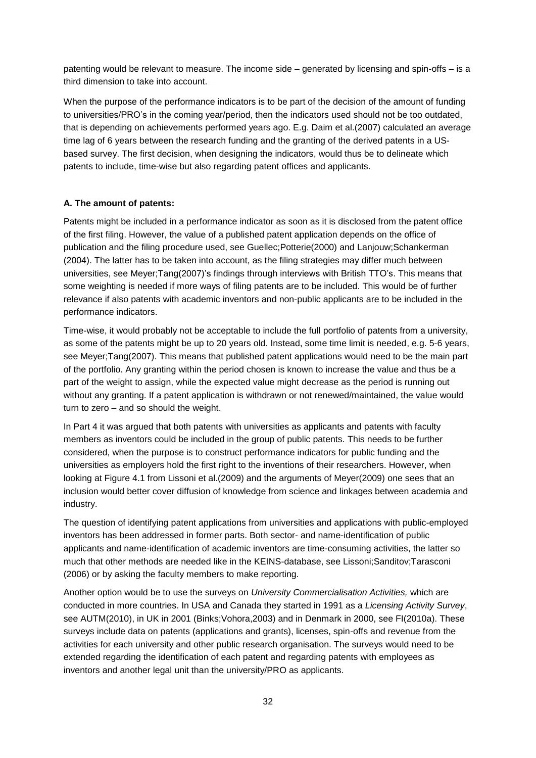patenting would be relevant to measure. The income side – generated by licensing and spin-offs – is a third dimension to take into account.

When the purpose of the performance indicators is to be part of the decision of the amount of funding to universities/PRO's in the coming year/period, then the indicators used should not be too outdated, that is depending on achievements performed years ago. E.g. Daim et al.(2007) calculated an average time lag of 6 years between the research funding and the granting of the derived patents in a US-based survey. The first decision, when designing the indicators, would thus be to delineate which patents to include, time-wise but also regarding patent offices and applicants.

**A. The amount of patents:**

Patents might be included in a performance indicator as soon as it is disclosed from the patent office of the first filing. However, the value of a published patent application depends on the office of publication and the filing procedure used, see Guellec;Potterie(2000) and Lanjouw;Schankerman (2004). The latter has to be taken into account, as the filing strategies may differ much between universities, see Meyer;Tang(2007)'s findings through interviews with British TTO's. This means that some weighting is needed if more ways of filing patents are to be included. This would be of further relevance if also patents with academic inventors and non-public applicants are to be included in the performance indicators.

Time-wise, it would probably not be acceptable to include the full portfolio of patents from a university, as some of the patents might be up to 20 years old. Instead, some time limit is needed, e.g. 5-6 years, see Meyer;Tang(2007). This means that published patent applications would need to be the main part of the portfolio. Any granting within the period chosen is known to increase the value and thus be a part of the weight to assign, while the expected value might decrease as the period is running out without any granting. If a patent application is withdrawn or not renewed/maintained, the value would turn to zero – and so should the weight.

In Part 4 it was argued that both patents with universities as applicants and patents with faculty members as inventors could be included in the group of public patents. This needs to be further considered, when the purpose is to construct performance indicators for public funding and the universities as employers hold the first right to the inventions of their researchers. However, when looking at Figure 4.1 from Lissoni et al.(2009) and the arguments of Meyer(2009) one sees that an inclusion would better cover diffusion of knowledge from science and linkages between academia and industry.

The question of identifying patent applications from universities and applications with public-employed inventors has been addressed in former parts. Both sector- and name-identification of public applicants and name-identification of academic inventors are time-consuming activities, the latter so much that other methods are needed like in the KEINS-database, see Lissoni;Sanditov;Tarasconi (2006) or by asking the faculty members to make reporting.

Another option would be to use the surveys on *University Commercialisation Activities,* which are conducted in more countries. In USA and Canada they started in 1991 as a *Licensing Activity Survey*, see AUTM(2010), in UK in 2001 (Binks;Vohora,2003) and in Denmark in 2000, see FI(2010a). These surveys include data on patents (applications and grants), licenses, spin-offs and revenue from the activities for each university and other public research organisation. The surveys would need to be extended regarding the identification of each patent and regarding patents with employees as inventors and another legal unit than the university/PRO as applicants.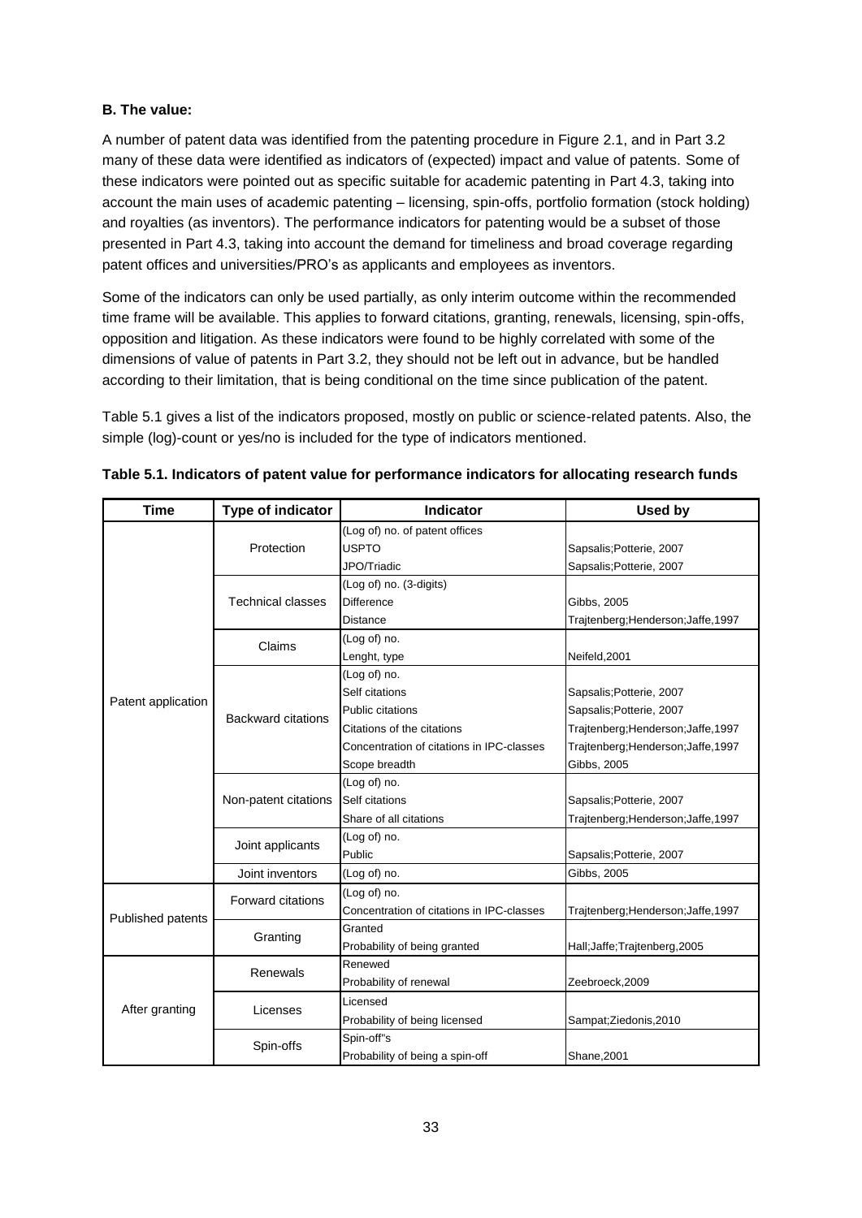**B. The value:**

A number of patent data was identified from the patenting procedure in Figure 2.1, and in Part 3.2 many of these data were identified as indicators of (expected) impact and value of patents. Some of these indicators were pointed out as specific suitable for academic patenting in Part 4.3, taking into account the main uses of academic patenting – licensing, spin-offs, portfolio formation (stock holding) and royalties (as inventors). The performance indicators for patenting would be a subset of those presented in Part 4.3, taking into account the demand for timeliness and broad coverage regarding patent offices and universities/PRO's as applicants and employees as inventors.

Some of the indicators can only be used partially, as only interim outcome within the recommended time frame will be available. This applies to forward citations, granting, renewals, licensing, spin-offs, opposition and litigation. As these indicators were found to be highly correlated with some of the dimensions of value of patents in Part 3.2, they should not be left out in advance, but be handled according to their limitation, that is being conditional on the time since publication of the patent.

Table 5.1 gives a list of the indicators proposed, mostly on public or science-related patents. Also, the simple (log)-count or yes/no is included for the type of indicators mentioned.

**Table 5.1. Indicators of patent value for performance indicators for allocating research funds**

| Time | Type of indicator | Indicator | Used by |
|---|---|---|---|
| Patent application | Protection | (Log of) no. of patent offices | |
| | | USPTO | Sapsalis;Potterie, 2007 |
| | | JPO/Triadic | Sapsalis;Potterie, 2007 |
| | Technical classes | (Log of) no. (3-digits) | |
| | | Difference | Gibbs, 2005 |
| | | Distance | Trajtenberg;Henderson;Jaffe,1997 |
| | Claims | (Log of) no. | |
| | | Lenght, type | Neifeld,2001 |
| | Backward citations | (Log of) no. | |
| | | Self citations | Sapsalis;Potterie, 2007 |
| | | Public citations | Sapsalis;Potterie, 2007 |
| | | Citations of the citations | Trajtenberg;Henderson;Jaffe,1997 |
| | | Concentration of citations in IPC-classes | Trajtenberg;Henderson;Jaffe,1997 |
| | | Scope breadth | Gibbs, 2005 |
| | Non-patent citations | (Log of) no. | |
| | | Self citations | Sapsalis;Potterie, 2007 |
| | | Share of all citations | Trajtenberg;Henderson;Jaffe,1997 |
| | Joint applicants | (Log of) no. | |
| | | Public | Sapsalis;Potterie, 2007 |
| | Joint inventors | (Log of) no. | Gibbs, 2005 |
| Published patents | Forward citations | (Log of) no. | |
| | | Concentration of citations in IPC-classes | Trajtenberg;Henderson;Jaffe,1997 |
| | Granting | Granted | |
| | | Probability of being granted | Hall;Jaffe;Trajtenberg,2005 |
| After granting | Renewals | Renewed | |
| | | Probability of renewal | Zeebroeck,2009 |
| | Licenses | Licensed | |
| | | Probability of being licensed | Sampat;Ziedonis,2010 |
| | Spin-offs | Spin-off"s | |
| | | Probability of being a spin-off | Shane,2001 |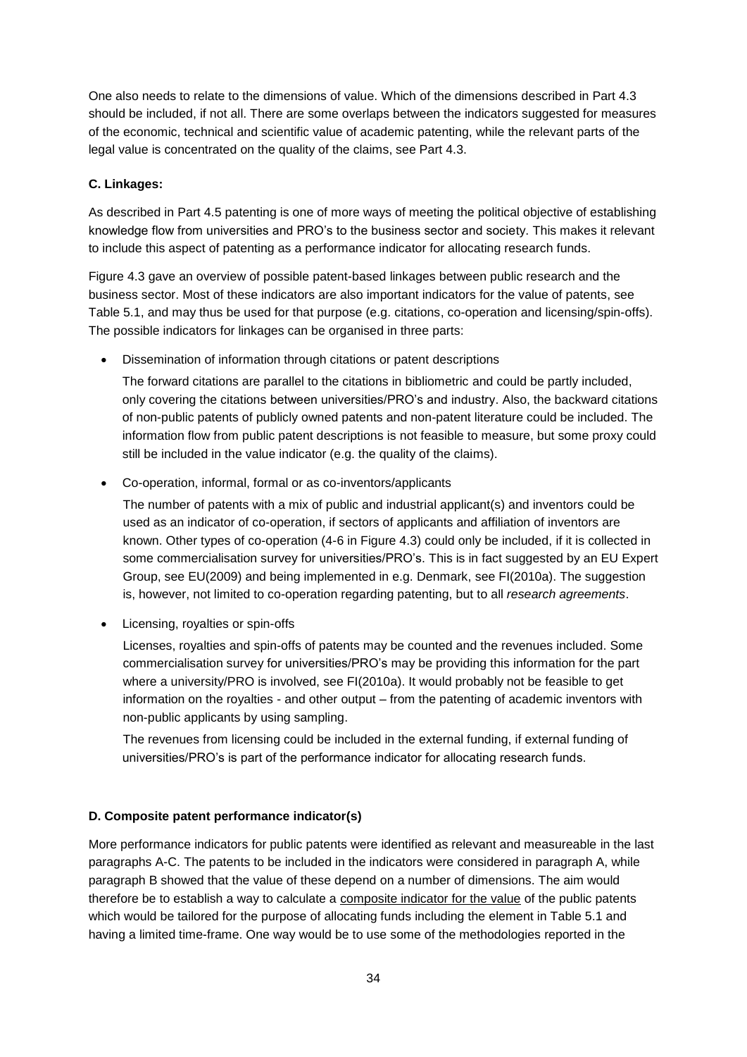One also needs to relate to the dimensions of value. Which of the dimensions described in Part 4.3 should be included, if not all. There are some overlaps between the indicators suggested for measures of the economic, technical and scientific value of academic patenting, while the relevant parts of the legal value is concentrated on the quality of the claims, see Part 4.3.

**C. Linkages:**

As described in Part 4.5 patenting is one of more ways of meeting the political objective of establishing knowledge flow from universities and PRO's to the business sector and society. This makes it relevant to include this aspect of patenting as a performance indicator for allocating research funds.

Figure 4.3 gave an overview of possible patent-based linkages between public research and the business sector. Most of these indicators are also important indicators for the value of patents, see Table 5.1, and may thus be used for that purpose (e.g. citations, co-operation and licensing/spin-offs). The possible indicators for linkages can be organised in three parts:

- Dissemination of information through citations or patent descriptions

  The forward citations are parallel to the citations in bibliometric and could be partly included, only covering the citations between universities/PRO's and industry. Also, the backward citations of non-public patents of publicly owned patents and non-patent literature could be included. The information flow from public patent descriptions is not feasible to measure, but some proxy could still be included in the value indicator (e.g. the quality of the claims).

- Co-operation, informal, formal or as co-inventors/applicants

  The number of patents with a mix of public and industrial applicant(s) and inventors could be used as an indicator of co-operation, if sectors of applicants and affiliation of inventors are known. Other types of co-operation (4-6 in Figure 4.3) could only be included, if it is collected in some commercialisation survey for universities/PRO's. This is in fact suggested by an EU Expert Group, see EU(2009) and being implemented in e.g. Denmark, see FI(2010a). The suggestion is, however, not limited to co-operation regarding patenting, but to all *research agreements*.

- Licensing, royalties or spin-offs

  Licenses, royalties and spin-offs of patents may be counted and the revenues included. Some commercialisation survey for universities/PRO's may be providing this information for the part where a university/PRO is involved, see FI(2010a). It would probably not be feasible to get information on the royalties - and other output – from the patenting of academic inventors with non-public applicants by using sampling.

  The revenues from licensing could be included in the external funding, if external funding of universities/PRO's is part of the performance indicator for allocating research funds.

**D. Composite patent performance indicator(s)**

More performance indicators for public patents were identified as relevant and measureable in the last paragraphs A-C. The patents to be included in the indicators were considered in paragraph A, while paragraph B showed that the value of these depend on a number of dimensions. The aim would therefore be to establish a way to calculate a composite indicator for the value of the public patents which would be tailored for the purpose of allocating funds including the element in Table 5.1 and having a limited time-frame. One way would be to use some of the methodologies reported in the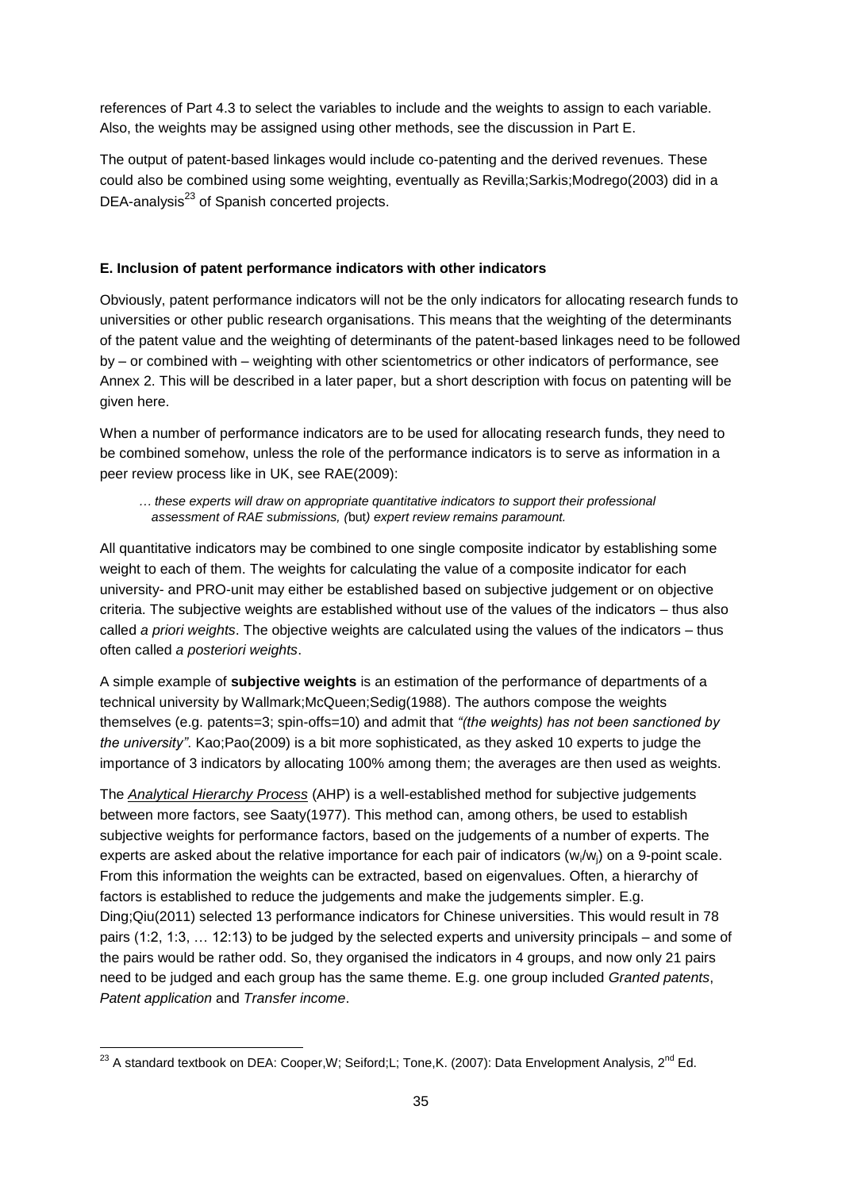references of Part 4.3 to select the variables to include and the weights to assign to each variable. Also, the weights may be assigned using other methods, see the discussion in Part E.

The output of patent-based linkages would include co-patenting and the derived revenues. These could also be combined using some weighting, eventually as Revilla;Sarkis;Modrego(2003) did in a DEA-analysis[23] of Spanish concerted projects.

### E. Inclusion of patent performance indicators with other indicators

Obviously, patent performance indicators will not be the only indicators for allocating research funds to universities or other public research organisations. This means that the weighting of the determinants of the patent value and the weighting of determinants of the patent-based linkages need to be followed by – or combined with – weighting with other scientometrics or other indicators of performance, see Annex 2. This will be described in a later paper, but a short description with focus on patenting will be given here.

When a number of performance indicators are to be used for allocating research funds, they need to be combined somehow, unless the role of the performance indicators is to serve as information in a peer review process like in UK, see RAE(2009):

> *… these experts will draw on appropriate quantitative indicators to support their professional assessment of RAE submissions, (*but*) expert review remains paramount.*

All quantitative indicators may be combined to one single composite indicator by establishing some weight to each of them. The weights for calculating the value of a composite indicator for each university- and PRO-unit may either be established based on subjective judgement or on objective criteria. The subjective weights are established without use of the values of the indicators – thus also called *a priori weights*. The objective weights are calculated using the values of the indicators – thus often called *a posteriori weights*.

A simple example of **subjective weights** is an estimation of the performance of departments of a technical university by Wallmark;McQueen;Sedig(1988). The authors compose the weights themselves (e.g. patents=3; spin-offs=10) and admit that *"(the weights) has not been sanctioned by the university"*. Kao;Pao(2009) is a bit more sophisticated, as they asked 10 experts to judge the importance of 3 indicators by allocating 100% among them; the averages are then used as weights.

The *Analytical Hierarchy Process* (AHP) is a well-established method for subjective judgements between more factors, see Saaty(1977). This method can, among others, be used to establish subjective weights for performance factors, based on the judgements of a number of experts. The experts are asked about the relative importance for each pair of indicators ($w_i/w_j$) on a 9-point scale. From this information the weights can be extracted, based on eigenvalues. Often, a hierarchy of factors is established to reduce the judgements and make the judgements simpler. E.g. Ding;Qiu(2011) selected 13 performance indicators for Chinese universities. This would result in 78 pairs (1:2, 1:3, … 12:13) to be judged by the selected experts and university principals – and some of the pairs would be rather odd. So, they organised the indicators in 4 groups, and now only 21 pairs need to be judged and each group has the same theme. E.g. one group included *Granted patents*, *Patent application* and *Transfer income*.

---

[23] A standard textbook on DEA: Cooper,W; Seiford;L; Tone,K. (2007): Data Envelopment Analysis, 2nd Ed.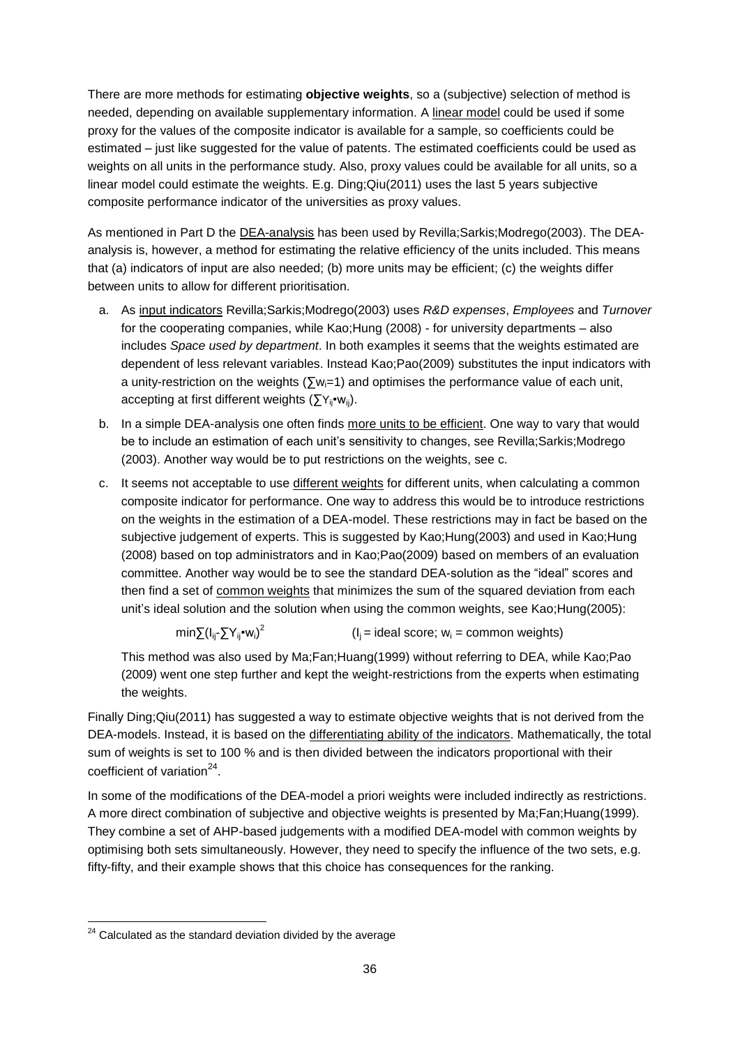There are more methods for estimating **objective weights**, so a (subjective) selection of method is needed, depending on available supplementary information. A linear model could be used if some proxy for the values of the composite indicator is available for a sample, so coefficients could be estimated – just like suggested for the value of patents. The estimated coefficients could be used as weights on all units in the performance study. Also, proxy values could be available for all units, so a linear model could estimate the weights. E.g. Ding;Qiu(2011) uses the last 5 years subjective composite performance indicator of the universities as proxy values.

As mentioned in Part D the DEA-analysis has been used by Revilla;Sarkis;Modrego(2003). The DEA-analysis is, however, a method for estimating the relative efficiency of the units included. This means that (a) indicators of input are also needed; (b) more units may be efficient; (c) the weights differ between units to allow for different prioritisation.

a. As input indicators Revilla;Sarkis;Modrego(2003) uses *R&D expenses*, *Employees* and *Turnover* for the cooperating companies, while Kao;Hung (2008) - for university departments – also includes *Space used by department*. In both examples it seems that the weights estimated are dependent of less relevant variables. Instead Kao;Pao(2009) substitutes the input indicators with a unity-restriction on the weights ($\sum w_i = 1$) and optimises the performance value of each unit, accepting at first different weights ($\sum Y_{ij} \bullet w_{ij}$).

b. In a simple DEA-analysis one often finds more units to be efficient. One way to vary that would be to include an estimation of each unit's sensitivity to changes, see Revilla;Sarkis;Modrego (2003). Another way would be to put restrictions on the weights, see c.

c. It seems not acceptable to use different weights for different units, when calculating a common composite indicator for performance. One way to address this would be to introduce restrictions on the weights in the estimation of a DEA-model. These restrictions may in fact be based on the subjective judgement of experts. This is suggested by Kao;Hung(2003) and used in Kao;Hung (2008) based on top administrators and in Kao;Pao(2009) based on members of an evaluation committee. Another way would be to see the standard DEA-solution as the "ideal" scores and then find a set of common weights that minimizes the sum of the squared deviation from each unit's ideal solution and the solution when using the common weights, see Kao;Hung(2005):

$$\min \sum (I_{ij} - \sum Y_{ij} \bullet w_i)^2 \qquad (I_j = \text{ideal score; } w_i = \text{common weights})$$

This method was also used by Ma;Fan;Huang(1999) without referring to DEA, while Kao;Pao (2009) went one step further and kept the weight-restrictions from the experts when estimating the weights.

Finally Ding;Qiu(2011) has suggested a way to estimate objective weights that is not derived from the DEA-models. Instead, it is based on the differentiating ability of the indicators. Mathematically, the total sum of weights is set to 100 % and is then divided between the indicators proportional with their coefficient of variation[24].

In some of the modifications of the DEA-model a priori weights were included indirectly as restrictions. A more direct combination of subjective and objective weights is presented by Ma;Fan;Huang(1999). They combine a set of AHP-based judgements with a modified DEA-model with common weights by optimising both sets simultaneously. However, they need to specify the influence of the two sets, e.g. fifty-fifty, and their example shows that this choice has consequences for the ranking.

---

[24] Calculated as the standard deviation divided by the average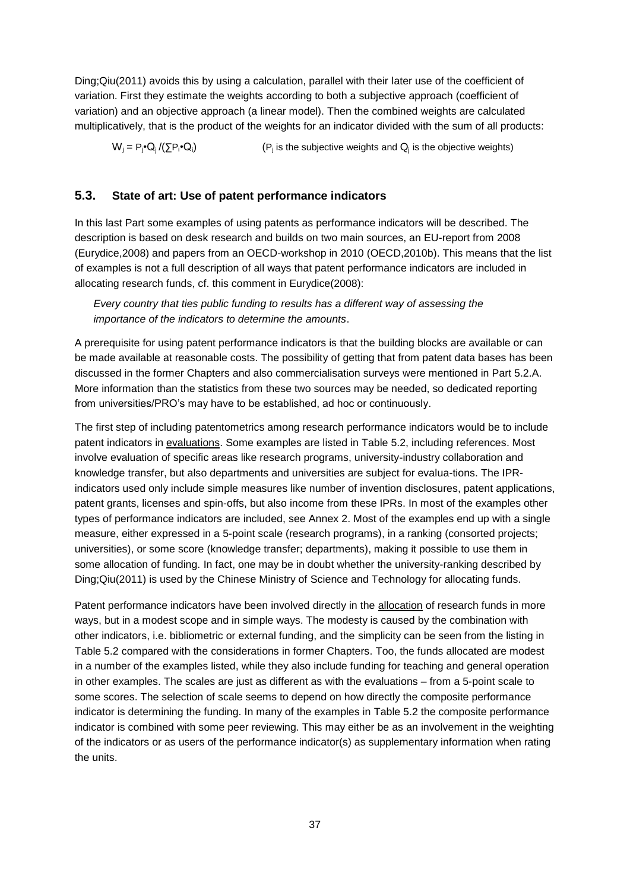Ding;Qiu(2011) avoids this by using a calculation, parallel with their later use of the coefficient of variation. First they estimate the weights according to both a subjective approach (coefficient of variation) and an objective approach (a linear model). Then the combined weights are calculated multiplicatively, that is the product of the weights for an indicator divided with the sum of all products:

$W_j = P_j \cdot Q_j / (\sum P_i \cdot Q_i)$ ($P_j$ is the subjective weights and $Q_j$ is the objective weights)

## 5.3. State of art: Use of patent performance indicators

In this last Part some examples of using patents as performance indicators will be described. The description is based on desk research and builds on two main sources, an EU-report from 2008 (Eurydice,2008) and papers from an OECD-workshop in 2010 (OECD,2010b). This means that the list of examples is not a full description of all ways that patent performance indicators are included in allocating research funds, cf. this comment in Eurydice(2008):

> *Every country that ties public funding to results has a different way of assessing the importance of the indicators to determine the amounts*.

A prerequisite for using patent performance indicators is that the building blocks are available or can be made available at reasonable costs. The possibility of getting that from patent data bases has been discussed in the former Chapters and also commercialisation surveys were mentioned in Part 5.2.A. More information than the statistics from these two sources may be needed, so dedicated reporting from universities/PRO's may have to be established, ad hoc or continuously.

The first step of including patentometrics among research performance indicators would be to include patent indicators in evaluations. Some examples are listed in Table 5.2, including references. Most involve evaluation of specific areas like research programs, university-industry collaboration and knowledge transfer, but also departments and universities are subject for evalua-tions. The IPR-indicators used only include simple measures like number of invention disclosures, patent applications, patent grants, licenses and spin-offs, but also income from these IPRs. In most of the examples other types of performance indicators are included, see Annex 2. Most of the examples end up with a single measure, either expressed in a 5-point scale (research programs), in a ranking (consorted projects; universities), or some score (knowledge transfer; departments), making it possible to use them in some allocation of funding. In fact, one may be in doubt whether the university-ranking described by Ding;Qiu(2011) is used by the Chinese Ministry of Science and Technology for allocating funds.

Patent performance indicators have been involved directly in the allocation of research funds in more ways, but in a modest scope and in simple ways. The modesty is caused by the combination with other indicators, i.e. bibliometric or external funding, and the simplicity can be seen from the listing in Table 5.2 compared with the considerations in former Chapters. Too, the funds allocated are modest in a number of the examples listed, while they also include funding for teaching and general operation in other examples. The scales are just as different as with the evaluations – from a 5-point scale to some scores. The selection of scale seems to depend on how directly the composite performance indicator is determining the funding. In many of the examples in Table 5.2 the composite performance indicator is combined with some peer reviewing. This may either be as an involvement in the weighting of the indicators or as users of the performance indicator(s) as supplementary information when rating the units.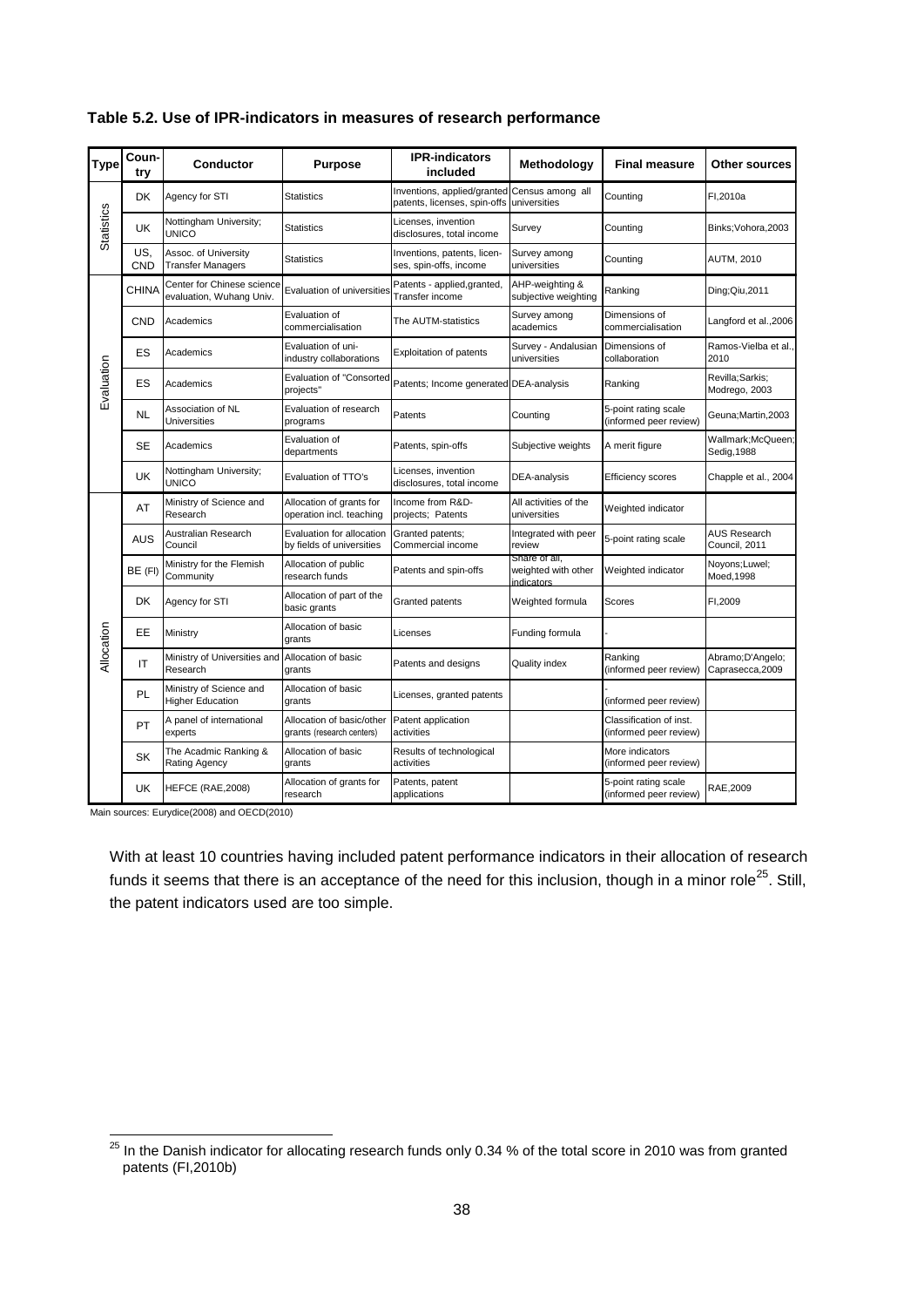**Table 5.2. Use of IPR-indicators in measures of research performance**

| Type | Coun-try | Conductor | Purpose | IPR-indicators included | Methodology | Final measure | Other sources |
|---|---|---|---|---|---|---|---|
| Statistics | DK | Agency for STI | Statistics | Inventions, applied/granted patents, licenses, spin-offs | Census among all universities | Counting | FI,2010a |
| | UK | Nottingham University; UNICO | Statistics | Licenses, invention disclosures, total income | Survey | Counting | Binks;Vohora,2003 |
| | US, CND | Assoc. of University Transfer Managers | Statistics | Inventions, patents, licen-ses, spin-offs, income | Survey among universities | Counting | AUTM, 2010 |
| Evaluation | CHINA | Center for Chinese science evaluation, Wuhang Univ. | Evaluation of universities | Patents - applied,granted, Transfer income | AHP-weighting & subjective weighting | Ranking | Ding;Qiu,2011 |
| | CND | Academics | Evaluation of commercialisation | The AUTM-statistics | Survey among academics | Dimensions of commercialisation | Langford et al.,2006 |
| | ES | Academics | Evaluation of uni-industry collaborations | Exploitation of patents | Survey - Andalusian universities | Dimensions of collaboration | Ramos-Vielba et al., 2010 |
| | ES | Academics | Evaluation of "Consorted projects" | Patents; Income generated | DEA-analysis | Ranking | Revilla;Sarkis; Modrego, 2003 |
| | NL | Association of NL Universities | Evaluation of research programs | Patents | Counting | 5-point rating scale (informed peer review) | Geuna;Martin,2003 |
| | SE | Academics | Evaluation of departments | Patents, spin-offs | Subjective weights | A merit figure | Wallmark;McQueen; Sedig,1988 |
| | UK | Nottingham University; UNICO | Evaluation of TTO's | Licenses, invention disclosures, total income | DEA-analysis | Efficiency scores | Chapple et al., 2004 |
| Allocation | AT | Ministry of Science and Research | Allocation of grants for operation incl. teaching | Income from R&D-projects; Patents | All activities of the universities | Weighted indicator | |
| | AUS | Australian Research Council | Evaluation for allocation by fields of universities | Granted patents; Commercial income | Integrated with peer review | 5-point rating scale | AUS Research Council, 2011 |
| | BE (Fl) | Ministry for the Flemish Community | Allocation of public research funds | Patents and spin-offs | Share of all, weighted with other indicators | Weighted indicator | Noyons;Luwel; Moed,1998 |
| | DK | Agency for STI | Allocation of part of the basic grants | Granted patents | Weighted formula | Scores | FI,2009 |
| | EE | Ministry | Allocation of basic grants | Licenses | Funding formula | - | |
| | IT | Ministry of Universities and Research | Allocation of basic grants | Patents and designs | Quality index | Ranking (informed peer review) | Abramo;D'Angelo; Caprasecca,2009 |
| | PL | Ministry of Science and Higher Education | Allocation of basic grants | Licenses, granted patents | | - (informed peer review) | |
| | PT | A panel of international experts | Allocation of basic/other grants (research centers) | Patent application activities | | Classification of inst. (informed peer review) | |
| | SK | The Acadmic Ranking & Rating Agency | Allocation of basic grants | Results of technological activities | | More indicators (informed peer review) | |
| | UK | HEFCE (RAE,2008) | Allocation of grants for research | Patents, patent applications | | 5-point rating scale (informed peer review) | RAE,2009 |

Main sources: Eurydice(2008) and OECD(2010)

With at least 10 countries having included patent performance indicators in their allocation of research funds it seems that there is an acceptance of the need for this inclusion, though in a minor role[25]. Still, the patent indicators used are too simple.

[25] In the Danish indicator for allocating research funds only 0.34 % of the total score in 2010 was from granted patents (FI,2010b)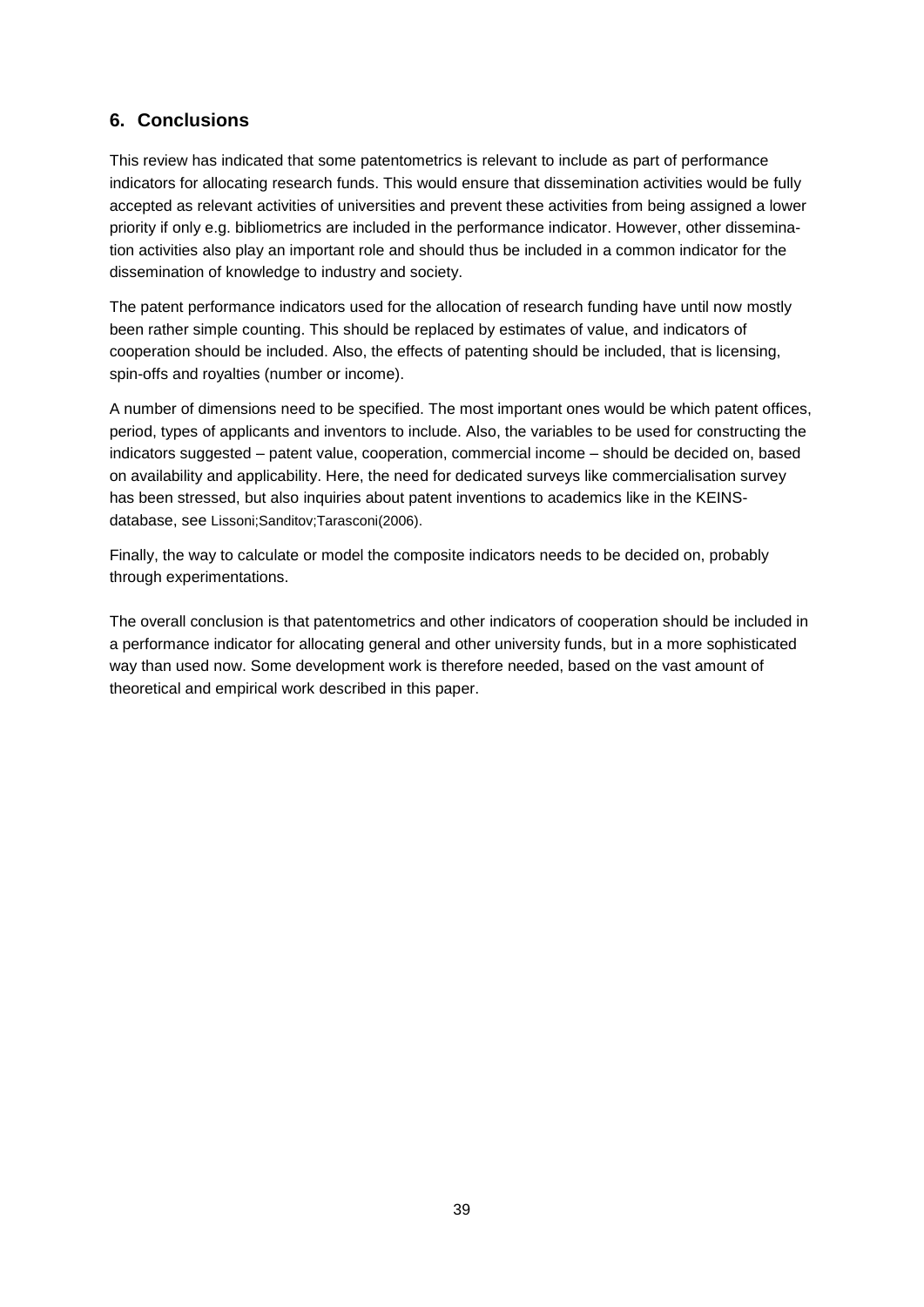## 6. Conclusions

This review has indicated that some patentometrics is relevant to include as part of performance indicators for allocating research funds. This would ensure that dissemination activities would be fully accepted as relevant activities of universities and prevent these activities from being assigned a lower priority if only e.g. bibliometrics are included in the performance indicator. However, other dissemination activities also play an important role and should thus be included in a common indicator for the dissemination of knowledge to industry and society.

The patent performance indicators used for the allocation of research funding have until now mostly been rather simple counting. This should be replaced by estimates of value, and indicators of cooperation should be included. Also, the effects of patenting should be included, that is licensing, spin-offs and royalties (number or income).

A number of dimensions need to be specified. The most important ones would be which patent offices, period, types of applicants and inventors to include. Also, the variables to be used for constructing the indicators suggested – patent value, cooperation, commercial income – should be decided on, based on availability and applicability. Here, the need for dedicated surveys like commercialisation survey has been stressed, but also inquiries about patent inventions to academics like in the KEINS-database, see Lissoni;Sanditov;Tarasconi(2006).

Finally, the way to calculate or model the composite indicators needs to be decided on, probably through experimentations.

The overall conclusion is that patentometrics and other indicators of cooperation should be included in a performance indicator for allocating general and other university funds, but in a more sophisticated way than used now. Some development work is therefore needed, based on the vast amount of theoretical and empirical work described in this paper.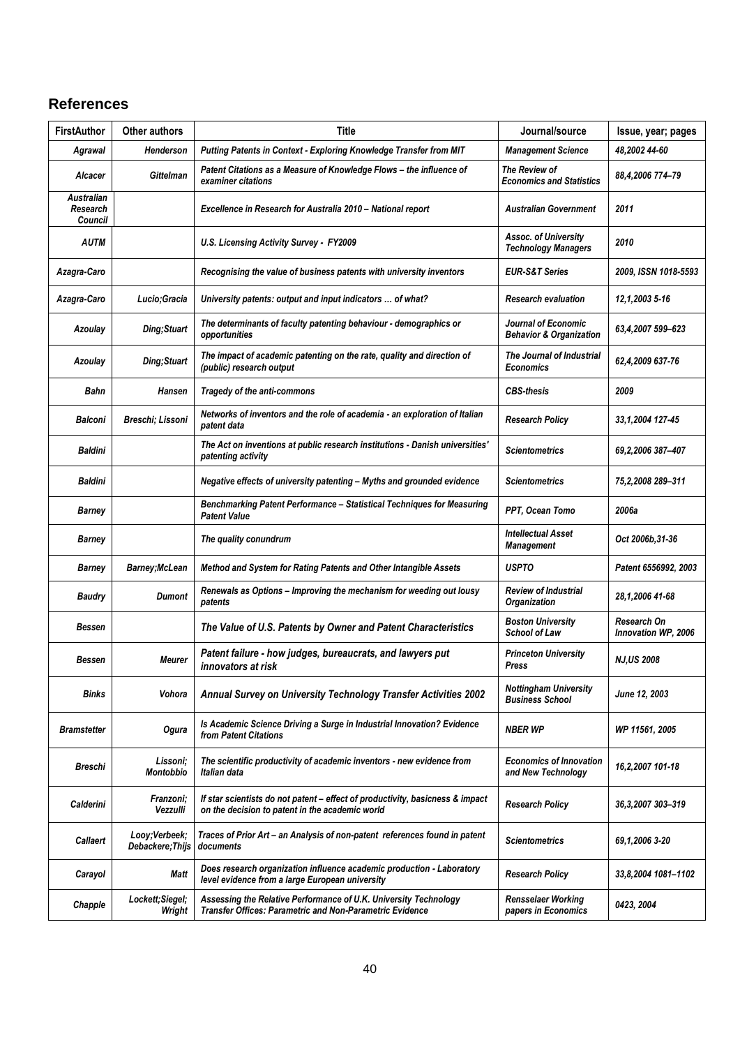## References

| FirstAuthor | Other authors | Title | Journal/source | Issue, year; pages |
|---|---|---|---|---|
| *Agrawal* | *Henderson* | *Putting Patents in Context - Exploring Knowledge Transfer from MIT* | *Management Science* | *48,2002 44-60* |
| *Alcacer* | *Gittelman* | *Patent Citations as a Measure of Knowledge Flows – the influence of examiner citations* | *The Review of Economics and Statistics* | *88,4,2006 774–79* |
| *Australian Research Council* | | *Excellence in Research for Australia 2010 – National report* | *Australian Government* | *2011* |
| *AUTM* | | *U.S. Licensing Activity Survey - FY2009* | *Assoc. of University Technology Managers* | *2010* |
| *Azagra-Caro* | | *Recognising the value of business patents with university inventors* | *EUR-S&T Series* | *2009, ISSN 1018-5593* |
| *Azagra-Caro* | *Lucio;Gracia* | *University patents: output and input indicators … of what?* | *Research evaluation* | *12,1,2003 5-16* |
| *Azoulay* | *Ding;Stuart* | *The determinants of faculty patenting behaviour - demographics or opportunities* | *Journal of Economic Behavior & Organization* | *63,4,2007 599–623* |
| *Azoulay* | *Ding;Stuart* | *The impact of academic patenting on the rate, quality and direction of (public) research output* | *The Journal of Industrial Economics* | *62,4,2009 637-76* |
| *Bahn* | *Hansen* | *Tragedy of the anti-commons* | *CBS-thesis* | *2009* |
| *Balconi* | *Breschi; Lissoni* | *Networks of inventors and the role of academia - an exploration of Italian patent data* | *Research Policy* | *33,1,2004 127-45* |
| *Baldini* | | *The Act on inventions at public research institutions - Danish universities' patenting activity* | *Scientometrics* | *69,2,2006 387–407* |
| *Baldini* | | *Negative effects of university patenting – Myths and grounded evidence* | *Scientometrics* | *75,2,2008 289–311* |
| *Barney* | | *Benchmarking Patent Performance – Statistical Techniques for Measuring Patent Value* | *PPT, Ocean Tomo* | *2006a* |
| *Barney* | | *The quality conundrum* | *Intellectual Asset Management* | *Oct 2006b,31-36* |
| *Barney* | *Barney;McLean* | *Method and System for Rating Patents and Other Intangible Assets* | *USPTO* | *Patent 6556992, 2003* |
| *Baudry* | *Dumont* | *Renewals as Options – Improving the mechanism for weeding out lousy patents* | *Review of Industrial Organization* | *28,1,2006 41-68* |
| *Bessen* | | *The Value of U.S. Patents by Owner and Patent Characteristics* | *Boston University School of Law* | *Research On Innovation WP, 2006* |
| *Bessen* | *Meurer* | *Patent failure - how judges, bureaucrats, and lawyers put innovators at risk* | *Princeton University Press* | *NJ,US 2008* |
| *Binks* | *Vohora* | *Annual Survey on University Technology Transfer Activities 2002* | *Nottingham University Business School* | *June 12, 2003* |
| *Bramstetter* | *Ogura* | *Is Academic Science Driving a Surge in Industrial Innovation? Evidence from Patent Citations* | *NBER WP* | *WP 11561, 2005* |
| *Breschi* | *Lissoni; Montobbio* | *The scientific productivity of academic inventors - new evidence from Italian data* | *Economics of Innovation and New Technology* | *16,2,2007 101-18* |
| *Calderini* | *Franzoni; Vezzulli* | *If star scientists do not patent – effect of productivity, basicness & impact on the decision to patent in the academic world* | *Research Policy* | *36,3,2007 303–319* |
| *Callaert* | *Looy;Verbeek; Debackere;Thijs* | *Traces of Prior Art – an Analysis of non-patent references found in patent documents* | *Scientometrics* | *69,1,2006 3-20* |
| *Carayol* | *Matt* | *Does research organization influence academic production - Laboratory level evidence from a large European university* | *Research Policy* | *33,8,2004 1081–1102* |
| *Chapple* | *Lockett;Siegel; Wright* | *Assessing the Relative Performance of U.K. University Technology Transfer Offices: Parametric and Non-Parametric Evidence* | *Rensselaer Working papers in Economics* | *0423, 2004* |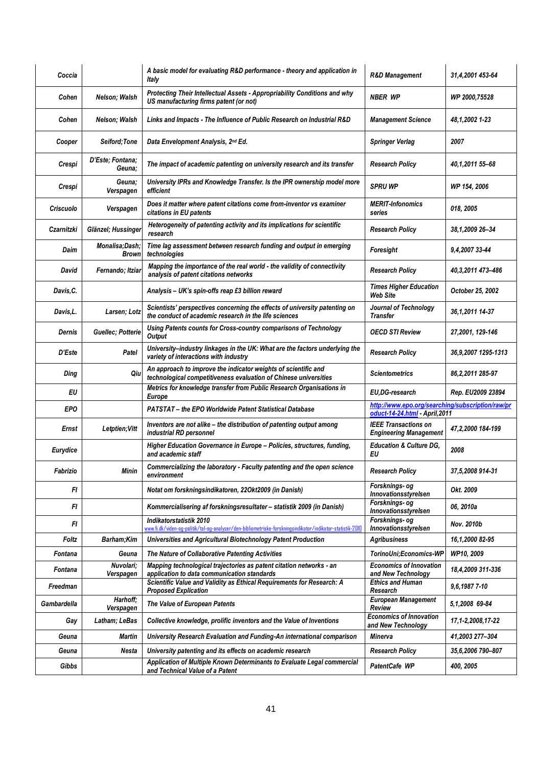| | | | | |
|---|---|---|---|---|
| Coccia | | A basic model for evaluating R&D performance - theory and application in Italy | R&D Management | 31,4,2001 453-64 |
| Cohen | Nelson; Walsh | Protecting Their Intellectual Assets - Appropriability Conditions and why US manufacturing firms patent (or not) | NBER WP | WP 2000,75528 |
| Cohen | Nelson; Walsh | Links and Impacts - The Influence of Public Research on Industrial R&D | Management Science | 48,1,2002 1-23 |
| Cooper | Seiford;Tone | Data Envelopment Analysis, 2nd Ed. | Springer Verlag | 2007 |
| Crespi | D'Este; Fontana; Geuna; | The impact of academic patenting on university research and its transfer | Research Policy | 40,1,2011 55–68 |
| Crespi | Geuna; Verspagen | University IPRs and Knowledge Transfer. Is the IPR ownership model more efficient | SPRU WP | WP 154, 2006 |
| Criscuolo | Verspagen | Does it matter where patent citations come from-inventor vs examiner citations in EU patents | MERIT-Infonomics series | 018, 2005 |
| Czarnitzki | Glänzel; Hussinger | Heterogeneity of patenting activity and its implications for scientific research | Research Policy | 38,1,2009 26–34 |
| Daim | Monalisa;Dash; Brown | Time lag assessment between research funding and output in emerging technologies | Foresight | 9,4,2007 33-44 |
| David | Fernando; Itziar | Mapping the importance of the real world - the validity of connectivity analysis of patent citations networks | Research Policy | 40,3,2011 473–486 |
| Davis,C. | | Analysis – UK's spin-offs reap £3 billion reward | Times Higher Education Web Site | October 25, 2002 |
| Davis,L. | Larsen; Lotz | Scientists' perspectives concerning the effects of university patenting on the conduct of academic research in the life sciences | Journal of Technology Transfer | 36,1,2011 14-37 |
| Dernis | Guellec; Potterie | Using Patents counts for Cross-country comparisons of Technology Output | OECD STI Review | 27,2001, 129-146 |
| D'Este | Patel | University–industry linkages in the UK: What are the factors underlying the variety of interactions with industry | Research Policy | 36,9,2007 1295-1313 |
| Ding | Qiu | An approach to improve the indicator weights of scientific and technological competitiveness evaluation of Chinese universities | Scientometrics | 86,2,2011 285-97 |
| EU | | Metrics for knowledge transfer from Public Research Organisations in Europe | EU,DG-research | Rep. EU2009 23894 |
| EPO | | PATSTAT – the EPO Worldwide Patent Statistical Database | http://www.epo.org/searching/subscription/raw/product-14-24.html - April,2011 | |
| Ernst | Letptien;Vitt | Inventors are not alike – the distribution of patenting output among industrial RD personnel | IEEE Transactions on Engineering Management | 47,2,2000 184-199 |
| Eurydice | | Higher Education Governance in Europe – Policies, structures, funding, and academic staff | Education & Culture DG, EU | 2008 |
| Fabrizio | Minin | Commercializing the laboratory - Faculty patenting and the open science environment | Research Policy | 37,5,2008 914-31 |
| FI | | Notat om forskningsindikatoren, 22Okt2009 (in Danish) | Forsknings- og Innovationsstyrelsen | Okt. 2009 |
| FI | | Kommercialisering af forskningsresultater – statistik 2009 (in Danish) | Forsknings- og Innovationsstyrelsen | 06, 2010a |
| FI | | Indikatorstatistik 2010 www.fi.dk/viden-og-politik/tal-og-analyser/den-bibliometriske-forskningsindikator/indikator-statistik-2010 | Forsknings- og Innovationsstyrelsen | Nov. 2010b |
| Foltz | Barham;Kim | Universities and Agricultural Biotechnology Patent Production | Agribusiness | 16,1,2000 82-95 |
| Fontana | Geuna | The Nature of Collaborative Patenting Activities | TorinoUni;Economics-WP | WP10, 2009 |
| Fontana | Nuvolari; Verspagen | Mapping technological trajectories as patent citation networks - an application to data communication standards | Economics of Innovation and New Technology | 18,4,2009 311-336 |
| Freedman | | Scientific Value and Validity as Ethical Requirements for Research: A Proposed Explication | Ethics and Human Research | 9,6,1987 7-10 |
| Gambardella | Harhoff; Verspagen | The Value of European Patents | European Management Review | 5,1,2008 69-84 |
| Gay | Latham; LeBas | Collective knowledge, prolific inventors and the Value of Inventions | Economics of Innovation and New Technology | 17,1-2,2008,17-22 |
| Geuna | Martin | University Research Evaluation and Funding-An international comparison | Minerva | 41,2003 277–304 |
| Geuna | Nesta | University patenting and its effects on academic research | Research Policy | 35,6,2006 790–807 |
| Gibbs | | Application of Multiple Known Determinants to Evaluate Legal commercial and Technical Value of a Patent | PatentCafe WP | 400, 2005 |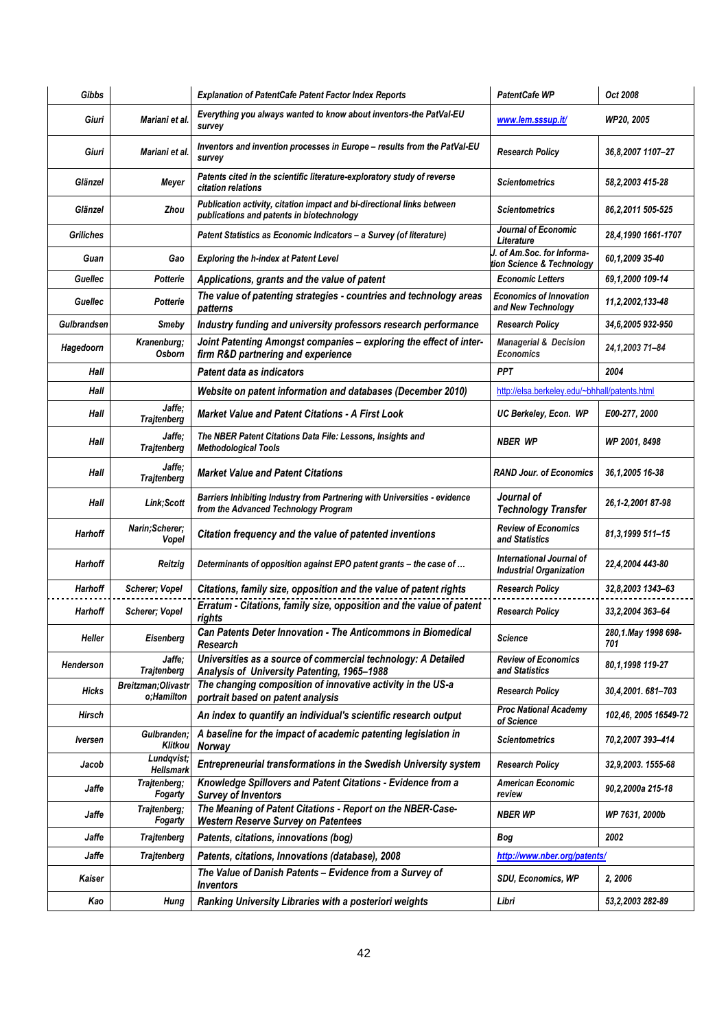| | | | | |
|---|---|---|---|---|
| Gibbs | | Explanation of PatentCafe Patent Factor Index Reports | PatentCafe WP | Oct 2008 |
| Giuri | Mariani et al. | Everything you always wanted to know about inventors-the PatVal-EU survey | www.lem.sssup.it/ | WP20, 2005 |
| Giuri | Mariani et al. | Inventors and invention processes in Europe – results from the PatVal-EU survey | Research Policy | 36,8,2007 1107–27 |
| Glänzel | Meyer | Patents cited in the scientific literature-exploratory study of reverse citation relations | Scientometrics | 58,2,2003 415-28 |
| Glänzel | Zhou | Publication activity, citation impact and bi-directional links between publications and patents in biotechnology | Scientometrics | 86,2,2011 505-525 |
| Griliches | | Patent Statistics as Economic Indicators – a Survey (of literature) | Journal of Economic Literature | 28,4,1990 1661-1707 |
| Guan | Gao | Exploring the h-index at Patent Level | J. of Am.Soc. for Information Science & Technology | 60,1,2009 35-40 |
| Guellec | Potterie | Applications, grants and the value of patent | Economic Letters | 69,1,2000 109-14 |
| Guellec | Potterie | The value of patenting strategies - countries and technology areas patterns | Economics of Innovation and New Technology | 11,2,2002,133-48 |
| Gulbrandsen | Smeby | Industry funding and university professors research performance | Research Policy | 34,6,2005 932-950 |
| Hagedoorn | Kranenburg; Osborn | Joint Patenting Amongst companies – exploring the effect of inter-firm R&D partnering and experience | Managerial & Decision Economics | 24,1,2003 71–84 |
| Hall | | Patent data as indicators | PPT | 2004 |
| Hall | | Website on patent information and databases (December 2010) | http://elsa.berkeley.edu/~bhhall/patents.html | |
| Hall | Jaffe; Trajtenberg | Market Value and Patent Citations - A First Look | UC Berkeley, Econ. WP | E00-277, 2000 |
| Hall | Jaffe; Trajtenberg | The NBER Patent Citations Data File: Lessons, Insights and Methodological Tools | NBER WP | WP 2001, 8498 |
| Hall | Jaffe; Trajtenberg | Market Value and Patent Citations | RAND Jour. of Economics | 36,1,2005 16-38 |
| Hall | Link;Scott | Barriers Inhibiting Industry from Partnering with Universities - evidence from the Advanced Technology Program | Journal of Technology Transfer | 26,1-2,2001 87-98 |
| Harhoff | Narin;Scherer; Vopel | Citation frequency and the value of patented inventions | Review of Economics and Statistics | 81,3,1999 511–15 |
| Harhoff | Reitzig | Determinants of opposition against EPO patent grants – the case of … | International Journal of Industrial Organization | 22,4,2004 443-80 |
| Harhoff | Scherer; Vopel | Citations, family size, opposition and the value of patent rights | Research Policy | 32,8,2003 1343–63 |
| Harhoff | Scherer; Vopel | Erratum - Citations, family size, opposition and the value of patent rights | Research Policy | 33,2,2004 363–64 |
| Heller | Eisenberg | Can Patents Deter Innovation - The Anticommons in Biomedical Research | Science | 280,1.May 1998 698-701 |
| Henderson | Jaffe; Trajtenberg | Universities as a source of commercial technology: A Detailed Analysis of University Patenting, 1965–1988 | Review of Economics and Statistics | 80,1,1998 119-27 |
| Hicks | Breitzman;Olivastro;Hamilton | The changing composition of innovative activity in the US-a portrait based on patent analysis | Research Policy | 30,4,2001. 681–703 |
| Hirsch | | An index to quantify an individual's scientific research output | Proc National Academy of Science | 102,46, 2005 16549-72 |
| Iversen | Gulbranden; Klitkou | A baseline for the impact of academic patenting legislation in Norway | Scientometrics | 70,2,2007 393–414 |
| Jacob | Lundqvist; Hellsmark | Entrepreneurial transformations in the Swedish University system | Research Policy | 32,9,2003. 1555-68 |
| Jaffe | Trajtenberg; Fogarty | Knowledge Spillovers and Patent Citations - Evidence from a Survey of Inventors | American Economic review | 90,2,2000a 215-18 |
| Jaffe | Trajtenberg; Fogarty | The Meaning of Patent Citations - Report on the NBER-Case-Western Reserve Survey on Patentees | NBER WP | WP 7631, 2000b |
| Jaffe | Trajtenberg | Patents, citations, innovations (bog) | Bog | 2002 |
| Jaffe | Trajtenberg | Patents, citations, Innovations (database), 2008 | http://www.nber.org/patents/ | |
| Kaiser | | The Value of Danish Patents – Evidence from a Survey of Inventors | SDU, Economics, WP | 2, 2006 |
| Kao | Hung | Ranking University Libraries with a posteriori weights | Libri | 53,2,2003 282-89 |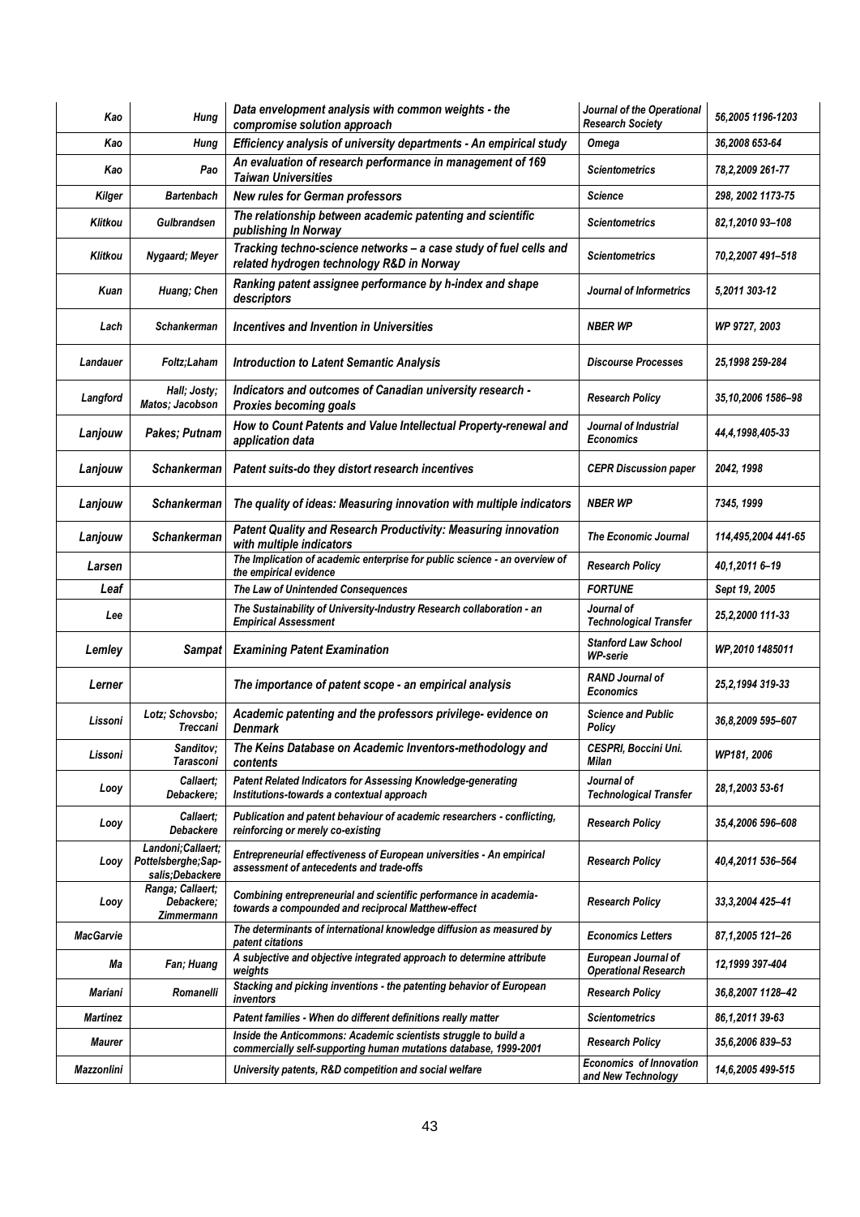| | | | | |
|---|---|---|---|---|
| Kao | Hung | Data envelopment analysis with common weights - the compromise solution approach | Journal of the Operational Research Society | 56,2005 1196-1203 |
| Kao | Hung | Efficiency analysis of university departments - An empirical study | Omega | 36,2008 653-64 |
| Kao | Pao | An evaluation of research performance in management of 169 Taiwan Universities | Scientometrics | 78,2,2009 261-77 |
| Kilger | Bartenbach | New rules for German professors | Science | 298, 2002 1173-75 |
| Klitkou | Gulbrandsen | The relationship between academic patenting and scientific publishing In Norway | Scientometrics | 82,1,2010 93–108 |
| Klitkou | Nygaard; Meyer | Tracking techno-science networks – a case study of fuel cells and related hydrogen technology R&D in Norway | Scientometrics | 70,2,2007 491–518 |
| Kuan | Huang; Chen | Ranking patent assignee performance by h-index and shape descriptors | Journal of Informetrics | 5,2011 303-12 |
| Lach | Schankerman | Incentives and Invention in Universities | NBER WP | WP 9727, 2003 |
| Landauer | Foltz;Laham | Introduction to Latent Semantic Analysis | Discourse Processes | 25,1998 259-284 |
| Langford | Hall; Josty; Matos; Jacobson | Indicators and outcomes of Canadian university research - Proxies becoming goals | Research Policy | 35,10,2006 1586–98 |
| Lanjouw | Pakes; Putnam | How to Count Patents and Value Intellectual Property-renewal and application data | Journal of Industrial Economics | 44,4,1998,405-33 |
| Lanjouw | Schankerman | Patent suits-do they distort research incentives | CEPR Discussion paper | 2042, 1998 |
| Lanjouw | Schankerman | The quality of ideas: Measuring innovation with multiple indicators | NBER WP | 7345, 1999 |
| Lanjouw | Schankerman | Patent Quality and Research Productivity: Measuring innovation with multiple indicators | The Economic Journal | 114,495,2004 441-65 |
| Larsen | | The Implication of academic enterprise for public science - an overview of the empirical evidence | Research Policy | 40,1,2011 6–19 |
| Leaf | | The Law of Unintended Consequences | FORTUNE | Sept 19, 2005 |
| Lee | | The Sustainability of University-Industry Research collaboration - an Empirical Assessment | Journal of Technological Transfer | 25,2,2000 111-33 |
| Lemley | Sampat | Examining Patent Examination | Stanford Law School WP-serie | WP,2010 1485011 |
| Lerner | | The importance of patent scope - an empirical analysis | RAND Journal of Economics | 25,2,1994 319-33 |
| Lissoni | Lotz; Schovsbo; Treccani | Academic patenting and the professors privilege- evidence on Denmark | Science and Public Policy | 36,8,2009 595–607 |
| Lissoni | Sanditov; Tarasconi | The Keins Database on Academic Inventors-methodology and contents | CESPRI, Boccini Uni. Milan | WP181, 2006 |
| Looy | Callaert; Debackere; | Patent Related Indicators for Assessing Knowledge-generating Institutions-towards a contextual approach | Journal of Technological Transfer | 28,1,2003 53-61 |
| Looy | Callaert; Debackere | Publication and patent behaviour of academic researchers - conflicting, reinforcing or merely co-existing | Research Policy | 35,4,2006 596–608 |
| Looy | Landoni;Callaert; Pottelsberghe;Sapsalis;Debackere | Entrepreneurial effectiveness of European universities - An empirical assessment of antecedents and trade-offs | Research Policy | 40,4,2011 536–564 |
| Looy | Ranga; Callaert; Debackere; Zimmermann | Combining entrepreneurial and scientific performance in academia- towards a compounded and reciprocal Matthew-effect | Research Policy | 33,3,2004 425–41 |
| MacGarvie | | The determinants of international knowledge diffusion as measured by patent citations | Economics Letters | 87,1,2005 121–26 |
| Ma | Fan; Huang | A subjective and objective integrated approach to determine attribute weights | European Journal of Operational Research | 12,1999 397-404 |
| Mariani | Romanelli | Stacking and picking inventions - the patenting behavior of European inventors | Research Policy | 36,8,2007 1128–42 |
| Martinez | | Patent families - When do different definitions really matter | Scientometrics | 86,1,2011 39-63 |
| Maurer | | Inside the Anticommons: Academic scientists struggle to build a commercially self-supporting human mutations database, 1999-2001 | Research Policy | 35,6,2006 839–53 |
| Mazzonlini | | University patents, R&D competition and social welfare | Economics of Innovation and New Technology | 14,6,2005 499-515 |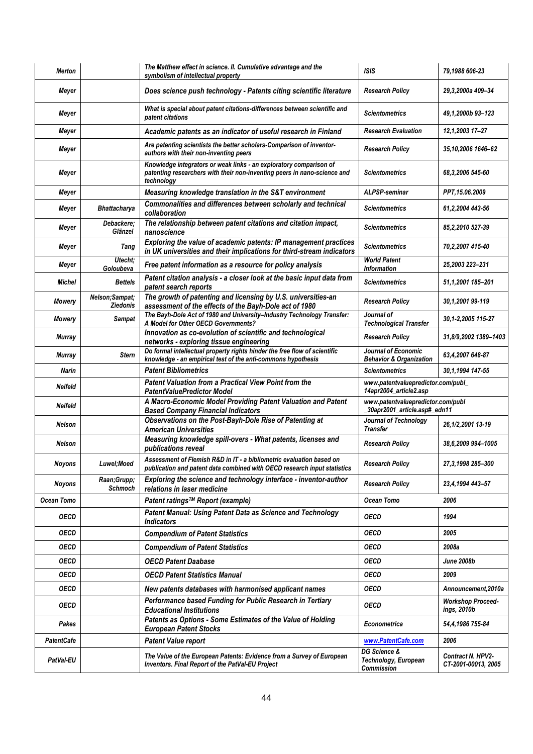| Merton | | The Matthew effect in science. II. Cumulative advantage and the symbolism of intellectual property | ISIS | 79,1988 606-23 |
|---|---|---|---|---|
| Meyer | | Does science push technology - Patents citing scientific literature | Research Policy | 29,3,2000a 409–34 |
| Meyer | | What is special about patent citations-differences between scientific and patent citations | Scientometrics | 49,1,2000b 93–123 |
| Meyer | | Academic patents as an indicator of useful research in Finland | Research Evaluation | 12,1,2003 17–27 |
| Meyer | | Are patenting scientists the better scholars-Comparison of inventor-authors with their non-inventing peers | Research Policy | 35,10,2006 1646–62 |
| Meyer | | Knowledge integrators or weak links - an exploratory comparison of patenting researchers with their non-inventing peers in nano-science and technology | Scientometrics | 68,3,2006 545-60 |
| Meyer | | Measuring knowledge translation in the S&T environment | ALPSP-seminar | PPT,15.06.2009 |
| Meyer | Bhattacharya | Commonalities and differences between scholarly and technical collaboration | Scientometrics | 61,2,2004 443-56 |
| Meyer | Debackere; Glänzel | The relationship between patent citations and citation impact, nanoscience | Scientometrics | 85,2,2010 527-39 |
| Meyer | Tang | Exploring the value of academic patents: IP management practices in UK universities and their implications for third-stream indicators | Scientometrics | 70,2,2007 415-40 |
| Meyer | Utecht; Goloubeva | Free patent information as a resource for policy analysis | World Patent Information | 25,2003 223–231 |
| Michel | Bettels | Patent citation analysis - a closer look at the basic input data from patent search reports | Scientometrics | 51,1,2001 185–201 |
| Mowery | Nelson;Sampat; Ziedonis | The growth of patenting and licensing by U.S. universities-an assessment of the effects of the Bayh-Dole act of 1980 | Research Policy | 30,1,2001 99-119 |
| Mowery | Sampat | The Bayh-Dole Act of 1980 and University–Industry Technology Transfer: A Model for Other OECD Governments? | Journal of Technological Transfer | 30,1-2,2005 115-27 |
| Murray | | Innovation as co-evolution of scientific and technological networks - exploring tissue engineering | Research Policy | 31,8/9,2002 1389–1403 |
| Murray | Stern | Do formal intellectual property rights hinder the free flow of scientific knowledge - an empirical test of the anti-commons hypothesis | Journal of Economic Behavior & Organization | 63,4,2007 648-87 |
| Narin | | Patent Bibliometrics | Scientometrics | 30,1,1994 147-55 |
| Neifeld | | Patent Valuation from a Practical View Point from the PatentValuePredictor Model | www.patentvaluepredictor.com/publ_14apr2004_article2.asp | |
| Neifeld | | A Macro-Economic Model Providing Patent Valuation and Patent Based Company Financial Indicators | www.patentvaluepredictor.com/publ_30apr2001_article.asp#_edn11 | |
| Nelson | | Observations on the Post-Bayh-Dole Rise of Patenting at American Universities | Journal of Technology Transfer | 26,1/2,2001 13-19 |
| Nelson | | Measuring knowledge spill-overs - What patents, licenses and publications reveal | Research Policy | 38,6,2009 994–1005 |
| Noyons | Luwel;Moed | Assessment of Flemish R&D in IT - a bibliometric evaluation based on publication and patent data combined with OECD research input statistics | Research Policy | 27,3,1998 285–300 |
| Noyons | Raan;Grupp; Schmoch | Exploring the science and technology interface - inventor-author relations in laser medicine | Research Policy | 23,4,1994 443–57 |
| Ocean Tomo | | Patent ratings™ Report (example) | Ocean Tomo | 2006 |
| OECD | | Patent Manual: Using Patent Data as Science and Technology Indicators | OECD | 1994 |
| OECD | | Compendium of Patent Statistics | OECD | 2005 |
| OECD | | Compendium of Patent Statistics | OECD | 2008a |
| OECD | | OECD Patent Daabase | OECD | June 2008b |
| OECD | | OECD Patent Statistics Manual | OECD | 2009 |
| OECD | | New patents databases with harmonised applicant names | OECD | Announcement,2010a |
| OECD | | Performance based Funding for Public Research in Tertiary Educational Institutions | OECD | Workshop Proceedings, 2010b |
| Pakes | | Patents as Options - Some Estimates of the Value of Holding European Patent Stocks | Econometrica | 54,4,1986 755-84 |
| PatentCafe | | Patent Value report | www.PatentCafe.com | 2006 |
| PatVal-EU | | The Value of the European Patents: Evidence from a Survey of European Inventors. Final Report of the PatVal-EU Project | DG Science & Technology, European Commission | Contract N. HPV2-CT-2001-00013, 2005 |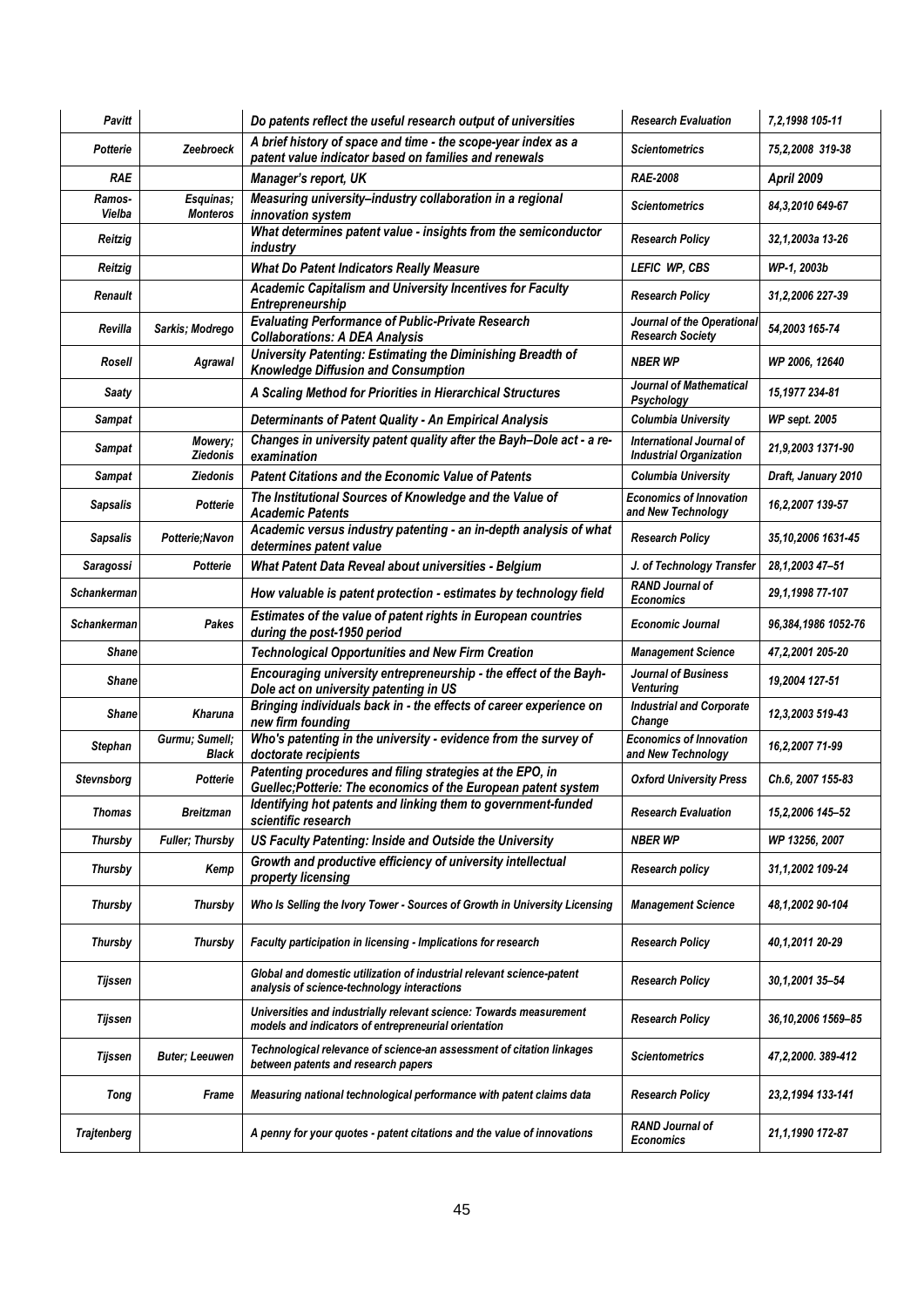| Pavitt | | Do patents reflect the useful research output of universities | Research Evaluation | 7,2,1998 105-11 |
|---|---|---|---|---|
| Potterie | Zeebroeck | A brief history of space and time - the scope-year index as a patent value indicator based on families and renewals | Scientometrics | 75,2,2008 319-38 |
| RAE | | Manager's report, UK | RAE-2008 | April 2009 |
| Ramos-Vielba | Esquinas; Monteros | Measuring university–industry collaboration in a regional innovation system | Scientometrics | 84,3,2010 649-67 |
| Reitzig | | What determines patent value - insights from the semiconductor industry | Research Policy | 32,1,2003a 13-26 |
| Reitzig | | What Do Patent Indicators Really Measure | LEFIC WP, CBS | WP-1, 2003b |
| Renault | | Academic Capitalism and University Incentives for Faculty Entrepreneurship | Research Policy | 31,2,2006 227-39 |
| Revilla | Sarkis; Modrego | Evaluating Performance of Public-Private Research Collaborations: A DEA Analysis | Journal of the Operational Research Society | 54,2003 165-74 |
| Rosell | Agrawal | University Patenting: Estimating the Diminishing Breadth of Knowledge Diffusion and Consumption | NBER WP | WP 2006, 12640 |
| Saaty | | A Scaling Method for Priorities in Hierarchical Structures | Journal of Mathematical Psychology | 15,1977 234-81 |
| Sampat | | Determinants of Patent Quality - An Empirical Analysis | Columbia University | WP sept. 2005 |
| Sampat | Mowery; Ziedonis | Changes in university patent quality after the Bayh–Dole act - a re-examination | International Journal of Industrial Organization | 21,9,2003 1371-90 |
| Sampat | Ziedonis | Patent Citations and the Economic Value of Patents | Columbia University | Draft, January 2010 |
| Sapsalis | Potterie | The Institutional Sources of Knowledge and the Value of Academic Patents | Economics of Innovation and New Technology | 16,2,2007 139-57 |
| Sapsalis | Potterie;Navon | Academic versus industry patenting - an in-depth analysis of what determines patent value | Research Policy | 35,10,2006 1631-45 |
| Saragossi | Potterie | What Patent Data Reveal about universities - Belgium | J. of Technology Transfer | 28,1,2003 47–51 |
| Schankerman | | How valuable is patent protection - estimates by technology field | RAND Journal of Economics | 29,1,1998 77-107 |
| Schankerman | Pakes | Estimates of the value of patent rights in European countries during the post-1950 period | Economic Journal | 96,384,1986 1052-76 |
| Shane | | Technological Opportunities and New Firm Creation | Management Science | 47,2,2001 205-20 |
| Shane | | Encouraging university entrepreneurship - the effect of the Bayh-Dole act on university patenting in US | Journal of Business Venturing | 19,2004 127-51 |
| Shane | Kharuna | Bringing individuals back in - the effects of career experience on new firm founding | Industrial and Corporate Change | 12,3,2003 519-43 |
| Stephan | Gurmu; Sumell; Black | Who's patenting in the university - evidence from the survey of doctorate recipients | Economics of Innovation and New Technology | 16,2,2007 71-99 |
| Stevnsborg | Potterie | Patenting procedures and filing strategies at the EPO, in Guellec;Potterie: The economics of the European patent system | Oxford University Press | Ch.6, 2007 155-83 |
| Thomas | Breitzman | Identifying hot patents and linking them to government-funded scientific research | Research Evaluation | 15,2,2006 145–52 |
| Thursby | Fuller; Thursby | US Faculty Patenting: Inside and Outside the University | NBER WP | WP 13256, 2007 |
| Thursby | Kemp | Growth and productive efficiency of university intellectual property licensing | Research policy | 31,1,2002 109-24 |
| Thursby | Thursby | Who Is Selling the Ivory Tower - Sources of Growth in University Licensing | Management Science | 48,1,2002 90-104 |
| Thursby | Thursby | Faculty participation in licensing - Implications for research | Research Policy | 40,1,2011 20-29 |
| Tijssen | | Global and domestic utilization of industrial relevant science-patent analysis of science-technology interactions | Research Policy | 30,1,2001 35–54 |
| Tijssen | | Universities and industrially relevant science: Towards measurement models and indicators of entrepreneurial orientation | Research Policy | 36,10,2006 1569–85 |
| Tijssen | Buter; Leeuwen | Technological relevance of science-an assessment of citation linkages between patents and research papers | Scientometrics | 47,2,2000. 389-412 |
| Tong | Frame | Measuring national technological performance with patent claims data | Research Policy | 23,2,1994 133-141 |
| Trajtenberg | | A penny for your quotes - patent citations and the value of innovations | RAND Journal of Economics | 21,1,1990 172-87 |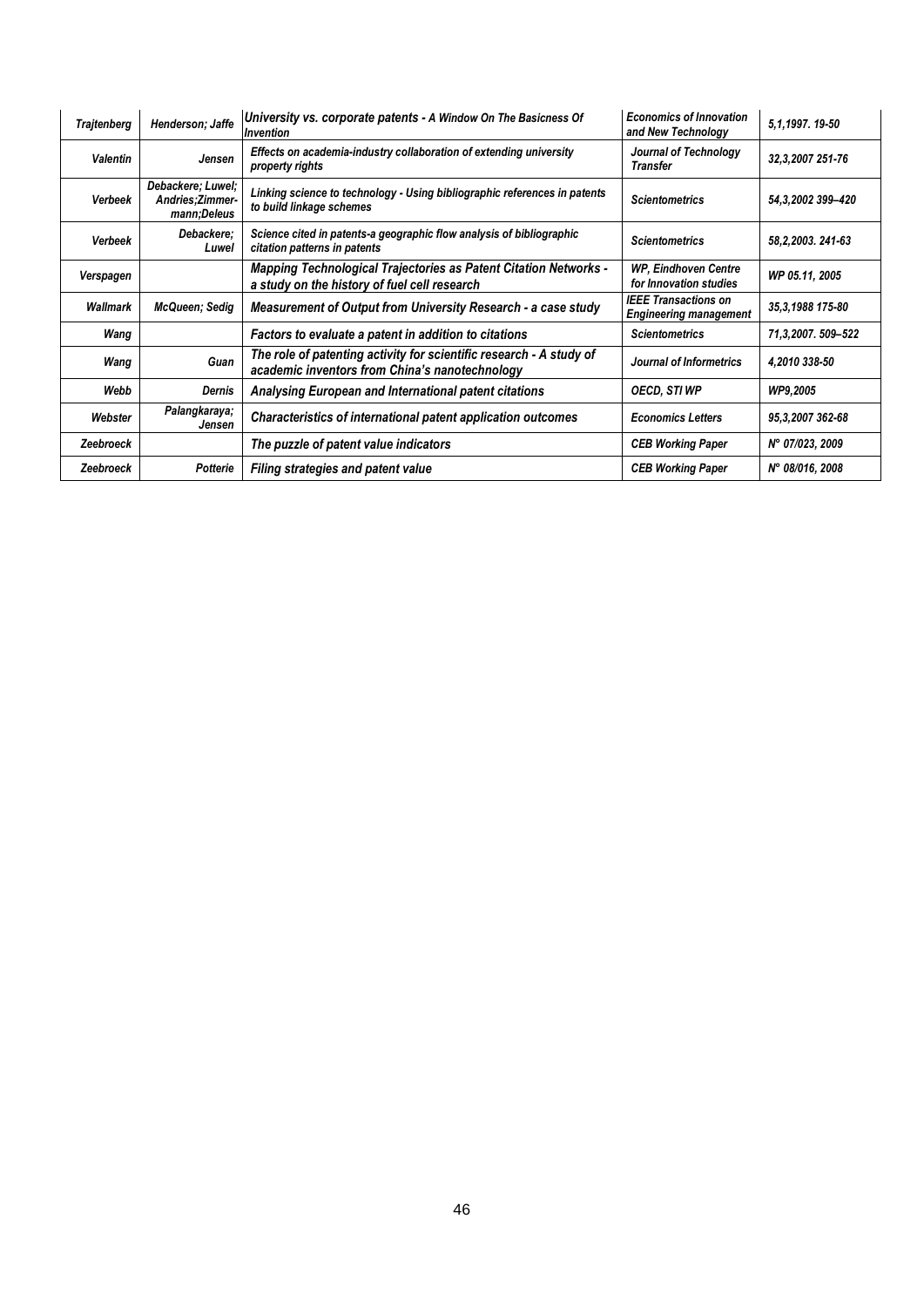| *Trajtenberg* | *Henderson; Jaffe* | *University vs. corporate patents - A Window On The Basicness Of Invention* | *Economics of Innovation and New Technology* | *5,1,1997. 19-50* |
|---|---|---|---|---|
| *Valentin* | *Jensen* | *Effects on academia-industry collaboration of extending university property rights* | *Journal of Technology Transfer* | *32,3,2007 251-76* |
| *Verbeek* | *Debackere; Luwel; Andries;Zimmer-mann;Deleus* | *Linking science to technology - Using bibliographic references in patents to build linkage schemes* | *Scientometrics* | *54,3,2002 399–420* |
| *Verbeek* | *Debackere; Luwel* | *Science cited in patents-a geographic flow analysis of bibliographic citation patterns in patents* | *Scientometrics* | *58,2,2003. 241-63* |
| *Verspagen* | | *Mapping Technological Trajectories as Patent Citation Networks - a study on the history of fuel cell research* | *WP, Eindhoven Centre for Innovation studies* | *WP 05.11, 2005* |
| *Wallmark* | *McQueen; Sedig* | *Measurement of Output from University Research - a case study* | *IEEE Transactions on Engineering management* | *35,3,1988 175-80* |
| *Wang* | | *Factors to evaluate a patent in addition to citations* | *Scientometrics* | *71,3,2007. 509–522* |
| *Wang* | *Guan* | *The role of patenting activity for scientific research - A study of academic inventors from China's nanotechnology* | *Journal of Informetrics* | *4,2010 338-50* |
| *Webb* | *Dernis* | *Analysing European and International patent citations* | *OECD, STI WP* | *WP9,2005* |
| *Webster* | *Palangkaraya; Jensen* | *Characteristics of international patent application outcomes* | *Economics Letters* | *95,3,2007 362-68* |
| *Zeebroeck* | | *The puzzle of patent value indicators* | *CEB Working Paper* | *N° 07/023, 2009* |
| *Zeebroeck* | *Potterie* | *Filing strategies and patent value* | *CEB Working Paper* | *N° 08/016, 2008* |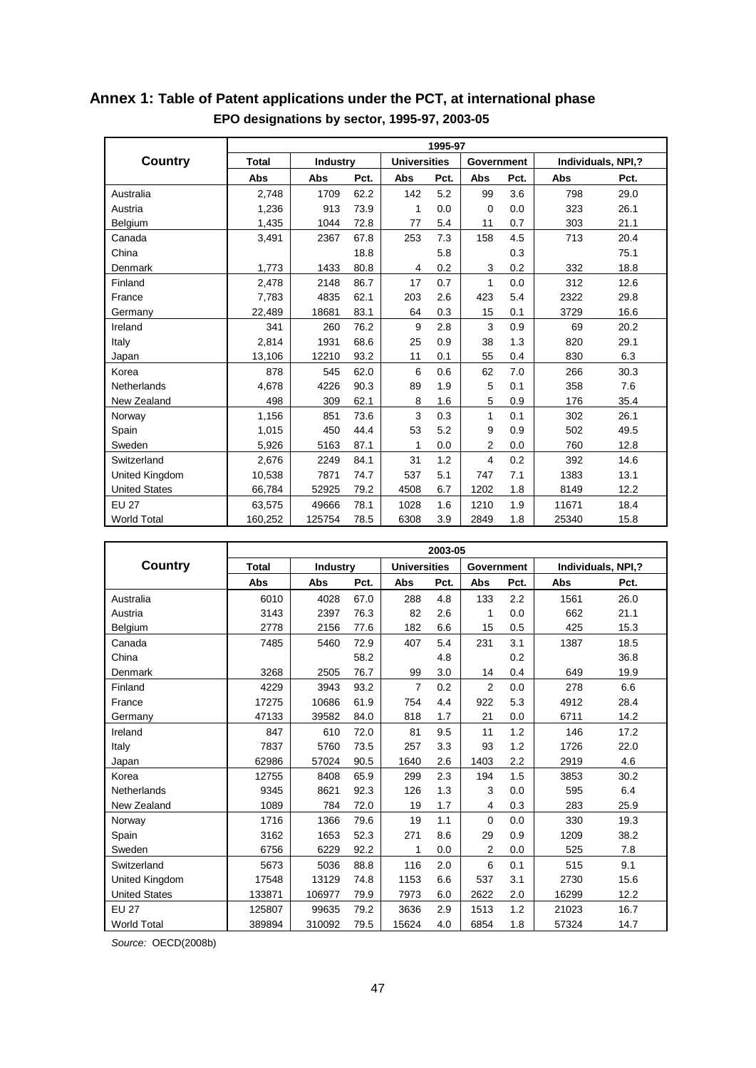# Annex 1: Table of Patent applications under the PCT, at international phase

**EPO designations by sector, 1995-97, 2003-05**

| Country | 1995-97 | | | | | | | | | |
|---|---|---|---|---|---|---|---|---|---|---|
| | Total | Industry | | Universities | | Government | | Individuals, NPI,? | |
| | Abs | Abs | Pct. | Abs | Pct. | Abs | Pct. | Abs | Pct. |
| Australia | 2,748 | 1709 | 62.2 | 142 | 5.2 | 99 | 3.6 | 798 | 29.0 |
| Austria | 1,236 | 913 | 73.9 | 1 | 0.0 | 0 | 0.0 | 323 | 26.1 |
| Belgium | 1,435 | 1044 | 72.8 | 77 | 5.4 | 11 | 0.7 | 303 | 21.1 |
| Canada | 3,491 | 2367 | 67.8 | 253 | 7.3 | 158 | 4.5 | 713 | 20.4 |
| China | | | 18.8 | | 5.8 | | 0.3 | | 75.1 |
| Denmark | 1,773 | 1433 | 80.8 | 4 | 0.2 | 3 | 0.2 | 332 | 18.8 |
| Finland | 2,478 | 2148 | 86.7 | 17 | 0.7 | 1 | 0.0 | 312 | 12.6 |
| France | 7,783 | 4835 | 62.1 | 203 | 2.6 | 423 | 5.4 | 2322 | 29.8 |
| Germany | 22,489 | 18681 | 83.1 | 64 | 0.3 | 15 | 0.1 | 3729 | 16.6 |
| Ireland | 341 | 260 | 76.2 | 9 | 2.8 | 3 | 0.9 | 69 | 20.2 |
| Italy | 2,814 | 1931 | 68.6 | 25 | 0.9 | 38 | 1.3 | 820 | 29.1 |
| Japan | 13,106 | 12210 | 93.2 | 11 | 0.1 | 55 | 0.4 | 830 | 6.3 |
| Korea | 878 | 545 | 62.0 | 6 | 0.6 | 62 | 7.0 | 266 | 30.3 |
| Netherlands | 4,678 | 4226 | 90.3 | 89 | 1.9 | 5 | 0.1 | 358 | 7.6 |
| New Zealand | 498 | 309 | 62.1 | 8 | 1.6 | 5 | 0.9 | 176 | 35.4 |
| Norway | 1,156 | 851 | 73.6 | 3 | 0.3 | 1 | 0.1 | 302 | 26.1 |
| Spain | 1,015 | 450 | 44.4 | 53 | 5.2 | 9 | 0.9 | 502 | 49.5 |
| Sweden | 5,926 | 5163 | 87.1 | 1 | 0.0 | 2 | 0.0 | 760 | 12.8 |
| Switzerland | 2,676 | 2249 | 84.1 | 31 | 1.2 | 4 | 0.2 | 392 | 14.6 |
| United Kingdom | 10,538 | 7871 | 74.7 | 537 | 5.1 | 747 | 7.1 | 1383 | 13.1 |
| United States | 66,784 | 52925 | 79.2 | 4508 | 6.7 | 1202 | 1.8 | 8149 | 12.2 |
| EU 27 | 63,575 | 49666 | 78.1 | 1028 | 1.6 | 1210 | 1.9 | 11671 | 18.4 |
| World Total | 160,252 | 125754 | 78.5 | 6308 | 3.9 | 2849 | 1.8 | 25340 | 15.8 |

| Country | 2003-05 | | | | | | | | |
|---|---|---|---|---|---|---|---|---|---|
| | Total | Industry | | Universities | | Government | | Individuals, NPI,? | |
| | Abs | Abs | Pct. | Abs | Pct. | Abs | Pct. | Abs | Pct. |
| Australia | 6010 | 4028 | 67.0 | 288 | 4.8 | 133 | 2.2 | 1561 | 26.0 |
| Austria | 3143 | 2397 | 76.3 | 82 | 2.6 | 1 | 0.0 | 662 | 21.1 |
| Belgium | 2778 | 2156 | 77.6 | 182 | 6.6 | 15 | 0.5 | 425 | 15.3 |
| Canada | 7485 | 5460 | 72.9 | 407 | 5.4 | 231 | 3.1 | 1387 | 18.5 |
| China | | | 58.2 | | 4.8 | | 0.2 | | 36.8 |
| Denmark | 3268 | 2505 | 76.7 | 99 | 3.0 | 14 | 0.4 | 649 | 19.9 |
| Finland | 4229 | 3943 | 93.2 | 7 | 0.2 | 2 | 0.0 | 278 | 6.6 |
| France | 17275 | 10686 | 61.9 | 754 | 4.4 | 922 | 5.3 | 4912 | 28.4 |
| Germany | 47133 | 39582 | 84.0 | 818 | 1.7 | 21 | 0.0 | 6711 | 14.2 |
| Ireland | 847 | 610 | 72.0 | 81 | 9.5 | 11 | 1.2 | 146 | 17.2 |
| Italy | 7837 | 5760 | 73.5 | 257 | 3.3 | 93 | 1.2 | 1726 | 22.0 |
| Japan | 62986 | 57024 | 90.5 | 1640 | 2.6 | 1403 | 2.2 | 2919 | 4.6 |
| Korea | 12755 | 8408 | 65.9 | 299 | 2.3 | 194 | 1.5 | 3853 | 30.2 |
| Netherlands | 9345 | 8621 | 92.3 | 126 | 1.3 | 3 | 0.0 | 595 | 6.4 |
| New Zealand | 1089 | 784 | 72.0 | 19 | 1.7 | 4 | 0.3 | 283 | 25.9 |
| Norway | 1716 | 1366 | 79.6 | 19 | 1.1 | 0 | 0.0 | 330 | 19.3 |
| Spain | 3162 | 1653 | 52.3 | 271 | 8.6 | 29 | 0.9 | 1209 | 38.2 |
| Sweden | 6756 | 6229 | 92.2 | 1 | 0.0 | 2 | 0.0 | 525 | 7.8 |
| Switzerland | 5673 | 5036 | 88.8 | 116 | 2.0 | 6 | 0.1 | 515 | 9.1 |
| United Kingdom | 17548 | 13129 | 74.8 | 1153 | 6.6 | 537 | 3.1 | 2730 | 15.6 |
| United States | 133871 | 106977 | 79.9 | 7973 | 6.0 | 2622 | 2.0 | 16299 | 12.2 |
| EU 27 | 125807 | 99635 | 79.2 | 3636 | 2.9 | 1513 | 1.2 | 21023 | 16.7 |
| World Total | 389894 | 310092 | 79.5 | 15624 | 4.0 | 6854 | 1.8 | 57324 | 14.7 |

*Source:* OECD(2008b)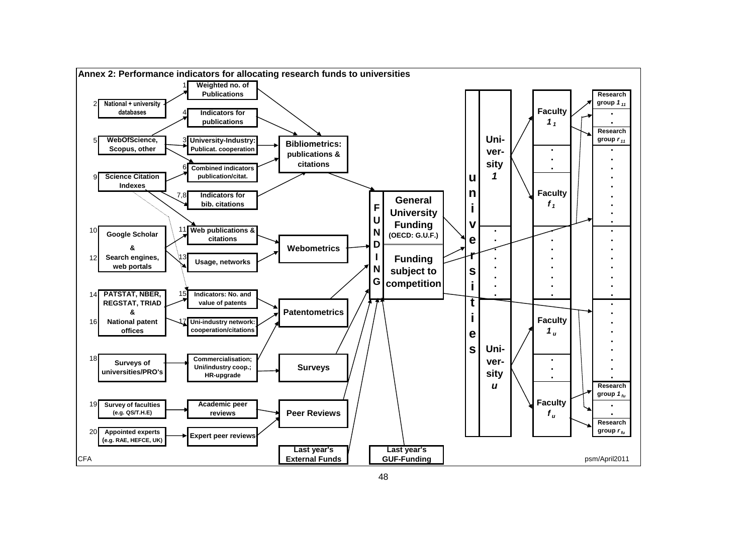**Annex 2: Performance indicators for allocating research funds to universities**

1 Weighted no. of Publications

2 National + university databases

4 Indicators for publications

5 WebOfScience, Scopus, other

3 University-Industry: Publicat. cooperation

6 Combined indicators publication/citat.

9 Science Citation Indexes

7,8 Indicators for bib. citations

Bibliometrics: publications & citations

10 Google Scholar

&

12 Search engines, web portals

11 Web publications & citations

13 Usage, networks

Webometrics

14 PATSTAT, NBER, REGSTAT, TRIAD

&

16 National patent offices

15 Indicators: No. and value of patents

17 Uni-industry network: cooperation/citations

Patentometrics

18 Surveys of universities/PRO's

Commercialisation; Uni/industry coop.; HR-upgrade

Surveys

19 Survey of faculties (e.g. QS/T.H.E)

Academic peer reviews

20 Appointed experts (e.g. RAE, HEFCE, UK)

Expert peer reviews

Peer Reviews

Last year's External Funds

Last year's GUF-Funding

FUNDING

General University Funding (OECD: G.U.F.)

Funding subject to competition

universities

University $1$

University $u$

Faculty $1_1$

Faculty $f_1$

Faculty $1_u$

Faculty $f_u$

Research group $1_{11}$

Research group $r_{11}$

Research group $1_{fu}$

Research group $r_{fu}$

CFA

psm/April2011